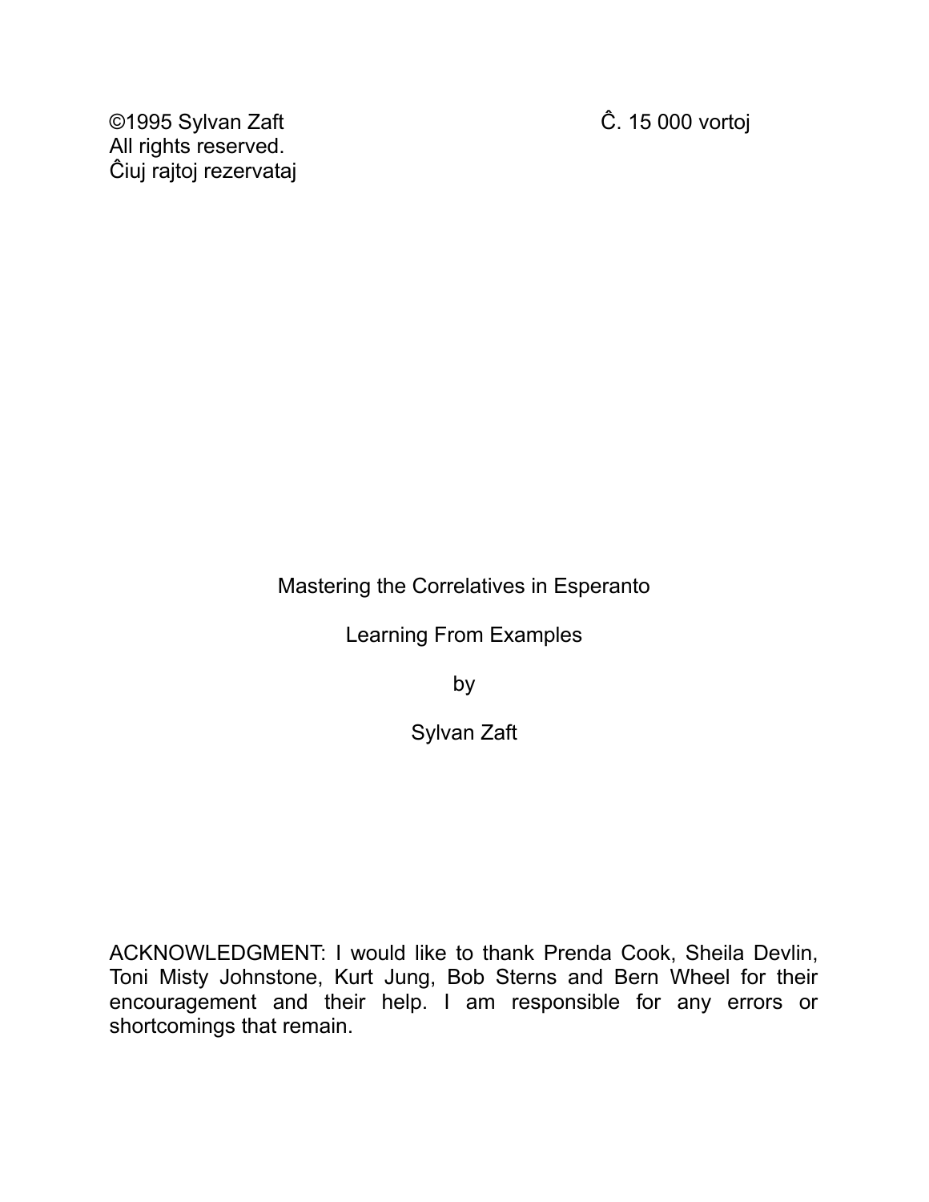©1995 Sylvan Zaft
All rights reserved.
Ĉiuj rajtoj rezervataj

Ĉ. 15 000 vortoj

# Mastering the Correlatives in Esperanto

## Learning From Examples

by

Sylvan Zaft

ACKNOWLEDGMENT: I would like to thank Prenda Cook, Sheila Devlin, Toni Misty Johnstone, Kurt Jung, Bob Sterns and Bern Wheel for their encouragement and their help. I am responsible for any errors or shortcomings that remain.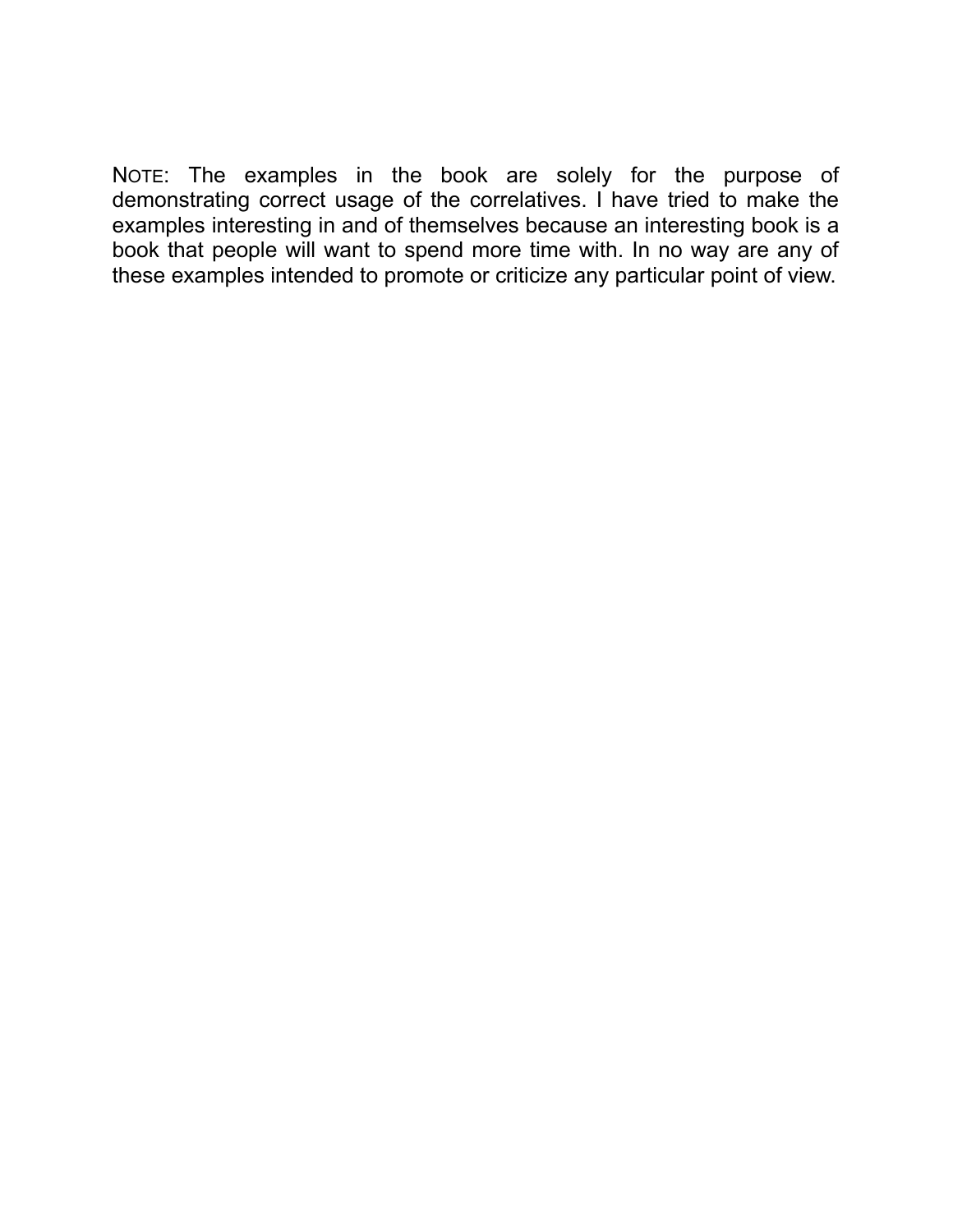NOTE: The examples in the book are solely for the purpose of demonstrating correct usage of the correlatives. I have tried to make the examples interesting in and of themselves because an interesting book is a book that people will want to spend more time with. In no way are any of these examples intended to promote or criticize any particular point of view.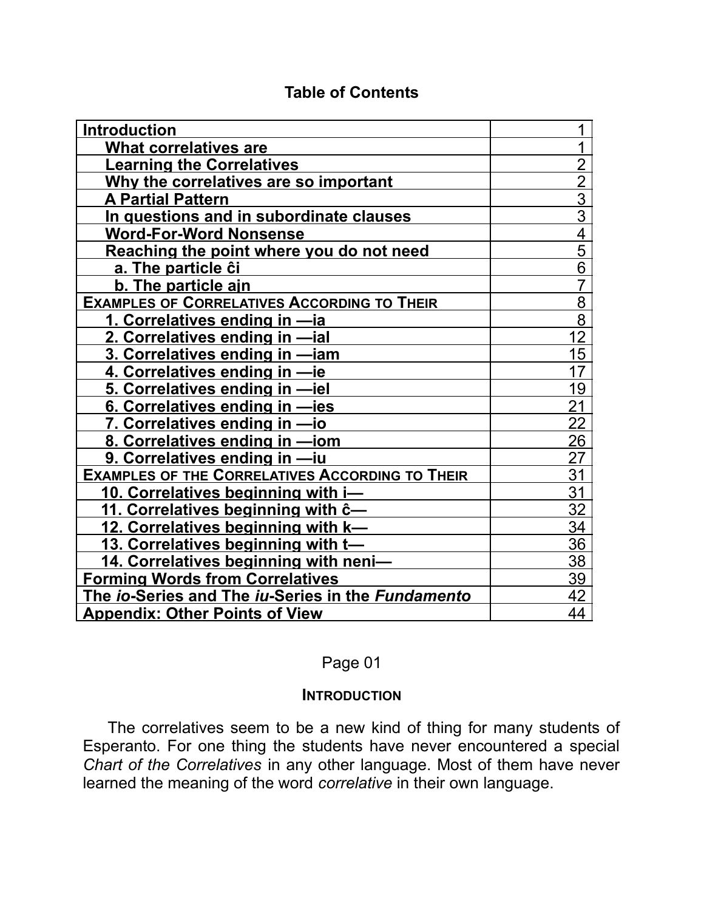## Table of Contents

| Section | Page |
|---|---|
| **Introduction** | 1 |
| **What correlatives are** | 1 |
| **Learning the Correlatives** | 2 |
| **Why the correlatives are so important** | 2 |
| **A Partial Pattern** | 3 |
| **In questions and in subordinate clauses** | 3 |
| **Word-For-Word Nonsense** | 4 |
| **Reaching the point where you do not need** | 5 |
| **a. The particle ĉi** | 6 |
| **b. The particle ajn** | 7 |
| **Examples of Correlatives According to Their** | 8 |
| **1. Correlatives ending in —ia** | 8 |
| **2. Correlatives ending in —ial** | 12 |
| **3. Correlatives ending in —iam** | 15 |
| **4. Correlatives ending in —ie** | 17 |
| **5. Correlatives ending in —iel** | 19 |
| **6. Correlatives ending in —ies** | 21 |
| **7. Correlatives ending in —io** | 22 |
| **8. Correlatives ending in —iom** | 26 |
| **9. Correlatives ending in —iu** | 27 |
| **Examples of the Correlatives According to Their** | 31 |
| **10. Correlatives beginning with i—** | 31 |
| **11. Correlatives beginning with ĉ—** | 32 |
| **12. Correlatives beginning with k—** | 34 |
| **13. Correlatives beginning with t—** | 36 |
| **14. Correlatives beginning with neni—** | 38 |
| **Forming Words from Correlatives** | 39 |
| **The *io*-Series and The *iu*-Series in the *Fundamento*** | 42 |
| **Appendix: Other Points of View** | 44 |

Page 01

## Introduction

The correlatives seem to be a new kind of thing for many students of Esperanto. For one thing the students have never encountered a special *Chart of the Correlatives* in any other language. Most of them have never learned the meaning of the word *correlative* in their own language.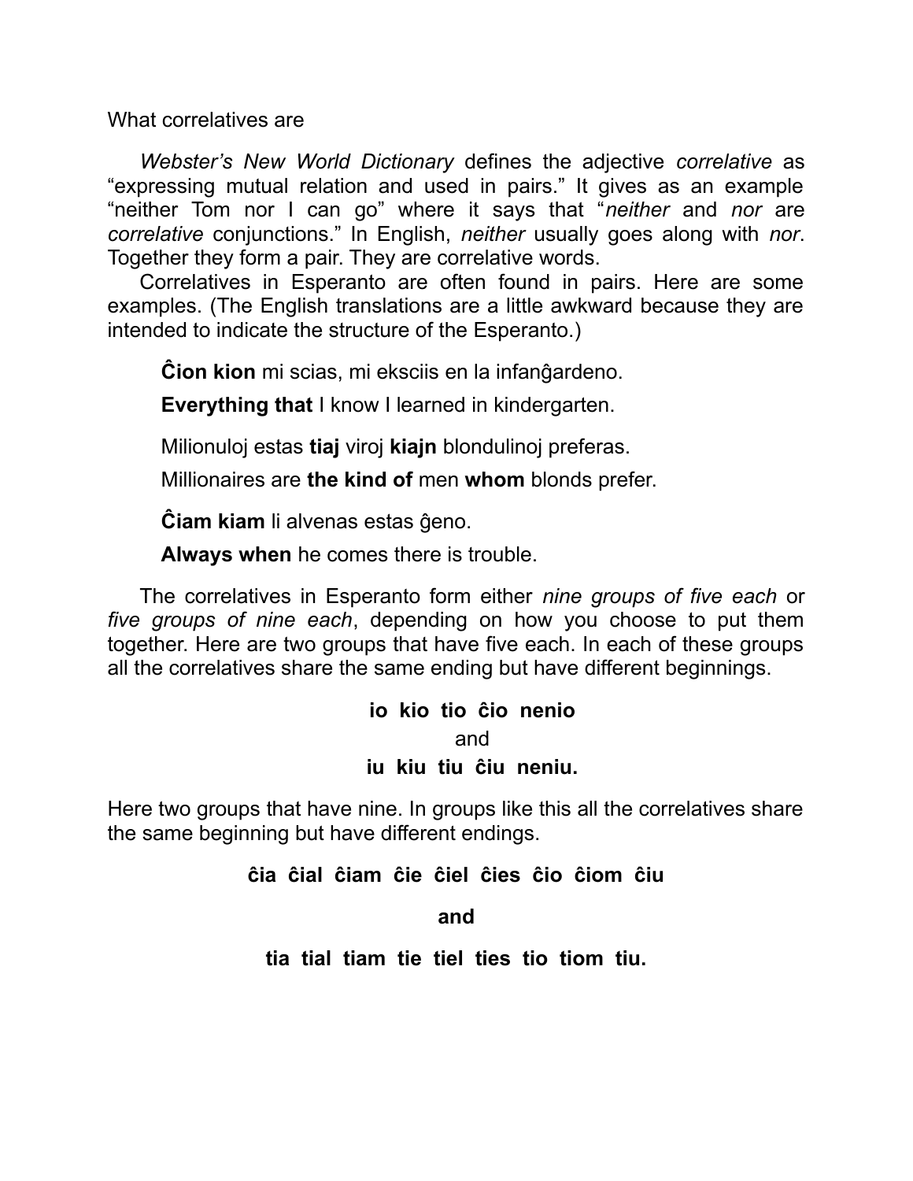## What correlatives are

*Webster's New World Dictionary* defines the adjective *correlative* as "expressing mutual relation and used in pairs." It gives as an example "neither Tom nor I can go" where it says that "*neither* and *nor* are *correlative* conjunctions." In English, *neither* usually goes along with *nor*. Together they form a pair. They are correlative words.

Correlatives in Esperanto are often found in pairs. Here are some examples. (The English translations are a little awkward because they are intended to indicate the structure of the Esperanto.)

> **Ĉion kion** mi scias, mi eksciis en la infanĝardeno.
>
> **Everything that** I know I learned in kindergarten.
>
> Milionuloj estas **tiaj** viroj **kiajn** blondulinoj preferas.
>
> Millionaires are **the kind of** men **whom** blonds prefer.
>
> **Ĉiam kiam** li alvenas estas ĝeno.
>
> **Always when** he comes there is trouble.

The correlatives in Esperanto form either *nine groups of five each* or *five groups of nine each*, depending on how you choose to put them together. Here are two groups that have five each. In each of these groups all the correlatives share the same ending but have different beginnings.

**io kio tio ĉio nenio**

and

**iu kiu tiu ĉiu neniu.**

Here two groups that have nine. In groups like this all the correlatives share the same beginning but have different endings.

**ĉia ĉial ĉiam ĉie ĉiel ĉies ĉio ĉiom ĉiu**

**and**

**tia tial tiam tie tiel ties tio tiom tiu.**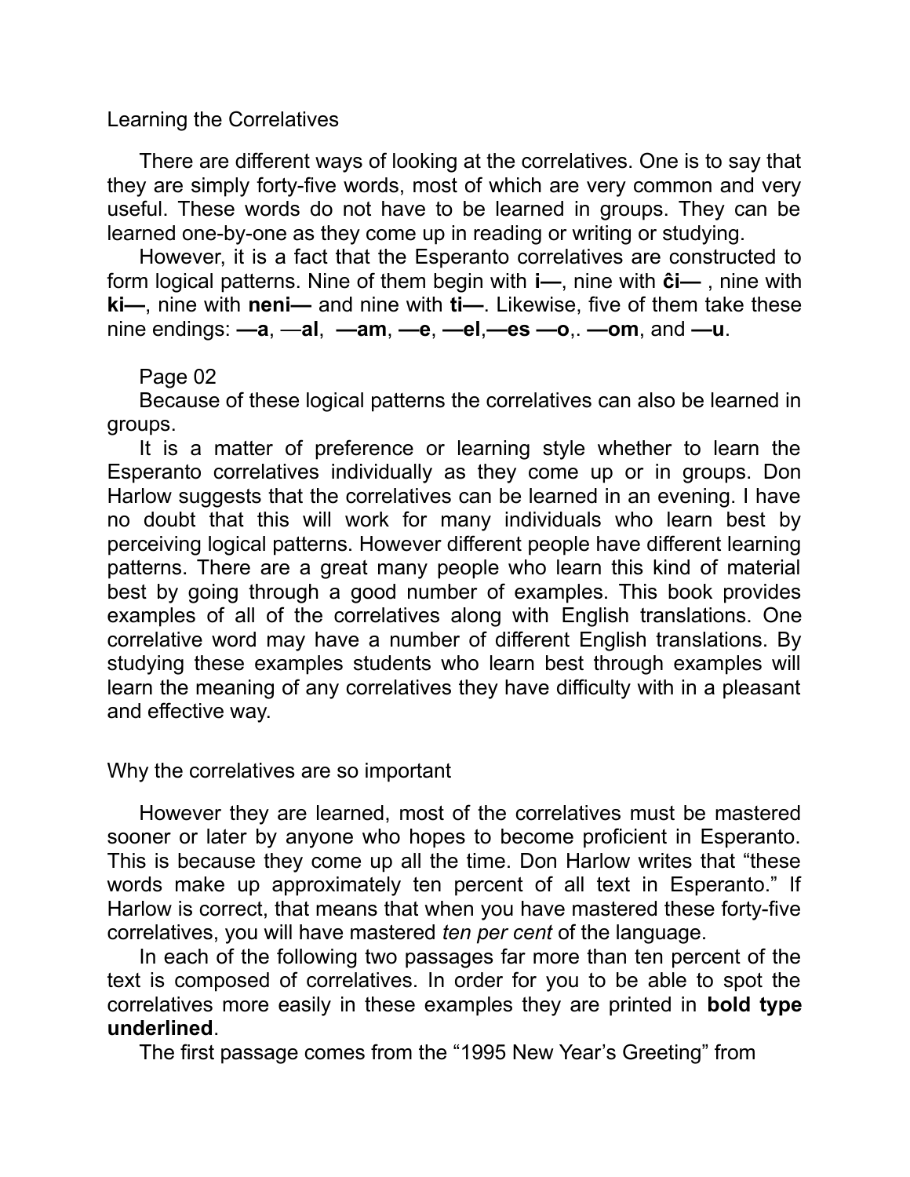Learning the Correlatives

There are different ways of looking at the correlatives. One is to say that they are simply forty-five words, most of which are very common and very useful. These words do not have to be learned in groups. They can be learned one-by-one as they come up in reading or writing or studying.

However, it is a fact that the Esperanto correlatives are constructed to form logical patterns. Nine of them begin with **i—**, nine with **ĉi—** , nine with **ki—**, nine with **neni—** and nine with **ti—**. Likewise, five of them take these nine endings: **—a**, —**al**, **—am**, **—e**, **—el**,**—es** **—o**,. **—om**, and **—u**.

Page 02

Because of these logical patterns the correlatives can also be learned in groups.

It is a matter of preference or learning style whether to learn the Esperanto correlatives individually as they come up or in groups. Don Harlow suggests that the correlatives can be learned in an evening. I have no doubt that this will work for many individuals who learn best by perceiving logical patterns. However different people have different learning patterns. There are a great many people who learn this kind of material best by going through a good number of examples. This book provides examples of all of the correlatives along with English translations. One correlative word may have a number of different English translations. By studying these examples students who learn best through examples will learn the meaning of any correlatives they have difficulty with in a pleasant and effective way.

Why the correlatives are so important

However they are learned, most of the correlatives must be mastered sooner or later by anyone who hopes to become proficient in Esperanto. This is because they come up all the time. Don Harlow writes that "these words make up approximately ten percent of all text in Esperanto." If Harlow is correct, that means that when you have mastered these forty-five correlatives, you will have mastered *ten per cent* of the language.

In each of the following two passages far more than ten percent of the text is composed of correlatives. In order for you to be able to spot the correlatives more easily in these examples they are printed in **bold type underlined**.

The first passage comes from the "1995 New Year's Greeting" from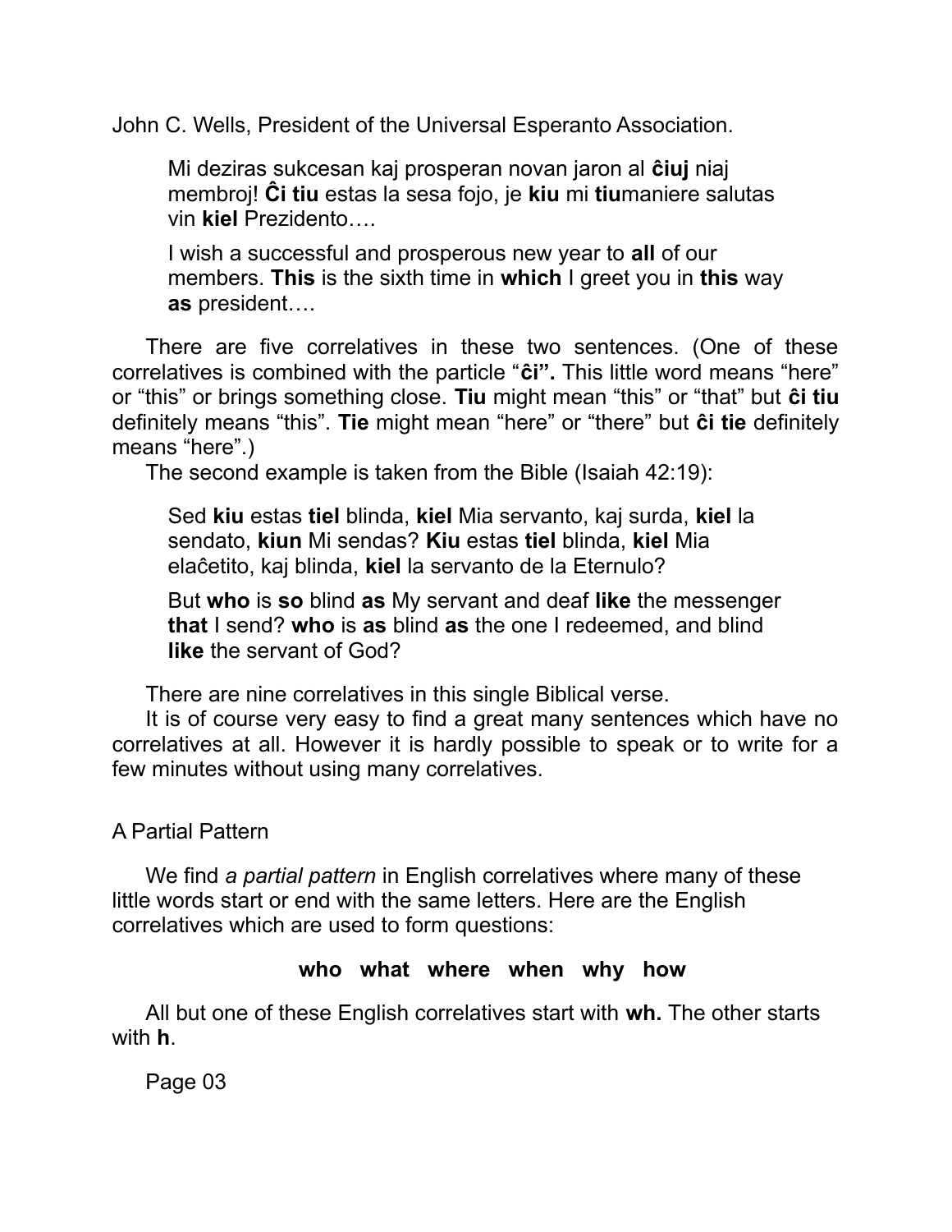John C. Wells, President of the Universal Esperanto Association.

> Mi deziras sukcesan kaj prosperan novan jaron al **ĉiuj** niaj membroj! **Ĉi tiu** estas la sesa fojo, je **kiu** mi **tiu**maniere salutas vin **kiel** Prezidento….
>
> I wish a successful and prosperous new year to **all** of our members. **This** is the sixth time in **which** I greet you in **this** way **as** president….

There are five correlatives in these two sentences. (One of these correlatives is combined with the particle "**ĉi".** This little word means "here" or "this" or brings something close. **Tiu** might mean "this" or "that" but **ĉi tiu** definitely means "this". **Tie** might mean "here" or "there" but **ĉi tie** definitely means "here".)

The second example is taken from the Bible (Isaiah 42:19):

> Sed **kiu** estas **tiel** blinda, **kiel** Mia servanto, kaj surda, **kiel** la sendato, **kiun** Mi sendas? **Kiu** estas **tiel** blinda, **kiel** Mia elaĉetito, kaj blinda, **kiel** la servanto de la Eternulo?
>
> But **who** is **so** blind **as** My servant and deaf **like** the messenger **that** I send? **who** is **as** blind **as** the one I redeemed, and blind **like** the servant of God?

There are nine correlatives in this single Biblical verse.

It is of course very easy to find a great many sentences which have no correlatives at all. However it is hardly possible to speak or to write for a few minutes without using many correlatives.

## A Partial Pattern

We find *a partial pattern* in English correlatives where many of these little words start or end with the same letters. Here are the English correlatives which are used to form questions:

**who what where when why how**

All but one of these English correlatives start with **wh.** The other starts with **h**.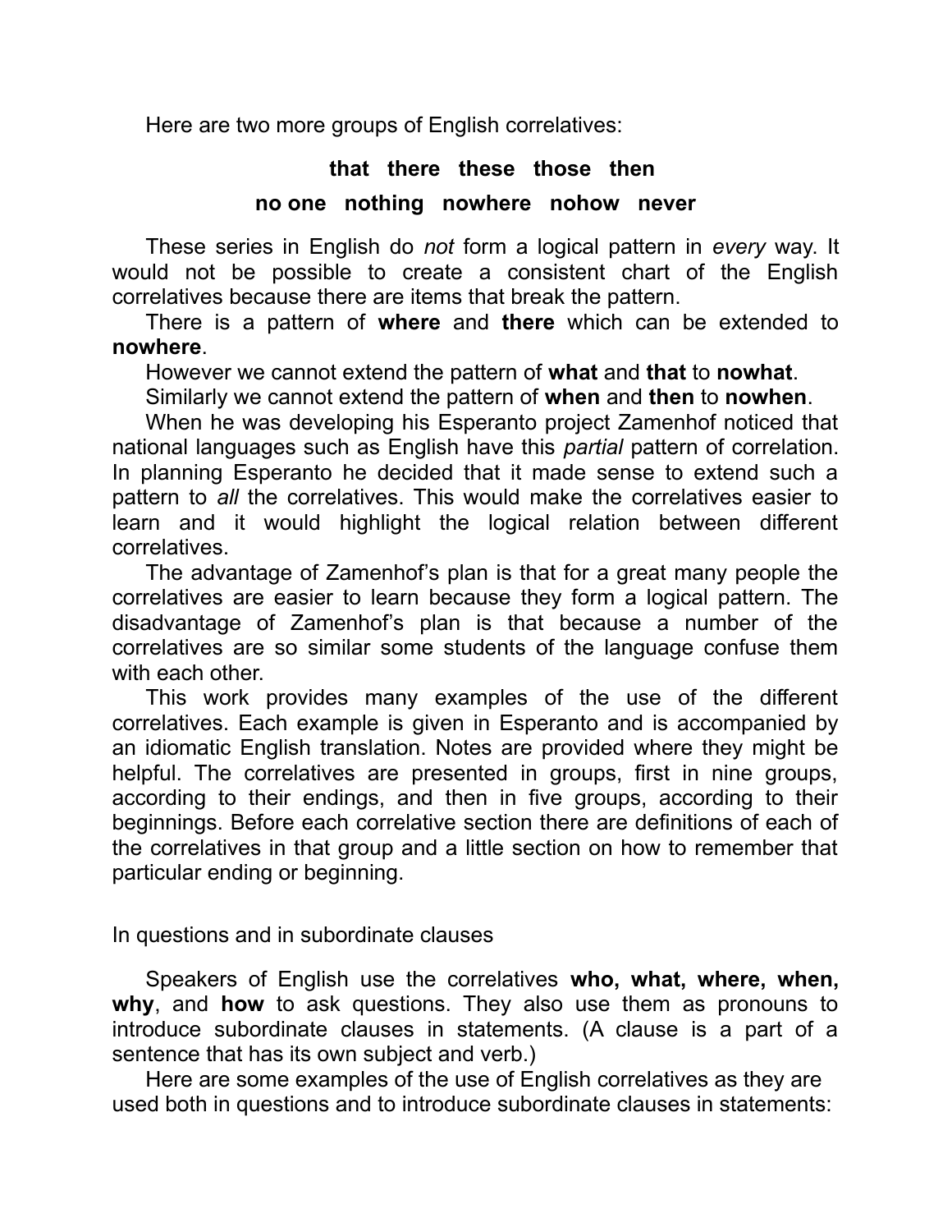Here are two more groups of English correlatives:

**that there these those then**

**no one nothing nowhere nohow never**

These series in English do *not* form a logical pattern in *every* way. It would not be possible to create a consistent chart of the English correlatives because there are items that break the pattern.

There is a pattern of **where** and **there** which can be extended to **nowhere**.

However we cannot extend the pattern of **what** and **that** to **nowhat**.

Similarly we cannot extend the pattern of **when** and **then** to **nowhen**.

When he was developing his Esperanto project Zamenhof noticed that national languages such as English have this *partial* pattern of correlation. In planning Esperanto he decided that it made sense to extend such a pattern to *all* the correlatives. This would make the correlatives easier to learn and it would highlight the logical relation between different correlatives.

The advantage of Zamenhof's plan is that for a great many people the correlatives are easier to learn because they form a logical pattern. The disadvantage of Zamenhof's plan is that because a number of the correlatives are so similar some students of the language confuse them with each other.

This work provides many examples of the use of the different correlatives. Each example is given in Esperanto and is accompanied by an idiomatic English translation. Notes are provided where they might be helpful. The correlatives are presented in groups, first in nine groups, according to their endings, and then in five groups, according to their beginnings. Before each correlative section there are definitions of each of the correlatives in that group and a little section on how to remember that particular ending or beginning.

In questions and in subordinate clauses

Speakers of English use the correlatives **who, what, where, when, why**, and **how** to ask questions. They also use them as pronouns to introduce subordinate clauses in statements. (A clause is a part of a sentence that has its own subject and verb.)

Here are some examples of the use of English correlatives as they are used both in questions and to introduce subordinate clauses in statements: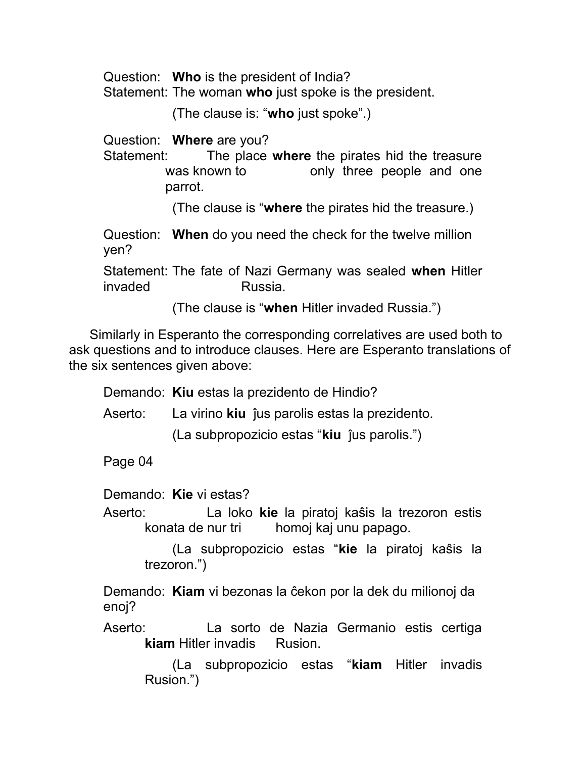Question: **Who** is the president of India?
Statement: The woman **who** just spoke is the president.

(The clause is: "**who** just spoke".)

Question: **Where** are you?
Statement: The place **where** the pirates hid the treasure was known to only three people and one parrot.

(The clause is "**where** the pirates hid the treasure.)

Question: **When** do you need the check for the twelve million yen?

Statement: The fate of Nazi Germany was sealed **when** Hitler invaded Russia.

(The clause is "**when** Hitler invaded Russia.")

Similarly in Esperanto the corresponding correlatives are used both to ask questions and to introduce clauses. Here are Esperanto translations of the six sentences given above:

Demando: **Kiu** estas la prezidento de Hindio?

Aserto: La virino **kiu** ĵus parolis estas la prezidento.

(La subpropozicio estas "**kiu** ĵus parolis.")

Page 04

Demando: **Kie** vi estas?

Aserto: La loko **kie** la piratoj kaŝis la trezoron estis konata de nur tri homoj kaj unu papago.

(La subpropozicio estas "**kie** la piratoj kaŝis la trezoron.")

Demando: **Kiam** vi bezonas la ĉekon por la dek du milionoj da enoj?

Aserto: La sorto de Nazia Germanio estis certiga **kiam** Hitler invadis Rusion.

(La subpropozicio estas "**kiam** Hitler invadis Rusion.")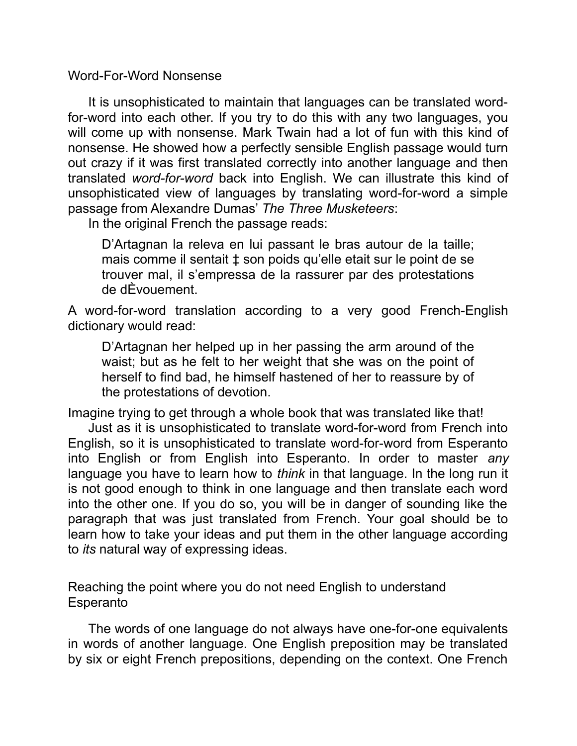## Word-For-Word Nonsense

It is unsophisticated to maintain that languages can be translated word-for-word into each other. If you try to do this with any two languages, you will come up with nonsense. Mark Twain had a lot of fun with this kind of nonsense. He showed how a perfectly sensible English passage would turn out crazy if it was first translated correctly into another language and then translated *word-for-word* back into English. We can illustrate this kind of unsophisticated view of languages by translating word-for-word a simple passage from Alexandre Dumas' *The Three Musketeers*:

In the original French the passage reads:

> D'Artagnan la releva en lui passant le bras autour de la taille; mais comme il sentait ‡ son poids qu'elle etait sur le point de se trouver mal, il s'empressa de la rassurer par des protestations de dÈvouement.

A word-for-word translation according to a very good French-English dictionary would read:

> D'Artagnan her helped up in her passing the arm around of the waist; but as he felt to her weight that she was on the point of herself to find bad, he himself hastened of her to reassure by of the protestations of devotion.

Imagine trying to get through a whole book that was translated like that!

Just as it is unsophisticated to translate word-for-word from French into English, so it is unsophisticated to translate word-for-word from Esperanto into English or from English into Esperanto. In order to master *any* language you have to learn how to *think* in that language. In the long run it is not good enough to think in one language and then translate each word into the other one. If you do so, you will be in danger of sounding like the paragraph that was just translated from French. Your goal should be to learn how to take your ideas and put them in the other language according to *its* natural way of expressing ideas.

## Reaching the point where you do not need English to understand Esperanto

The words of one language do not always have one-for-one equivalents in words of another language. One English preposition may be translated by six or eight French prepositions, depending on the context. One French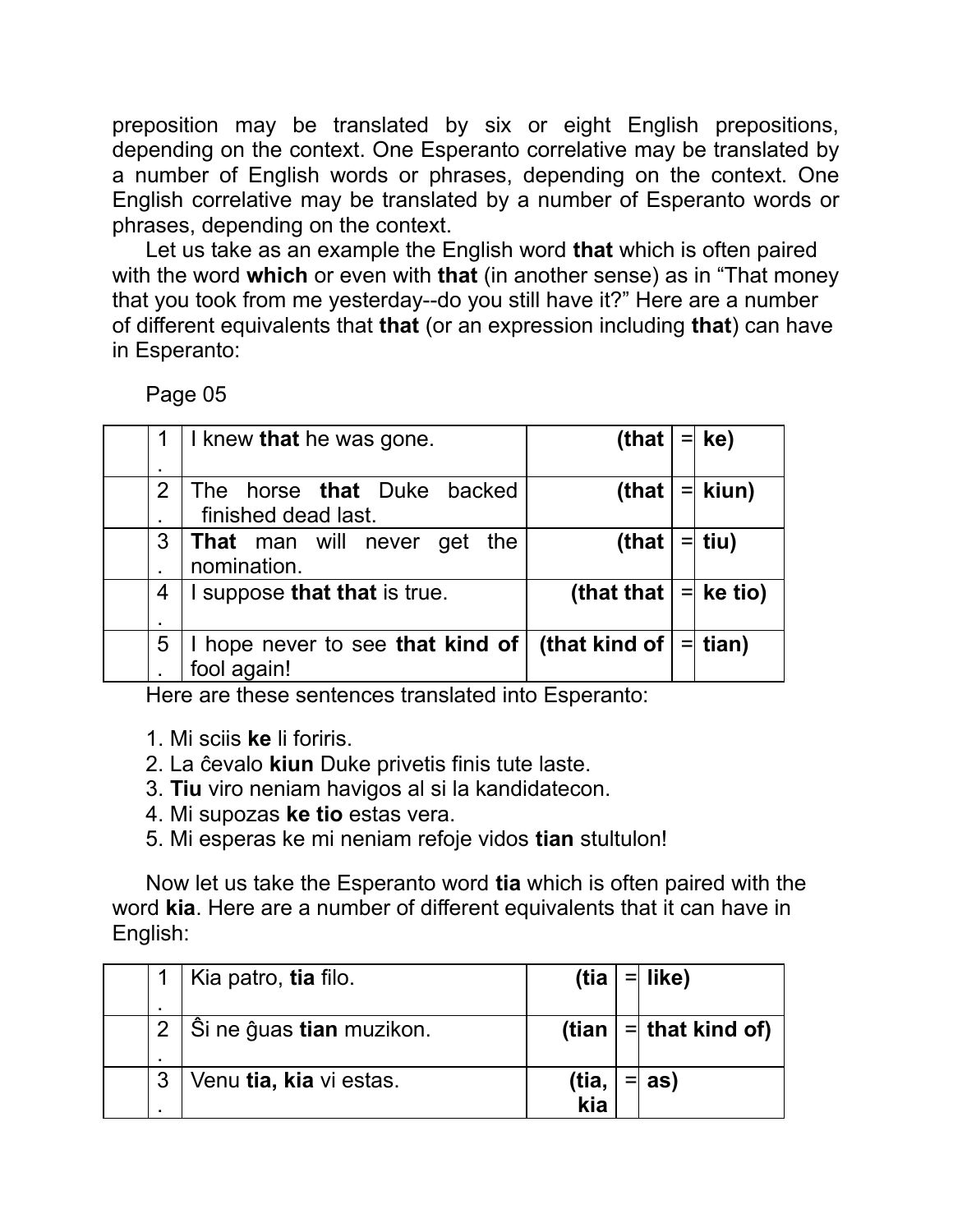preposition may be translated by six or eight English prepositions, depending on the context. One Esperanto correlative may be translated by a number of English words or phrases, depending on the context. One English correlative may be translated by a number of Esperanto words or phrases, depending on the context.

Let us take as an example the English word **that** which is often paired with the word **which** or even with **that** (in another sense) as in “That money that you took from me yesterday--do you still have it?” Here are a number of different equivalents that **that** (or an expression including **that**) can have in Esperanto:

Page 05

| | | | | | |
|---|---|---|---|---|---|
| | 1. | I knew **that** he was gone. | **(that** | = | **ke)** |
| | 2. | The horse **that** Duke backed finished dead last. | **(that** | = | **kiun)** |
| | 3. | **That** man will never get the nomination. | **(that** | = | **tiu)** |
| | 4. | I suppose **that that** is true. | **(that that** | = | **ke tio)** |
| | 5. | I hope never to see **that kind of** fool again! | **(that kind of** | = | **tian)** |

Here are these sentences translated into Esperanto:

1. Mi sciis **ke** li foriris.
2. La ĉevalo **kiun** Duke privetis finis tute laste.
3. **Tiu** viro neniam havigos al si la kandidatecon.
4. Mi supozas **ke tio** estas vera.
5. Mi esperas ke mi neniam refoje vidos **tian** stultulon!

Now let us take the Esperanto word **tia** which is often paired with the word **kia**. Here are a number of different equivalents that it can have in English:

| | | | | | |
|---|---|---|---|---|---|
| | 1. | Kia patro, **tia** filo. | **(tia** | = | **like)** |
| | 2. | Ŝi ne ĝuas **tian** muzikon. | **(tian** | = | **that kind of)** |
| | 3. | Venu **tia, kia** vi estas. | **(tia, kia** | = | **as)** |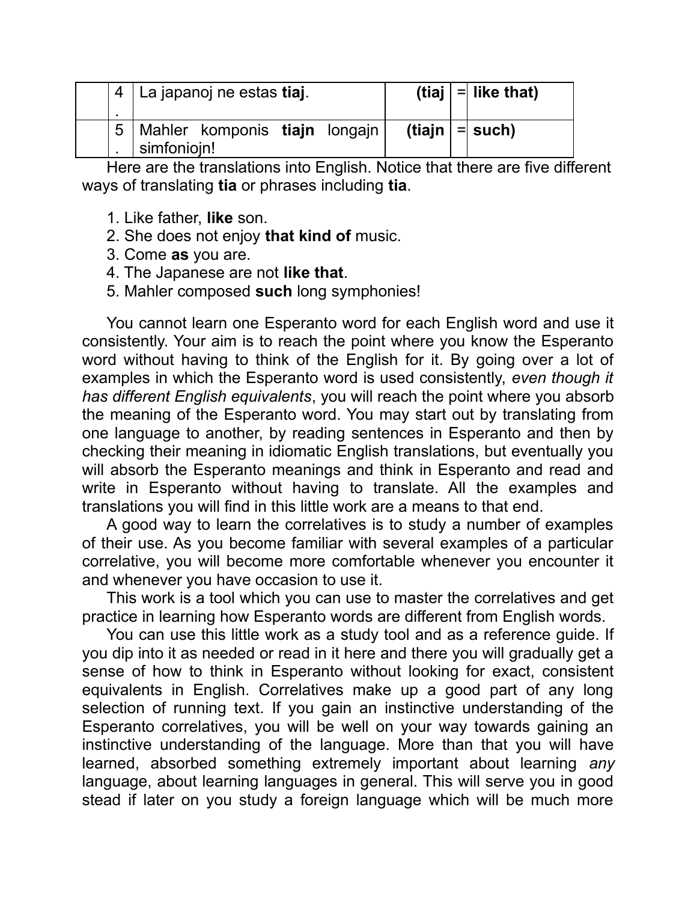| | 4. | La japanoj ne estas **tiaj**. | **(tiaj** | = | **like that)** |
|---|---|---|---|---|---|
| | 5. | Mahler komponis **tiajn** longajn simfoniojn! | **(tiajn** | = | **such)** |

Here are the translations into English. Notice that there are five different ways of translating **tia** or phrases including **tia**.

1. Like father, **like** son.
2. She does not enjoy **that kind of** music.
3. Come **as** you are.
4. The Japanese are not **like that**.
5. Mahler composed **such** long symphonies!

You cannot learn one Esperanto word for each English word and use it consistently. Your aim is to reach the point where you know the Esperanto word without having to think of the English for it. By going over a lot of examples in which the Esperanto word is used consistently, *even though it has different English equivalents*, you will reach the point where you absorb the meaning of the Esperanto word. You may start out by translating from one language to another, by reading sentences in Esperanto and then by checking their meaning in idiomatic English translations, but eventually you will absorb the Esperanto meanings and think in Esperanto and read and write in Esperanto without having to translate. All the examples and translations you will find in this little work are a means to that end.

A good way to learn the correlatives is to study a number of examples of their use. As you become familiar with several examples of a particular correlative, you will become more comfortable whenever you encounter it and whenever you have occasion to use it.

This work is a tool which you can use to master the correlatives and get practice in learning how Esperanto words are different from English words.

You can use this little work as a study tool and as a reference guide. If you dip into it as needed or read in it here and there you will gradually get a sense of how to think in Esperanto without looking for exact, consistent equivalents in English. Correlatives make up a good part of any long selection of running text. If you gain an instinctive understanding of the Esperanto correlatives, you will be well on your way towards gaining an instinctive understanding of the language. More than that you will have learned, absorbed something extremely important about learning *any* language, about learning languages in general. This will serve you in good stead if later on you study a foreign language which will be much more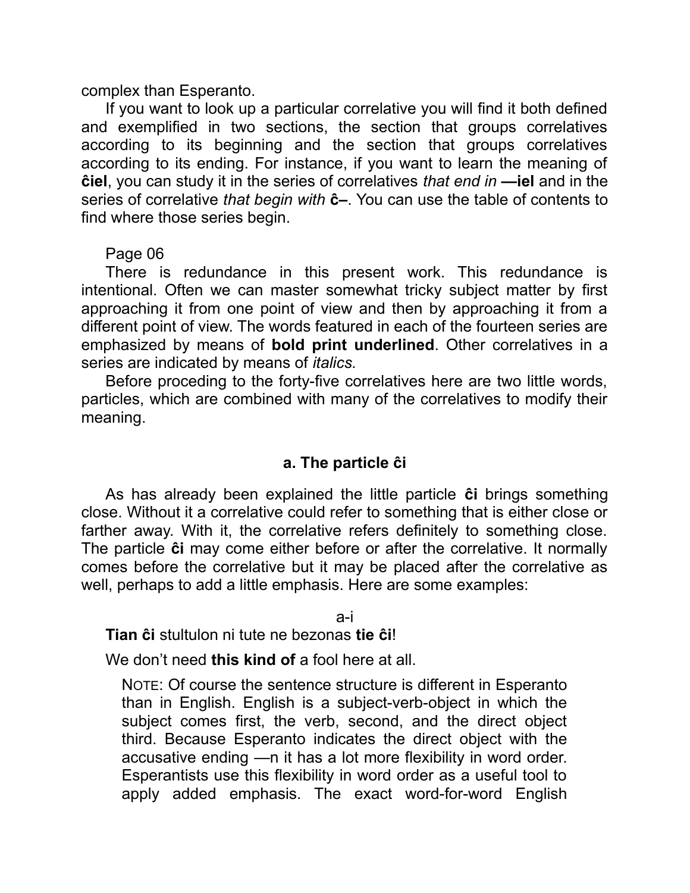complex than Esperanto.

If you want to look up a particular correlative you will find it both defined and exemplified in two sections, the section that groups correlatives according to its beginning and the section that groups correlatives according to its ending. For instance, if you want to learn the meaning of **ĉiel**, you can study it in the series of correlatives *that end in* **—iel** and in the series of correlative *that begin with* **ĉ–**. You can use the table of contents to find where those series begin.

Page 06

There is redundance in this present work. This redundance is intentional. Often we can master somewhat tricky subject matter by first approaching it from one point of view and then by approaching it from a different point of view. The words featured in each of the fourteen series are emphasized by means of **bold print underlined**. Other correlatives in a series are indicated by means of *italics.*

Before proceding to the forty-five correlatives here are two little words, particles, which are combined with many of the correlatives to modify their meaning.

### a. The particle ĉi

As has already been explained the little particle **ĉi** brings something close. Without it a correlative could refer to something that is either close or farther away. With it, the correlative refers definitely to something close. The particle **ĉi** may come either before or after the correlative. It normally comes before the correlative but it may be placed after the correlative as well, perhaps to add a little emphasis. Here are some examples:

a-i

**Tian ĉi** stultulon ni tute ne bezonas **tie ĉi**!

We don't need **this kind of** a fool here at all.

> NOTE: Of course the sentence structure is different in Esperanto than in English. English is a subject-verb-object in which the subject comes first, the verb, second, and the direct object third. Because Esperanto indicates the direct object with the accusative ending —n it has a lot more flexibility in word order. Esperantists use this flexibility in word order as a useful tool to apply added emphasis. The exact word-for-word English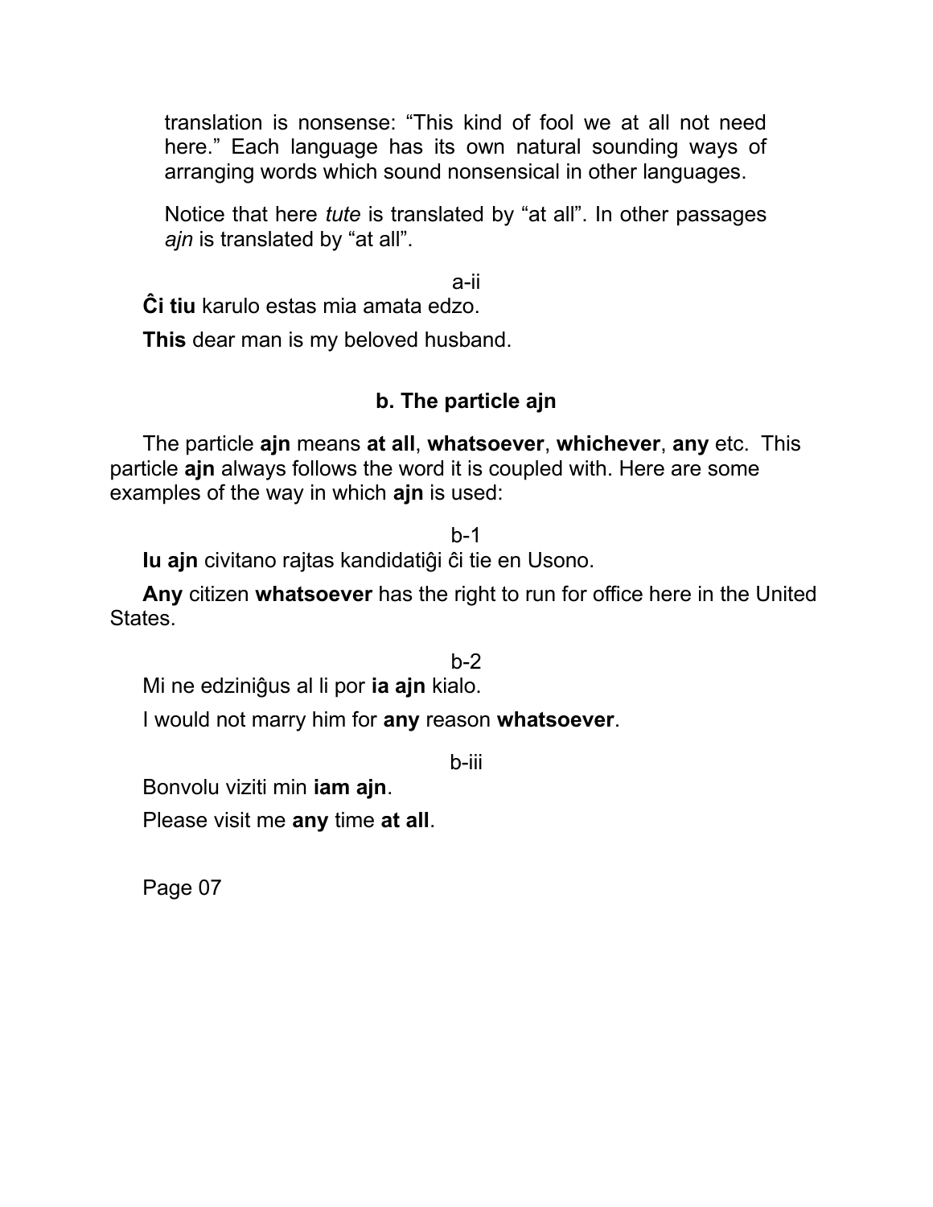translation is nonsense: “This kind of fool we at all not need here.” Each language has its own natural sounding ways of arranging words which sound nonsensical in other languages.

Notice that here *tute* is translated by “at all”. In other passages *ajn* is translated by “at all”.

a-ii

**Ĉi tiu** karulo estas mia amata edzo.

**This** dear man is my beloved husband.

### b. The particle ajn

The particle **ajn** means **at all**, **whatsoever**, **whichever**, **any** etc. This particle **ajn** always follows the word it is coupled with. Here are some examples of the way in which **ajn** is used:

b-1

**Iu ajn** civitano rajtas kandidatiĝi ĉi tie en Usono.

**Any** citizen **whatsoever** has the right to run for office here in the United States.

b-2

Mi ne edziniĝus al li por **ia ajn** kialo.

I would not marry him for **any** reason **whatsoever**.

b-iii

Bonvolu viziti min **iam ajn**.

Please visit me **any** time **at all**.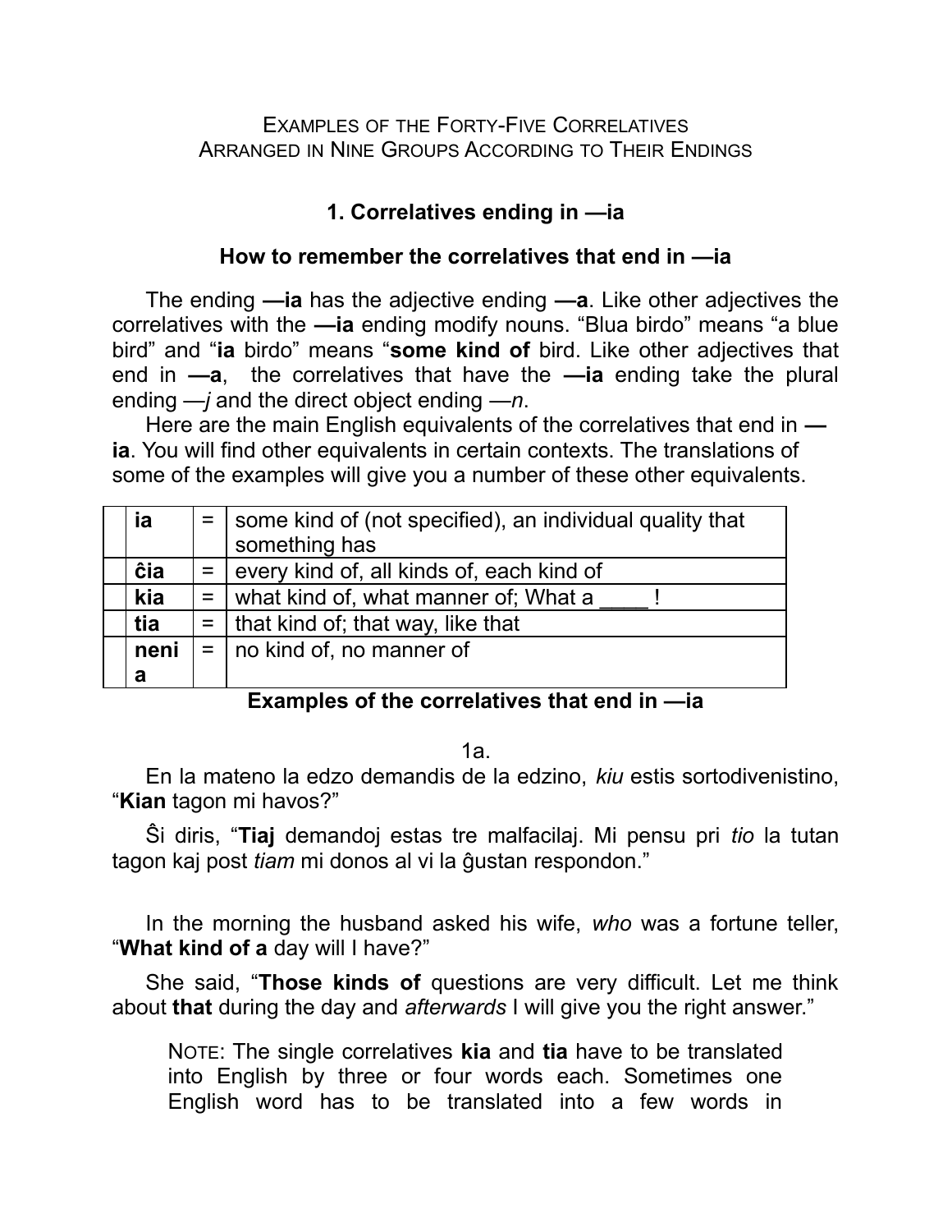EXAMPLES OF THE FORTY-FIVE CORRELATIVES
ARRANGED IN NINE GROUPS ACCORDING TO THEIR ENDINGS

## 1. Correlatives ending in —ia

### How to remember the correlatives that end in —ia

The ending **—ia** has the adjective ending **—a**. Like other adjectives the correlatives with the **—ia** ending modify nouns. “Blua birdo” means “a blue bird” and “**ia** birdo” means “**some kind of** bird. Like other adjectives that end in **—a**, the correlatives that have the **—ia** ending take the plural ending —*j* and the direct object ending —*n*.

Here are the main English equivalents of the correlatives that end in **—ia**. You will find other equivalents in certain contexts. The translations of some of the examples will give you a number of these other equivalents.

| | | | |
|---|---|---|---|
| | **ia** | = | some kind of (not specified), an individual quality that something has |
| | **ĉia** | = | every kind of, all kinds of, each kind of |
| | **kia** | = | what kind of, what manner of; What a ____ ! |
| | **tia** | = | that kind of; that way, like that |
| | **nenia** | = | no kind of, no manner of |

**Examples of the correlatives that end in —ia**

1a.

En la mateno la edzo demandis de la edzino, *kiu* estis sortodivenistino, “**Kian** tagon mi havos?”

Ŝi diris, “**Tiaj** demandoj estas tre malfacilaj. Mi pensu pri *tio* la tutan tagon kaj post *tiam* mi donos al vi la ĝustan respondon.”

In the morning the husband asked his wife, *who* was a fortune teller, “**What kind of a** day will I have?”

She said, “**Those kinds of** questions are very difficult. Let me think about **that** during the day and *afterwards* I will give you the right answer.”

> NOTE: The single correlatives **kia** and **tia** have to be translated into English by three or four words each. Sometimes one English word has to be translated into a few words in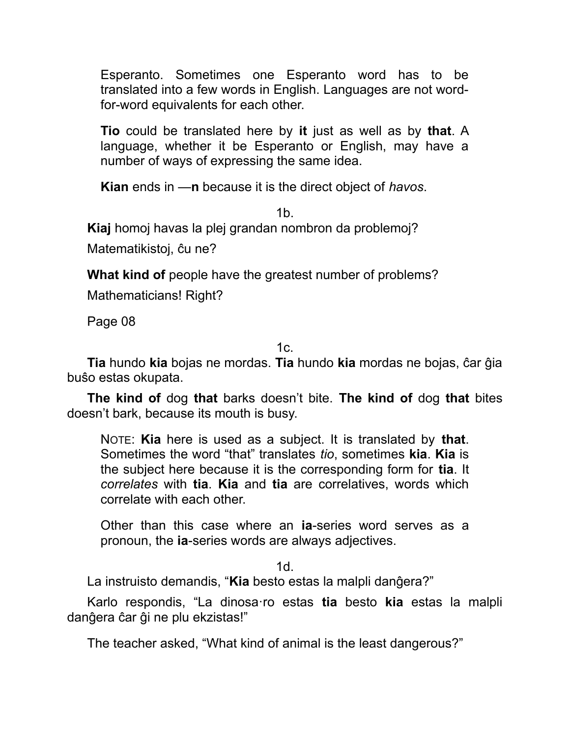Esperanto. Sometimes one Esperanto word has to be translated into a few words in English. Languages are not word-for-word equivalents for each other.

**Tio** could be translated here by **it** just as well as by **that**. A language, whether it be Esperanto or English, may have a number of ways of expressing the same idea.

**Kian** ends in —**n** because it is the direct object of *havos*.

1b.

**Kiaj** homoj havas la plej grandan nombron da problemoj?

Matematikistoj, ĉu ne?

**What kind of** people have the greatest number of problems?

Mathematicians! Right?

Page 08

1c.

**Tia** hundo **kia** bojas ne mordas. **Tia** hundo **kia** mordas ne bojas, ĉar ĝia buŝo estas okupata.

**The kind of** dog **that** barks doesn't bite. **The kind of** dog **that** bites doesn't bark, because its mouth is busy.

NOTE: **Kia** here is used as a subject. It is translated by **that**. Sometimes the word "that" translates *tio*, sometimes **kia**. **Kia** is the subject here because it is the corresponding form for **tia**. It *correlates* with **tia**. **Kia** and **tia** are correlatives, words which correlate with each other.

Other than this case where an **ia**-series word serves as a pronoun, the **ia**-series words are always adjectives.

1d.

La instruisto demandis, "**Kia** besto estas la malpli danĝera?"

Karlo respondis, "La dinosa·ro estas **tia** besto **kia** estas la malpli danĝera ĉar ĝi ne plu ekzistas!"

The teacher asked, "What kind of animal is the least dangerous?"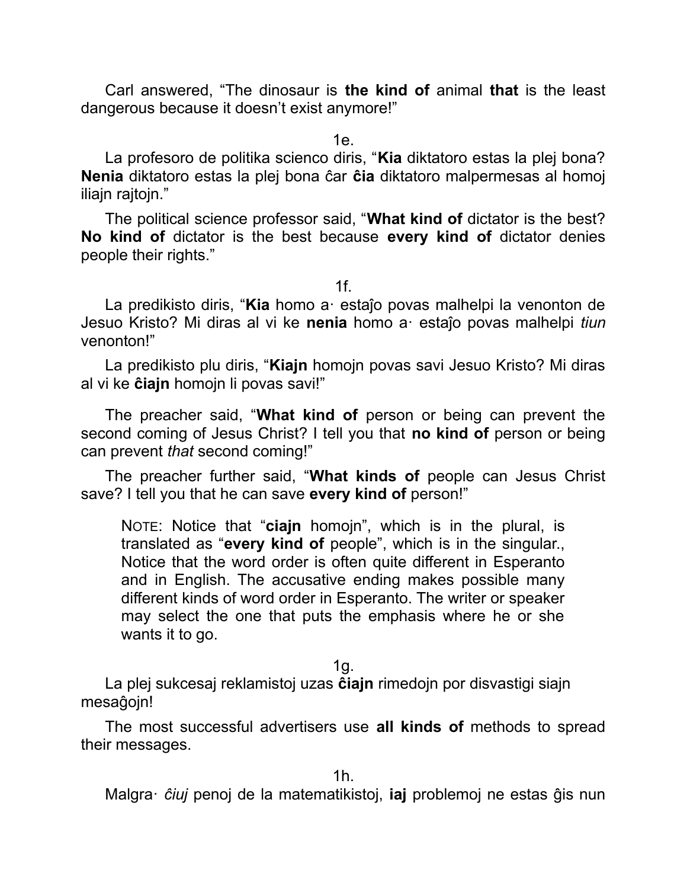Carl answered, “The dinosaur is **the kind of** animal **that** is the least dangerous because it doesn’t exist anymore!”

1e.

La profesoro de politika scienco diris, “**Kia** diktatoro estas la plej bona? **Nenia** diktatoro estas la plej bona ĉar **ĉia** diktatoro malpermesas al homoj iliajn rajtojn.”

The political science professor said, “**What kind of** dictator is the best? **No kind of** dictator is the best because **every kind of** dictator denies people their rights.”

1f.

La predikisto diris, “**Kia** homo a· estaĵo povas malhelpi la venonton de Jesuo Kristo? Mi diras al vi ke **nenia** homo a· estaĵo povas malhelpi *tiun* venonton!”

La predikisto plu diris, “**Kiajn** homojn povas savi Jesuo Kristo? Mi diras al vi ke **ĉiajn** homojn li povas savi!”

The preacher said, “**What kind of** person or being can prevent the second coming of Jesus Christ? I tell you that **no kind of** person or being can prevent *that* second coming!”

The preacher further said, “**What kinds of** people can Jesus Christ save? I tell you that he can save **every kind of** person!”

> NOTE: Notice that “**ciajn** homojn”, which is in the plural, is translated as “**every kind of** people”, which is in the singular., Notice that the word order is often quite different in Esperanto and in English. The accusative ending makes possible many different kinds of word order in Esperanto. The writer or speaker may select the one that puts the emphasis where he or she wants it to go.

1g.

La plej sukcesaj reklamistoj uzas **ĉiajn** rimedojn por disvastigi siajn mesaĝojn!

The most successful advertisers use **all kinds of** methods to spread their messages.

1h.

Malgra· *ĉiuj* penoj de la matematikistoj, **iaj** problemoj ne estas ĝis nun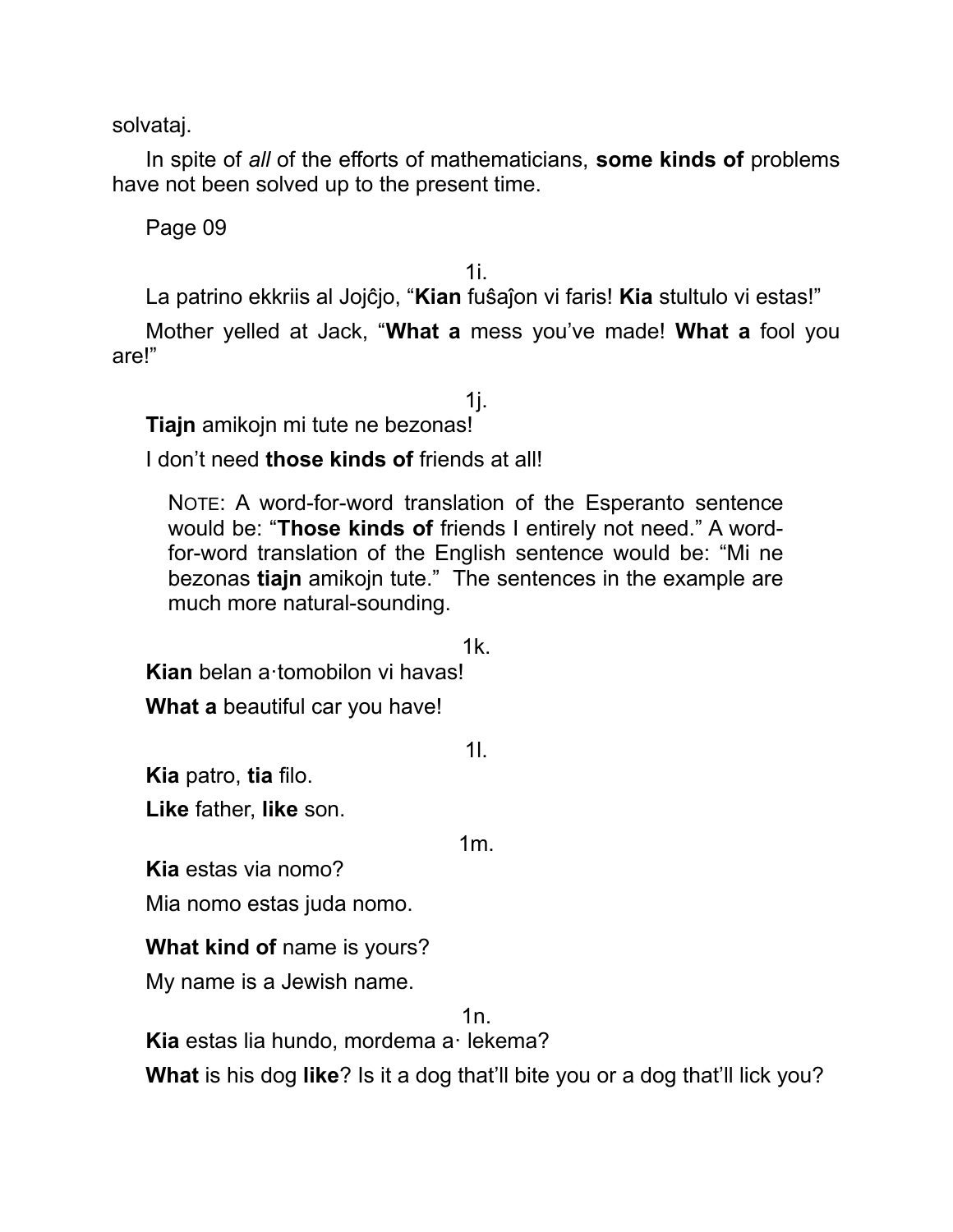solvataj.

In spite of *all* of the efforts of mathematicians, **some kinds of** problems have not been solved up to the present time.

Page 09

1i.

La patrino ekkriis al Jojĉjo, "**Kian** fuŝaĵon vi faris! **Kia** stultulo vi estas!"

Mother yelled at Jack, "**What a** mess you've made! **What a** fool you are!"

1j.

**Tiajn** amikojn mi tute ne bezonas!

I don't need **those kinds of** friends at all!

> NOTE: A word-for-word translation of the Esperanto sentence would be: "**Those kinds of** friends I entirely not need." A word-for-word translation of the English sentence would be: "Mi ne bezonas **tiajn** amikojn tute." The sentences in the example are much more natural-sounding.

1k.

**Kian** belan a·tomobilon vi havas!

**What a** beautiful car you have!

1l.

**Kia** patro, **tia** filo.

**Like** father, **like** son.

1m.

**Kia** estas via nomo?

Mia nomo estas juda nomo.

**What kind of** name is yours?

My name is a Jewish name.

1n.

**Kia** estas lia hundo, mordema a· lekema?

**What** is his dog **like**? Is it a dog that'll bite you or a dog that'll lick you?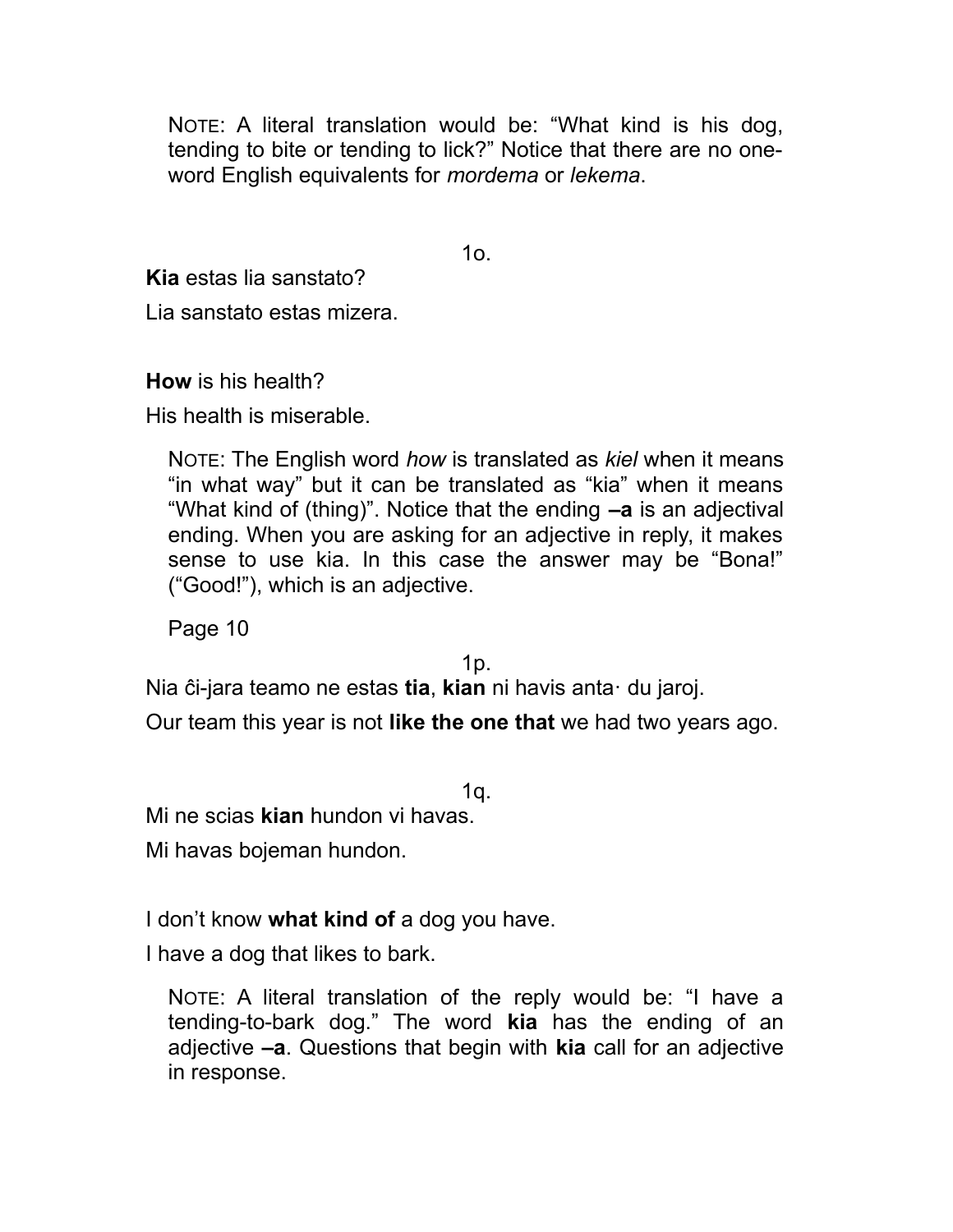NOTE: A literal translation would be: “What kind is his dog, tending to bite or tending to lick?” Notice that there are no one-word English equivalents for *mordema* or *lekema*.

1o.

**Kia** estas lia sanstato?

Lia sanstato estas mizera.

**How** is his health?

His health is miserable.

NOTE: The English word *how* is translated as *kiel* when it means “in what way” but it can be translated as “kia” when it means “What kind of (thing)”. Notice that the ending **–a** is an adjectival ending. When you are asking for an adjective in reply, it makes sense to use kia. In this case the answer may be “Bona!” (“Good!”), which is an adjective.

Page 10

1p.

Nia ĉi-jara teamo ne estas **tia**, **kian** ni havis anta· du jaroj.

Our team this year is not **like the one that** we had two years ago.

1q.

Mi ne scias **kian** hundon vi havas.

Mi havas bojeman hundon.

I don’t know **what kind of** a dog you have.

I have a dog that likes to bark.

NOTE: A literal translation of the reply would be: “I have a tending-to-bark dog.” The word **kia** has the ending of an adjective **–a**. Questions that begin with **kia** call for an adjective in response.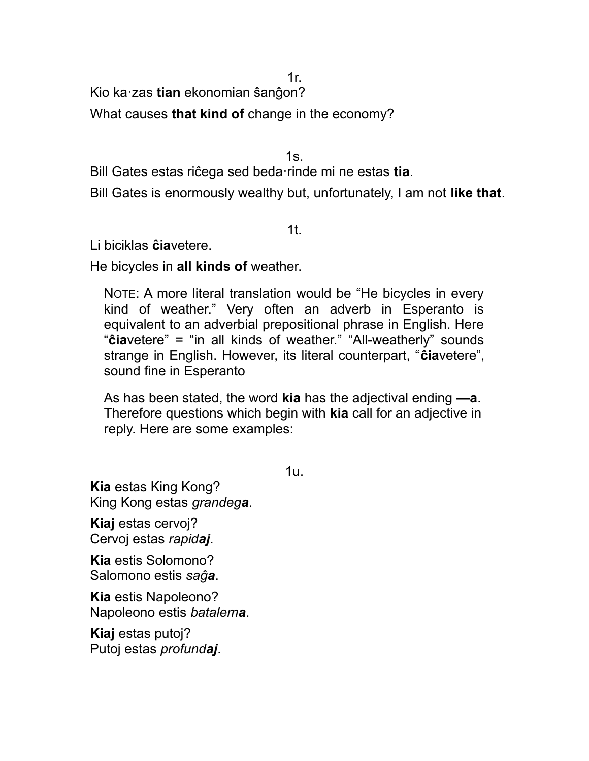1r.

Kio ka·zas **tian** ekonomian ŝanĝon?

What causes **that kind of** change in the economy?

1s.

Bill Gates estas riĉega sed beda·rinde mi ne estas **tia**.

Bill Gates is enormously wealthy but, unfortunately, I am not **like that**.

1t.

Li biciklas **ĉia**vetere.

He bicycles in **all kinds of** weather.

> NOTE: A more literal translation would be "He bicycles in every kind of weather." Very often an adverb in Esperanto is equivalent to an adverbial prepositional phrase in English. Here "**ĉia**vetere" = "in all kinds of weather." "All-weatherly" sounds strange in English. However, its literal counterpart, "**ĉia**vetere", sound fine in Esperanto
>
> As has been stated, the word **kia** has the adjectival ending **—a**. Therefore questions which begin with **kia** call for an adjective in reply. Here are some examples:

1u.

**Kia** estas King Kong?
King Kong estas *grandeg**a***.

**Kiaj** estas cervoj?
Cervoj estas *rapid**aj***.

**Kia** estis Solomono?
Salomono estis *saĝ**a***.

**Kia** estis Napoleono?
Napoleono estis *batalem**a***.

**Kiaj** estas putoj?
Putoj estas *profund**aj***.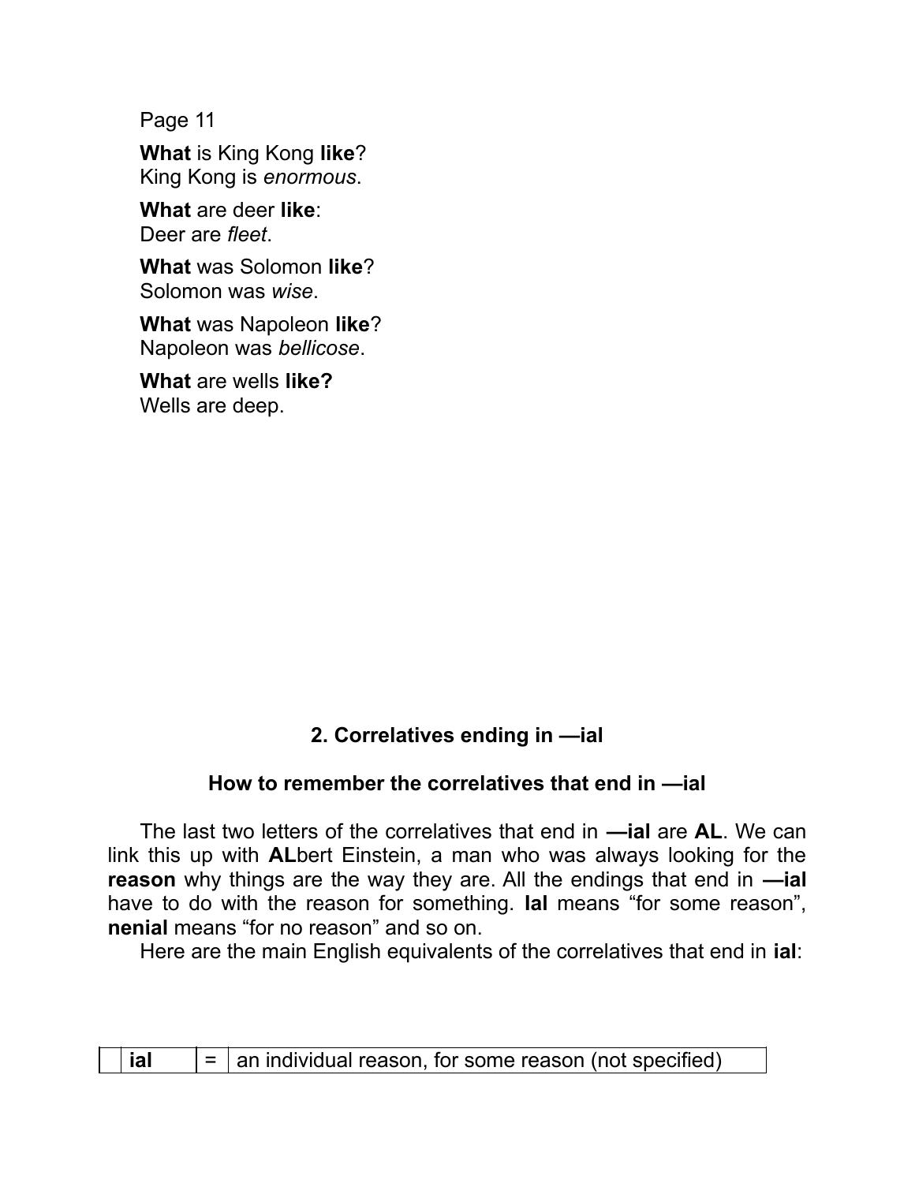Page 11

**What** is King Kong **like**?
King Kong is *enormous*.

**What** are deer **like**:
Deer are *fleet*.

**What** was Solomon **like**?
Solomon was *wise*.

**What** was Napoleon **like**?
Napoleon was *bellicose*.

**What** are wells **like?**
Wells are deep.

### 2. Correlatives ending in —ial

#### How to remember the correlatives that end in —ial

The last two letters of the correlatives that end in **—ial** are **AL**. We can link this up with **AL**bert Einstein, a man who was always looking for the **reason** why things are the way they are. All the endings that end in **—ial** have to do with the reason for something. **Ial** means "for some reason", **nenial** means "for no reason" and so on.

Here are the main English equivalents of the correlatives that end in **ial**:

| | | | |
|---|---|---|---|
| | **ial** | = | an individual reason, for some reason (not specified) |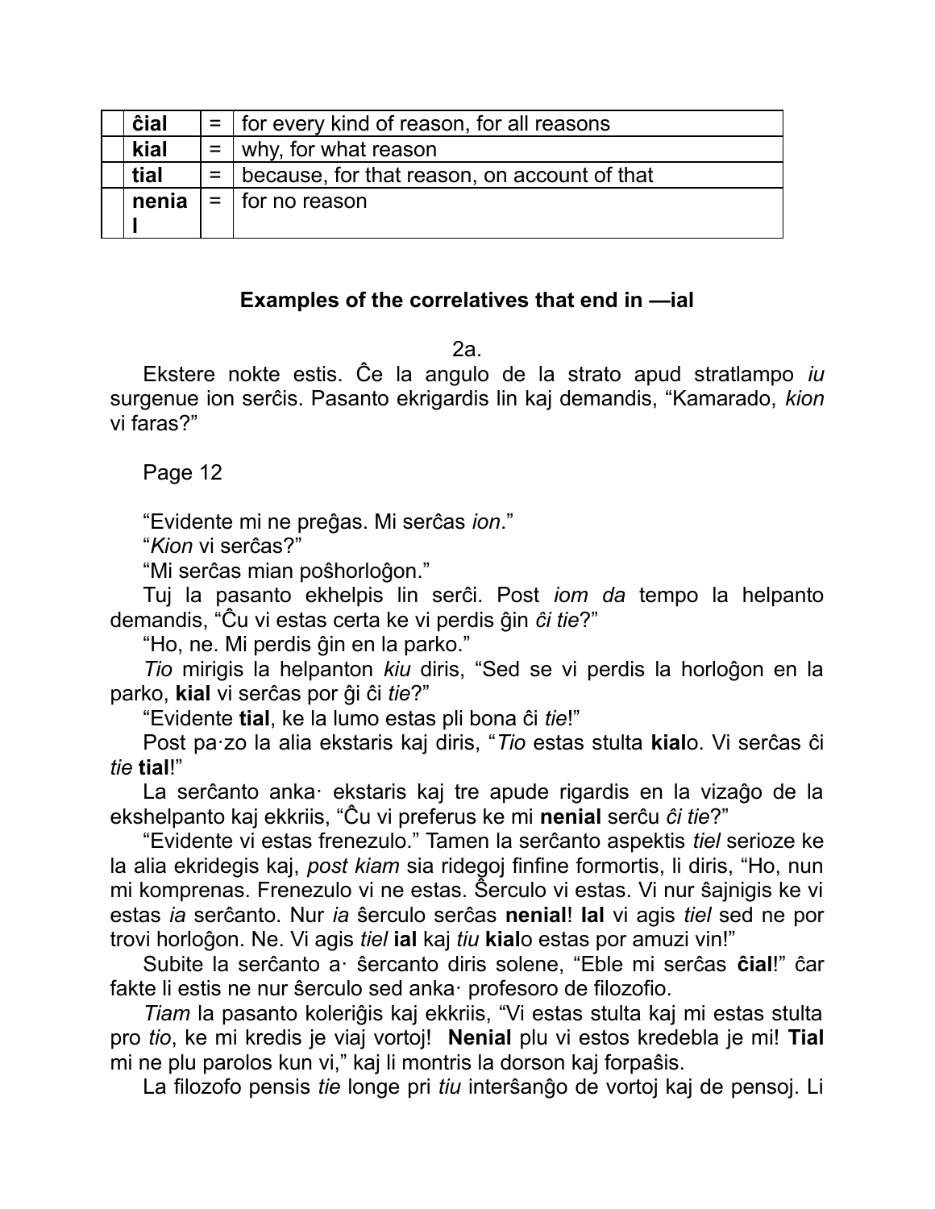| | | | |
|---|---|---|---|
| | **ĉial** | = | for every kind of reason, for all reasons |
| | **kial** | = | why, for what reason |
| | **tial** | = | because, for that reason, on account of that |
| | **nenial** | = | for no reason |

### Examples of the correlatives that end in —ial

2a.

Ekstere nokte estis. Ĉe la angulo de la strato apud stratlampo *iu* surgenue ion serĉis. Pasanto ekrigardis lin kaj demandis, "Kamarado, *kion* vi faras?"

Page 12

"Evidente mi ne preĝas. Mi serĉas *ion*."

"*Kion* vi serĉas?"

"Mi serĉas mian poŝhorloĝon."

Tuj la pasanto ekhelpis lin serĉi. Post *iom da* tempo la helpanto demandis, "Ĉu vi estas certa ke vi perdis ĝin *ĉi tie*?"

"Ho, ne. Mi perdis ĝin en la parko."

*Tio* mirigis la helpanton *kiu* diris, "Sed se vi perdis la horloĝon en la parko, **kial** vi serĉas por ĝi ĉi *tie*?"

"Evidente **tial**, ke la lumo estas pli bona ĉi *tie*!"

Post pa·zo la alia ekstaris kaj diris, "*Tio* estas stulta **kial**o. Vi serĉas ĉi *tie* **tial**!"

La serĉanto anka· ekstaris kaj tre apude rigardis en la vizaĝo de la ekshelpanto kaj ekkriis, "Ĉu vi preferus ke mi **nenial** serĉu *ĉi tie*?"

"Evidente vi estas frenezulo." Tamen la serĉanto aspektis *tiel* serioze ke la alia ekridegis kaj, *post kiam* sia ridegoj finfine formortis, li diris, "Ho, nun mi komprenas. Frenezulo vi ne estas. Ŝerculo vi estas. Vi nur ŝajnigis ke vi estas *ia* serĉanto. Nur *ia* ŝerculo serĉas **nenial**! **Ial** vi agis *tiel* sed ne por trovi horloĝon. Ne. Vi agis *tiel* **ial** kaj *tiu* **kial**o estas por amuzi vin!"

Subite la serĉanto a· ŝercanto diris solene, "Eble mi serĉas **ĉial**!" ĉar fakte li estis ne nur ŝerculo sed anka· profesoro de filozofio.

*Tiam* la pasanto koleriĝis kaj ekkriis, "Vi estas stulta kaj mi estas stulta pro *tio*, ke mi kredis je viaj vortoj! **Nenial** plu vi estos kredebla je mi! **Tial** mi ne plu parolos kun vi," kaj li montris la dorson kaj forpaŝis.

La filozofo pensis *tie* longe pri *tiu* interŝanĝo de vortoj kaj de pensoj. Li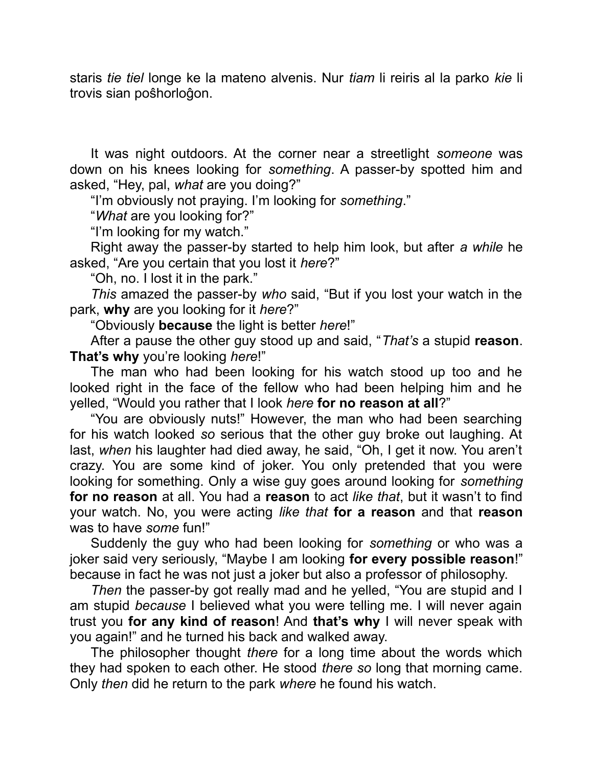staris *tie tiel* longe ke la mateno alvenis. Nur *tiam* li reiris al la parko *kie* li trovis sian poŝhorloĝon.

It was night outdoors. At the corner near a streetlight *someone* was down on his knees looking for *something*. A passer-by spotted him and asked, “Hey, pal, *what* are you doing?”

“I’m obviously not praying. I’m looking for *something*.”

“*What* are you looking for?”

“I’m looking for my watch.”

Right away the passer-by started to help him look, but after *a while* he asked, “Are you certain that you lost it *here*?”

“Oh, no. I lost it in the park.”

*This* amazed the passer-by *who* said, “But if you lost your watch in the park, **why** are you looking for it *here*?”

“Obviously **because** the light is better *here*!”

After a pause the other guy stood up and said, “*That’s* a stupid **reason**. **That’s why** you’re looking *here*!”

The man who had been looking for his watch stood up too and he looked right in the face of the fellow who had been helping him and he yelled, “Would you rather that I look *here* **for no reason at all**?”

“You are obviously nuts!” However, the man who had been searching for his watch looked *so* serious that the other guy broke out laughing. At last, *when* his laughter had died away, he said, “Oh, I get it now. You aren’t crazy. You are some kind of joker. You only pretended that you were looking for something. Only a wise guy goes around looking for *something* **for no reason** at all. You had a **reason** to act *like that*, but it wasn’t to find your watch. No, you were acting *like that* **for a reason** and that **reason** was to have *some* fun!”

Suddenly the guy who had been looking for *something* or who was a joker said very seriously, “Maybe I am looking **for every possible reason**!” because in fact he was not just a joker but also a professor of philosophy.

*Then* the passer-by got really mad and he yelled, “You are stupid and I am stupid *because* I believed what you were telling me. I will never again trust you **for any kind of reason**! And **that’s why** I will never speak with you again!” and he turned his back and walked away.

The philosopher thought *there* for a long time about the words which they had spoken to each other. He stood *there so* long that morning came. Only *then* did he return to the park *where* he found his watch.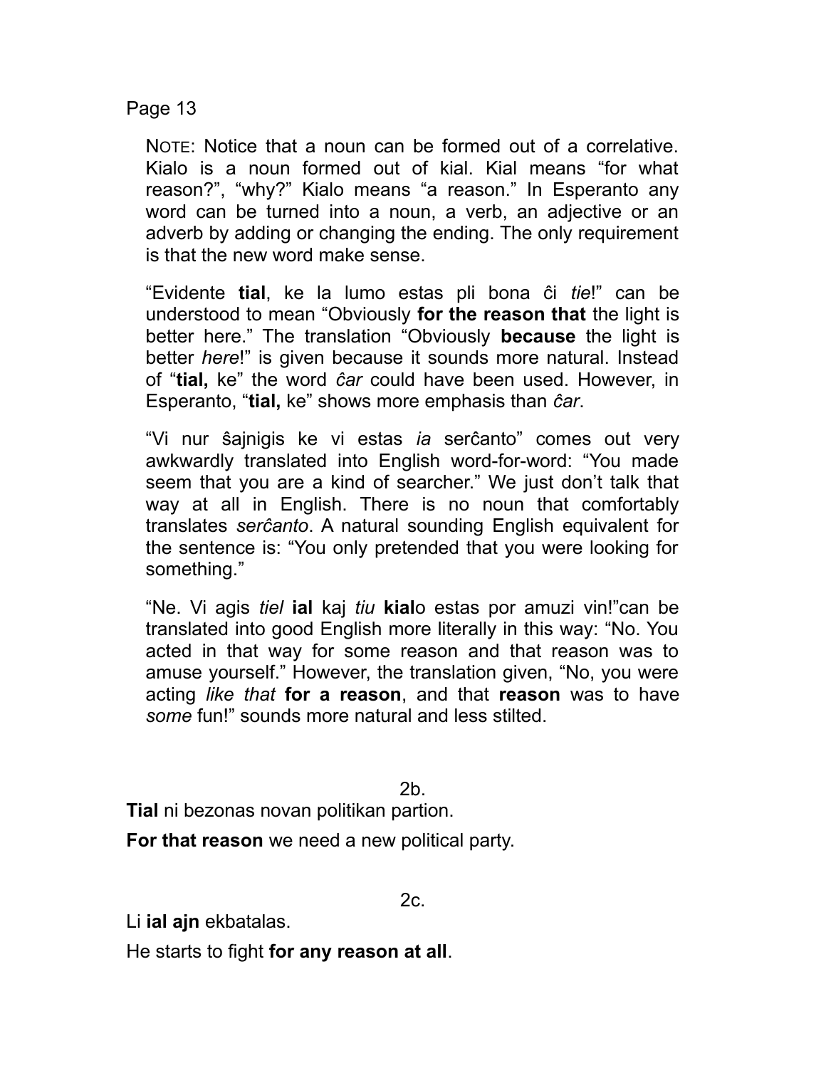NOTE: Notice that a noun can be formed out of a correlative. Kialo is a noun formed out of kial. Kial means “for what reason?”, “why?” Kialo means “a reason.” In Esperanto any word can be turned into a noun, a verb, an adjective or an adverb by adding or changing the ending. The only requirement is that the new word make sense.

“Evidente **tial**, ke la lumo estas pli bona ĉi *tie*!” can be understood to mean “Obviously **for the reason that** the light is better here.” The translation “Obviously **because** the light is better *here*!” is given because it sounds more natural. Instead of “**tial,** ke” the word *ĉar* could have been used. However, in Esperanto, “**tial,** ke” shows more emphasis than *ĉar*.

“Vi nur ŝajnigis ke vi estas *ia* serĉanto” comes out very awkwardly translated into English word-for-word: “You made seem that you are a kind of searcher.” We just don’t talk that way at all in English. There is no noun that comfortably translates *serĉanto*. A natural sounding English equivalent for the sentence is: “You only pretended that you were looking for something.”

“Ne. Vi agis *tiel* **ial** kaj *tiu* **kial**o estas por amuzi vin!”can be translated into good English more literally in this way: “No. You acted in that way for some reason and that reason was to amuse yourself.” However, the translation given, “No, you were acting *like that* **for a reason**, and that **reason** was to have *some* fun!” sounds more natural and less stilted.

2b.

**Tial** ni bezonas novan politikan partion.

**For that reason** we need a new political party.

2c.

Li **ial ajn** ekbatalas.

He starts to fight **for any reason at all**.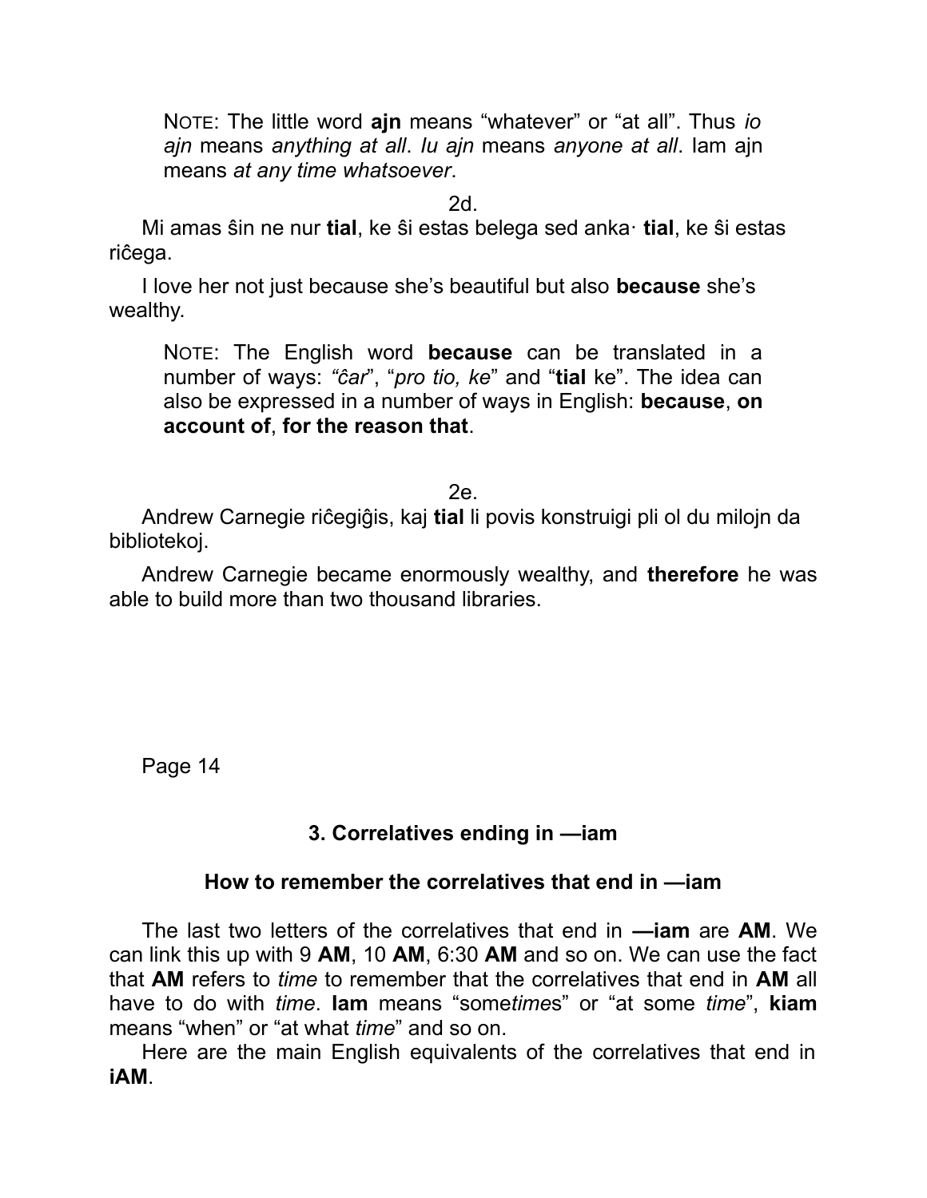NOTE: The little word **ajn** means “whatever” or “at all”. Thus *io ajn* means *anything at all*. *Iu ajn* means *anyone at all*. Iam ajn means *at any time whatsoever*.

2d.

Mi amas ŝin ne nur **tial**, ke ŝi estas belega sed anka· **tial**, ke ŝi estas riĉega.

I love her not just because she’s beautiful but also **because** she’s wealthy.

NOTE: The English word **because** can be translated in a number of ways: *“ĉar*”, “*pro tio, ke*” and “**tial** ke”. The idea can also be expressed in a number of ways in English: **because**, **on account of**, **for the reason that**.

2e.

Andrew Carnegie riĉegiĝis, kaj **tial** li povis konstruigi pli ol du milojn da bibliotekoj.

Andrew Carnegie became enormously wealthy, and **therefore** he was able to build more than two thousand libraries.

## 3. Correlatives ending in —iam

### How to remember the correlatives that end in —iam

The last two letters of the correlatives that end in **—iam** are **AM**. We can link this up with 9 **AM**, 10 **AM**, 6:30 **AM** and so on. We can use the fact that **AM** refers to *time* to remember that the correlatives that end in **AM** all have to do with *time*. **Iam** means “some*time*s” or “at some *time*”, **kiam** means “when” or “at what *time*” and so on.

Here are the main English equivalents of the correlatives that end in **iAM**.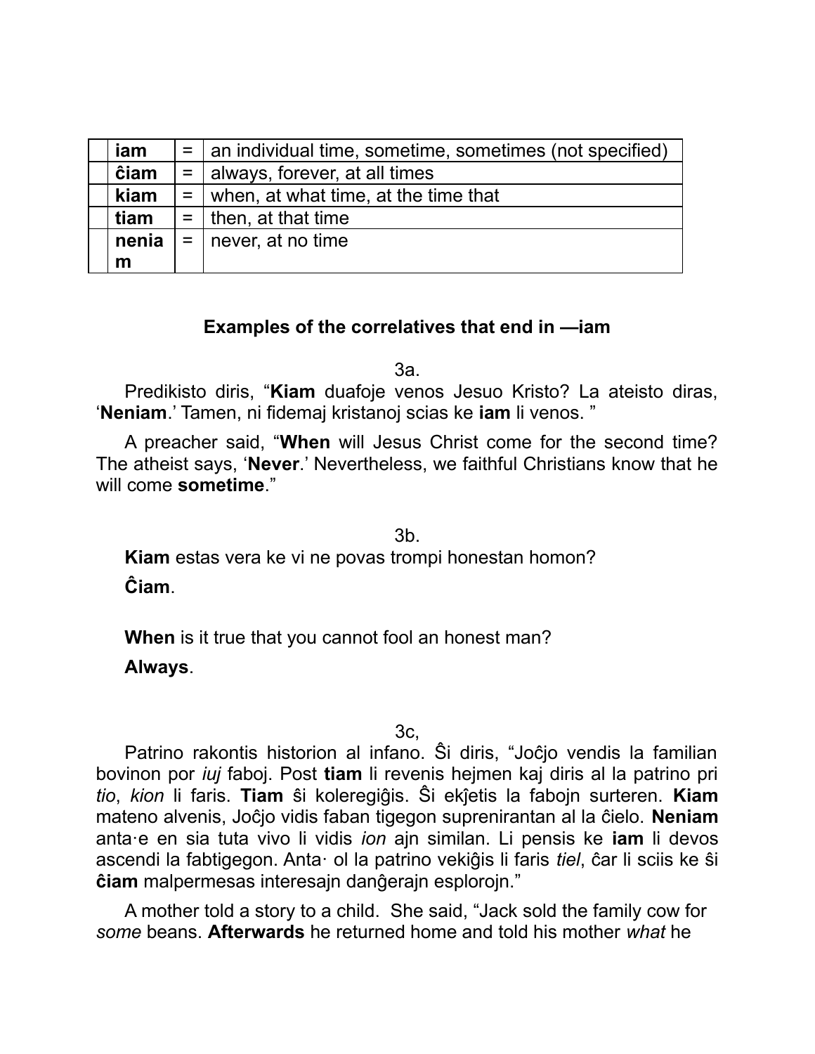| | iam | = | an individual time, sometime, sometimes (not specified) |
|---|---|---|---|
| | ĉiam | = | always, forever, at all times |
| | kiam | = | when, at what time, at the time that |
| | tiam | = | then, at that time |
| | neniam | = | never, at no time |

### Examples of the correlatives that end in —iam

3a.

Predikisto diris, "**Kiam** duafoje venos Jesuo Kristo? La ateisto diras, '**Neniam**.' Tamen, ni fidemaj kristanoj scias ke **iam** li venos. "

A preacher said, "**When** will Jesus Christ come for the second time? The atheist says, '**Never**.' Nevertheless, we faithful Christians know that he will come **sometime**."

3b.

**Kiam** estas vera ke vi ne povas trompi honestan homon?

**Ĉiam**.

**When** is it true that you cannot fool an honest man?

**Always**.

3c,

Patrino rakontis historion al infano. Ŝi diris, "Joĉjo vendis la familian bovinon por *iuj* faboj. Post **tiam** li revenis hejmen kaj diris al la patrino pri *tio*, *kion* li faris. **Tiam** ŝi koleregiĝis. Ŝi ekĵetis la fabojn surteren. **Kiam** mateno alvenis, Joĉjo vidis faban tigegon suprenirantan al la ĉielo. **Neniam** anta·e en sia tuta vivo li vidis *ion* ajn similan. Li pensis ke **iam** li devos ascendi la fabtigegon. Anta· ol la patrino vekiĝis li faris *tiel*, ĉar li sciis ke ŝi **ĉiam** malpermesas interesajn danĝerajn esplorojn."

A mother told a story to a child. She said, "Jack sold the family cow for *some* beans. **Afterwards** he returned home and told his mother *what* he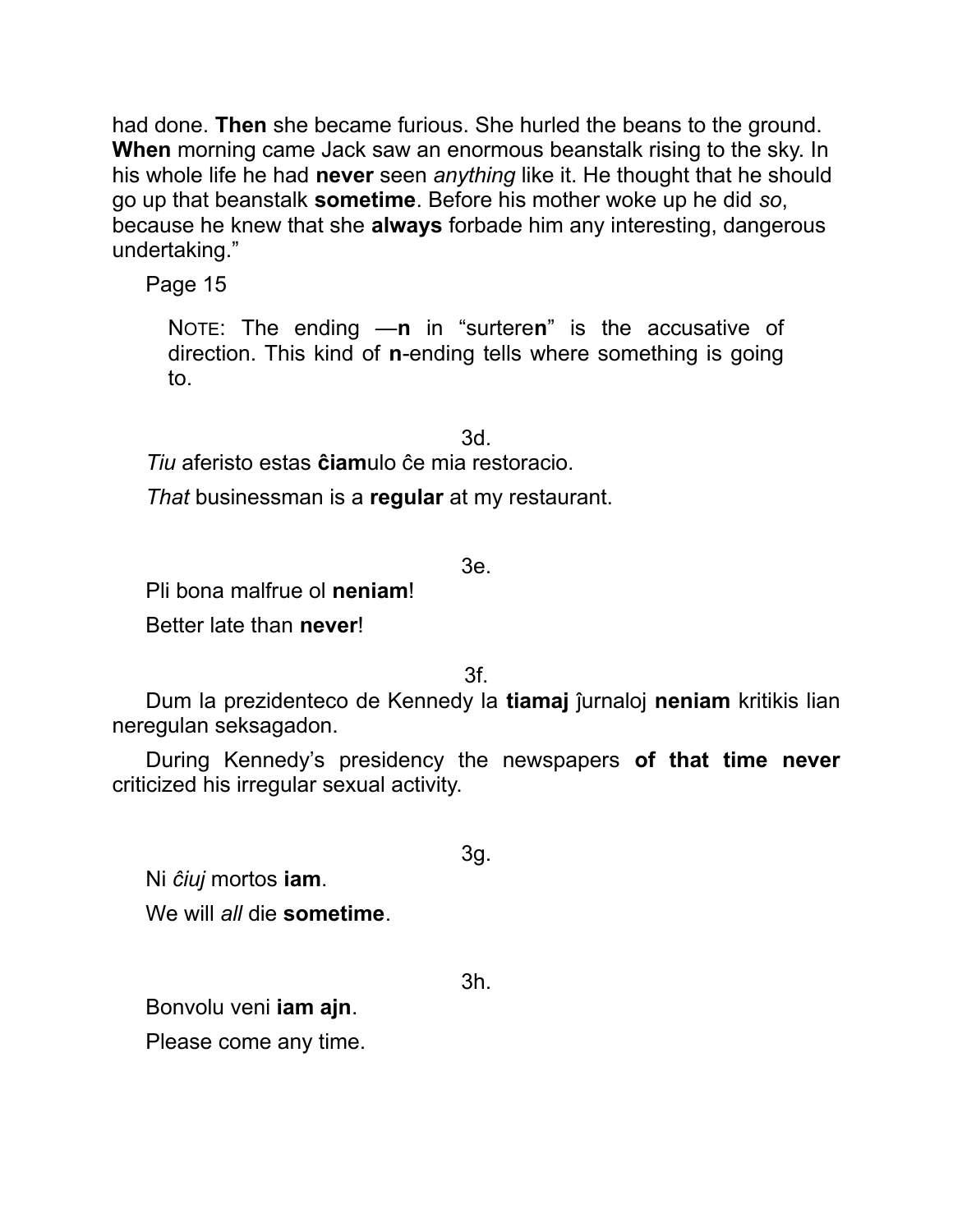had done. **Then** she became furious. She hurled the beans to the ground. **When** morning came Jack saw an enormous beanstalk rising to the sky. In his whole life he had **never** seen *anything* like it. He thought that he should go up that beanstalk **sometime**. Before his mother woke up he did *so*, because he knew that she **always** forbade him any interesting, dangerous undertaking."

Page 15

> NOTE: The ending —**n** in "surtere**n**" is the accusative of direction. This kind of **n**-ending tells where something is going to.

3d.

*Tiu* aferisto estas **ĉiam**ulo ĉe mia restoracio.

*That* businessman is a **regular** at my restaurant.

3e.

Pli bona malfrue ol **neniam**!

Better late than **never**!

3f.

Dum la prezidenteco de Kennedy la **tiamaj** ĵurnaloj **neniam** kritikis lian neregulan seksagadon.

During Kennedy's presidency the newspapers **of that time never** criticized his irregular sexual activity.

3g.

Ni *ĉiuj* mortos **iam**.

We will *all* die **sometime**.

3h.

Bonvolu veni **iam ajn**.

Please come any time.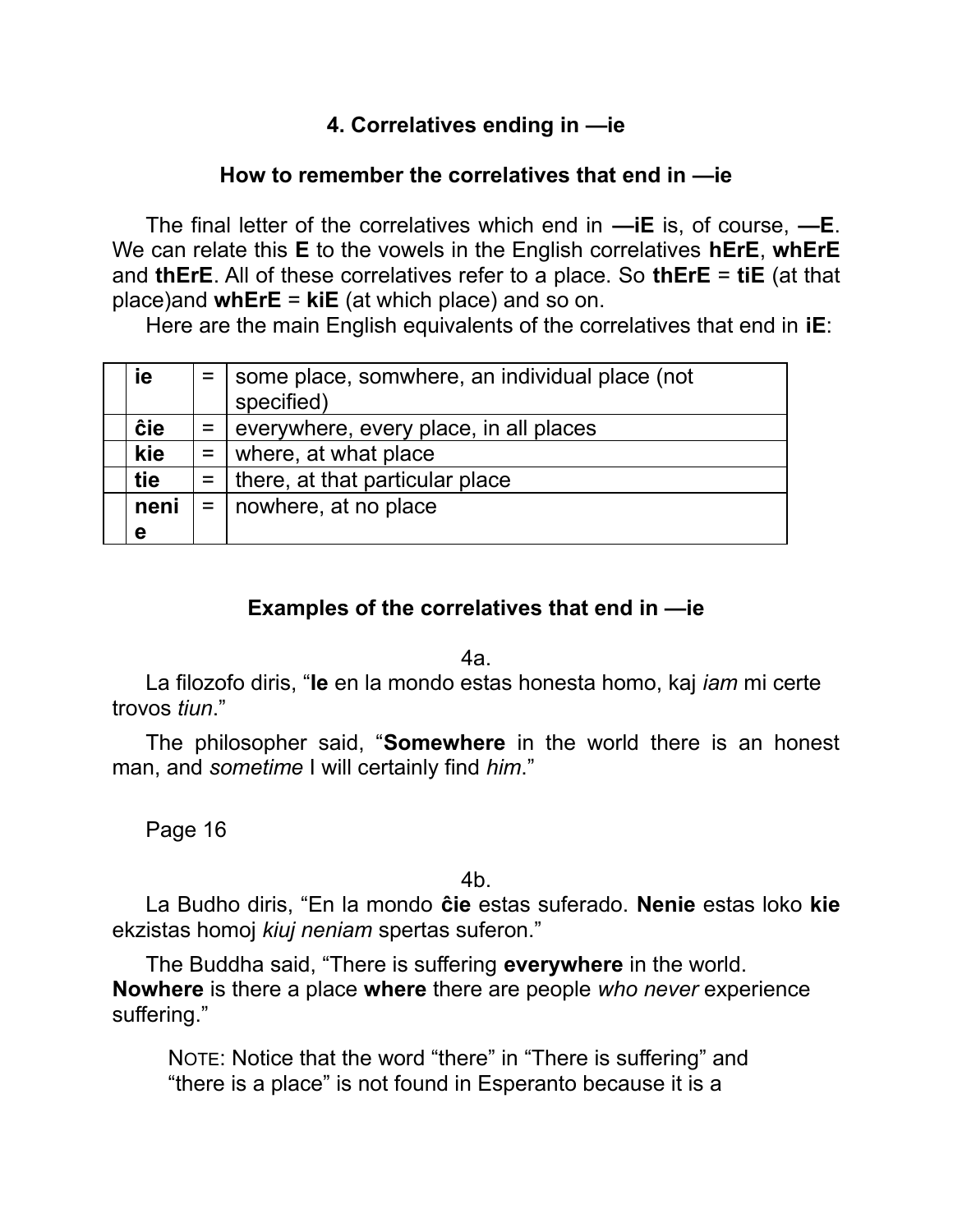### 4. Correlatives ending in —ie

### How to remember the correlatives that end in —ie

The final letter of the correlatives which end in **—iE** is, of course, **—E**. We can relate this **E** to the vowels in the English correlatives **hErE**, **whErE** and **thErE**. All of these correlatives refer to a place. So **thErE** = **tiE** (at that place)and **whErE** = **kiE** (at which place) and so on.

Here are the main English equivalents of the correlatives that end in **iE**:

| | | | |
|---|---|---|---|
| | **ie** | = | some place, somwhere, an individual place (not specified) |
| | **ĉie** | = | everywhere, every place, in all places |
| | **kie** | = | where, at what place |
| | **tie** | = | there, at that particular place |
| | **nenie** | = | nowhere, at no place |

### Examples of the correlatives that end in —ie

4a.

La filozofo diris, "**Ie** en la mondo estas honesta homo, kaj *iam* mi certe trovos *tiun*."

The philosopher said, "**Somewhere** in the world there is an honest man, and *sometime* I will certainly find *him*."

Page 16

4b.

La Budho diris, "En la mondo **ĉie** estas suferado. **Nenie** estas loko **kie** ekzistas homoj *kiuj neniam* spertas suferon."

The Buddha said, "There is suffering **everywhere** in the world. **Nowhere** is there a place **where** there are people *who never* experience suffering."

> NOTE: Notice that the word "there" in "There is suffering" and "there is a place" is not found in Esperanto because it is a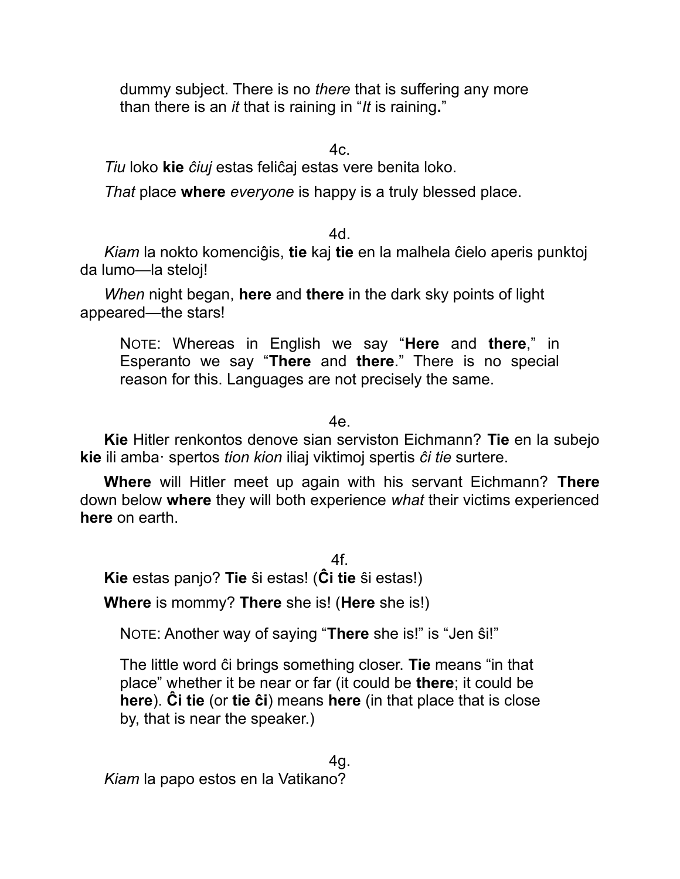dummy subject. There is no *there* that is suffering any more than there is an *it* that is raining in “*It* is raining**.**”

4c.

*Tiu* loko **kie** *ĉiuj* estas feliĉaj estas vere benita loko.

*That* place **where** *everyone* is happy is a truly blessed place.

4d.

*Kiam* la nokto komenciĝis, **tie** kaj **tie** en la malhela ĉielo aperis punktoj da lumo—la steloj!

*When* night began, **here** and **there** in the dark sky points of light appeared—the stars!

> NOTE: Whereas in English we say “**Here** and **there**,” in Esperanto we say “**There** and **there**.” There is no special reason for this. Languages are not precisely the same.

4e.

**Kie** Hitler renkontos denove sian serviston Eichmann? **Tie** en la subejo **kie** ili amba· spertos *tion kion* iliaj viktimoj spertis *ĉi tie* surtere.

**Where** will Hitler meet up again with his servant Eichmann? **There** down below **where** they will both experience *what* their victims experienced **here** on earth.

4f.

**Kie** estas panjo? **Tie** ŝi estas! (**Ĉi tie** ŝi estas!)

**Where** is mommy? **There** she is! (**Here** she is!)

> NOTE: Another way of saying “**There** she is!” is “Jen ŝi!”
>
> The little word ĉi brings something closer. **Tie** means “in that place” whether it be near or far (it could be **there**; it could be **here**). **Ĉi tie** (or **tie ĉi**) means **here** (in that place that is close by, that is near the speaker.)

4g.

*Kiam* la papo estos en la Vatikano?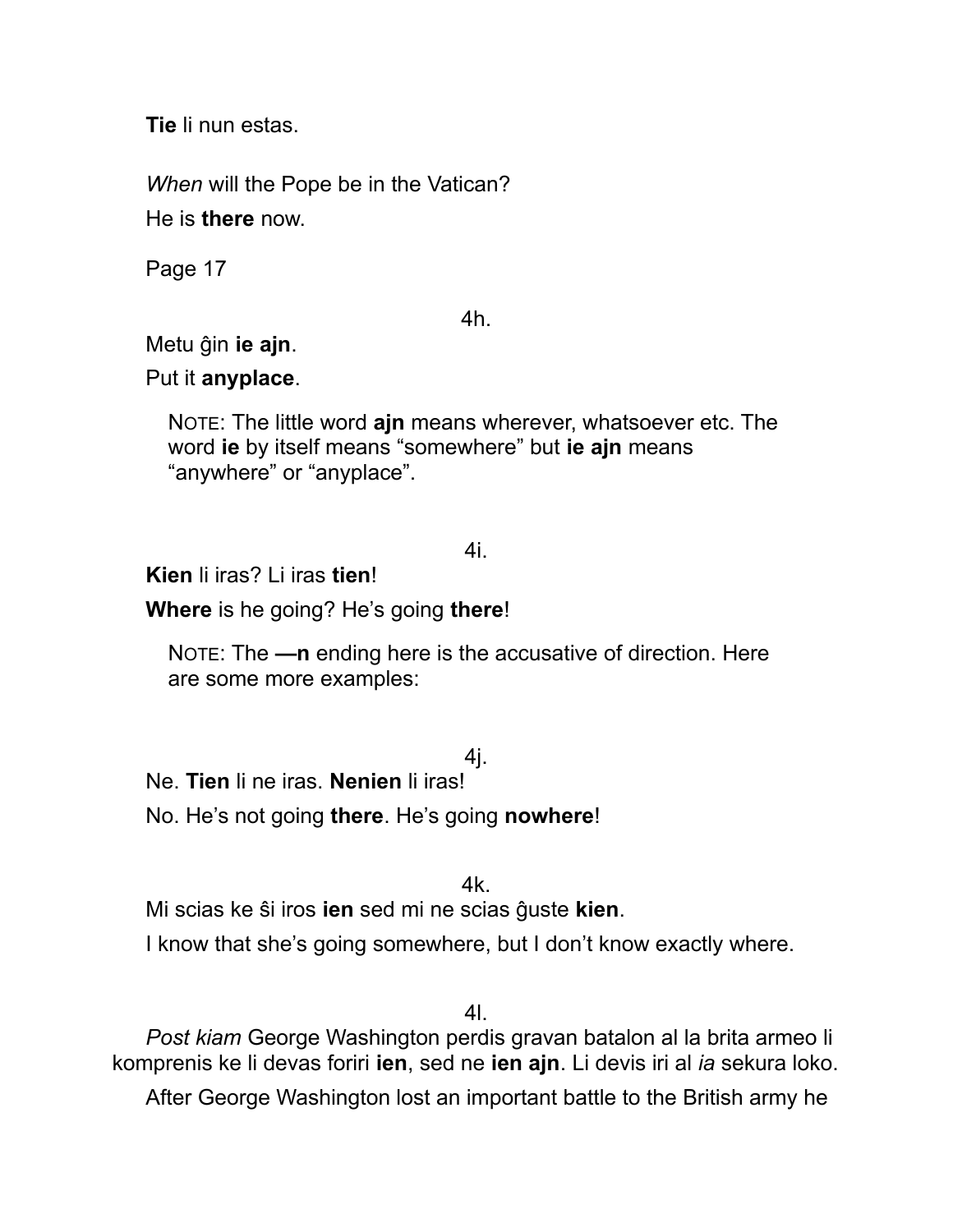**Tie** li nun estas.

*When* will the Pope be in the Vatican?

He is **there** now.

Page 17

4h.

Metu ĝin **ie ajn**.

Put it **anyplace**.

> NOTE: The little word **ajn** means wherever, whatsoever etc. The word **ie** by itself means "somewhere" but **ie ajn** means "anywhere" or "anyplace".

4i.

**Kien** li iras? Li iras **tien**!

**Where** is he going? He's going **there**!

> NOTE: The **—n** ending here is the accusative of direction. Here are some more examples:

4j.

Ne. **Tien** li ne iras. **Nenien** li iras!

No. He's not going **there**. He's going **nowhere**!

4k.

Mi scias ke ŝi iros **ien** sed mi ne scias ĝuste **kien**.

I know that she's going somewhere, but I don't know exactly where.

4l.

*Post kiam* George Washington perdis gravan batalon al la brita armeo li komprenis ke li devas foriri **ien**, sed ne **ien ajn**. Li devis iri al *ia* sekura loko.

After George Washington lost an important battle to the British army he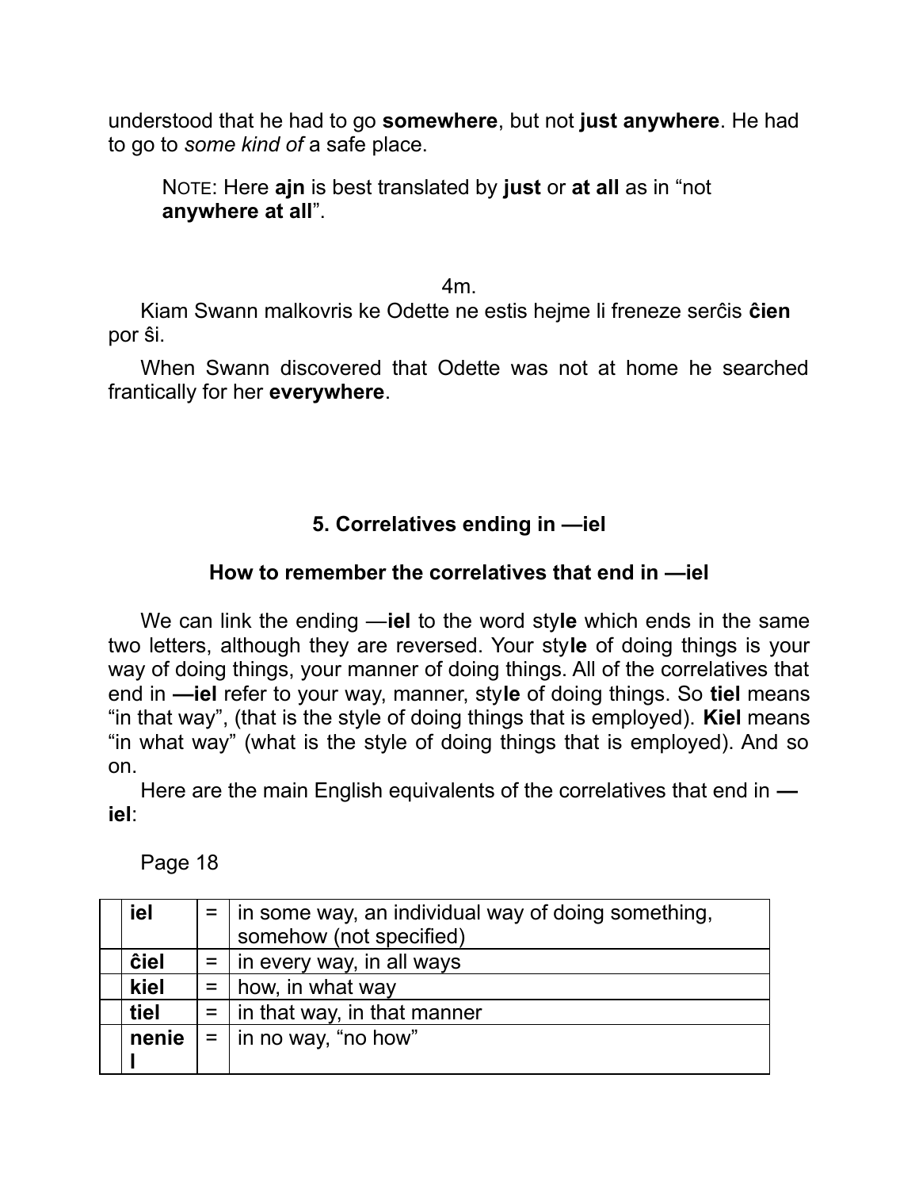understood that he had to go **somewhere**, but not **just anywhere**. He had to go to *some kind of* a safe place.

> NOTE: Here **ajn** is best translated by **just** or **at all** as in "not **anywhere at all**".

4m.

Kiam Swann malkovris ke Odette ne estis hejme li freneze serĉis **ĉien** por ŝi.

When Swann discovered that Odette was not at home he searched frantically for her **everywhere**.

### 5. Correlatives ending in —iel

#### How to remember the correlatives that end in —iel

We can link the ending —**iel** to the word sty**le** which ends in the same two letters, although they are reversed. Your sty**le** of doing things is your way of doing things, your manner of doing things. All of the correlatives that end in **—iel** refer to your way, manner, sty**le** of doing things. So **tiel** means "in that way", (that is the style of doing things that is employed). **Kiel** means "in what way" (what is the style of doing things that is employed). And so on.

Here are the main English equivalents of the correlatives that end in **—iel**:

Page 18

| | | | |
|---|---|---|---|
| | **iel** | = | in some way, an individual way of doing something, somehow (not specified) |
| | **ĉiel** | = | in every way, in all ways |
| | **kiel** | = | how, in what way |
| | **tiel** | = | in that way, in that manner |
| | **neniel** | = | in no way, "no how" |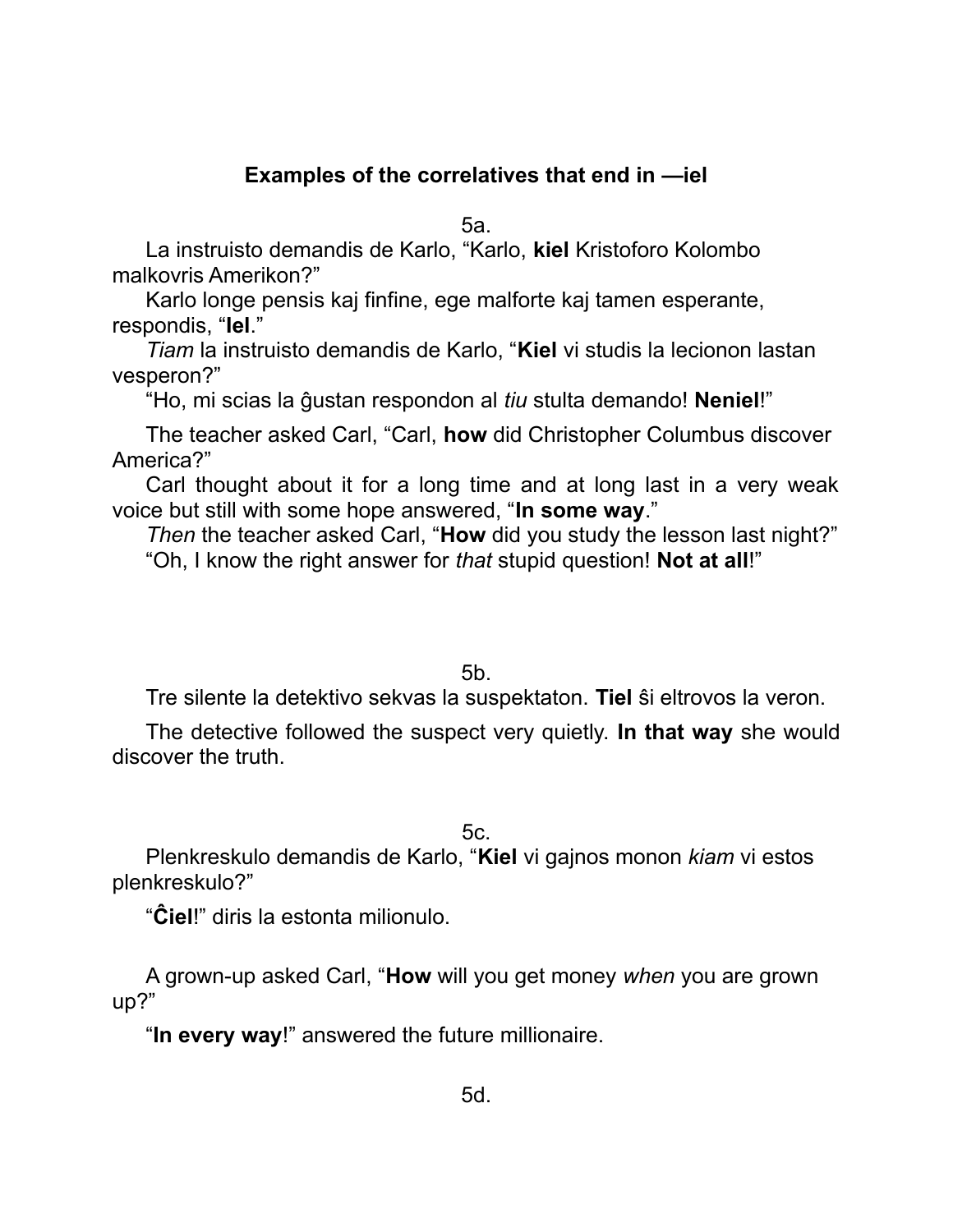## Examples of the correlatives that end in —iel

5a.

La instruisto demandis de Karlo, “Karlo, **kiel** Kristoforo Kolombo malkovris Amerikon?”

Karlo longe pensis kaj finfine, ege malforte kaj tamen esperante, respondis, “**Iel**.”

*Tiam* la instruisto demandis de Karlo, “**Kiel** vi studis la lecionon lastan vesperon?”

“Ho, mi scias la ĝustan respondon al *tiu* stulta demando! **Neniel**!”

The teacher asked Carl, “Carl, **how** did Christopher Columbus discover America?”

Carl thought about it for a long time and at long last in a very weak voice but still with some hope answered, “**In some way**.”

*Then* the teacher asked Carl, “**How** did you study the lesson last night?”

“Oh, I know the right answer for *that* stupid question! **Not at all**!”

5b.

Tre silente la detektivo sekvas la suspektaton. **Tiel** ŝi eltrovos la veron.

The detective followed the suspect very quietly. **In that way** she would discover the truth.

5c.

Plenkreskulo demandis de Karlo, “**Kiel** vi gajnos monon *kiam* vi estos plenkreskulo?”

“**Ĉiel**!” diris la estonta milionulo.

A grown-up asked Carl, “**How** will you get money *when* you are grown up?”

“**In every way**!” answered the future millionaire.

5d.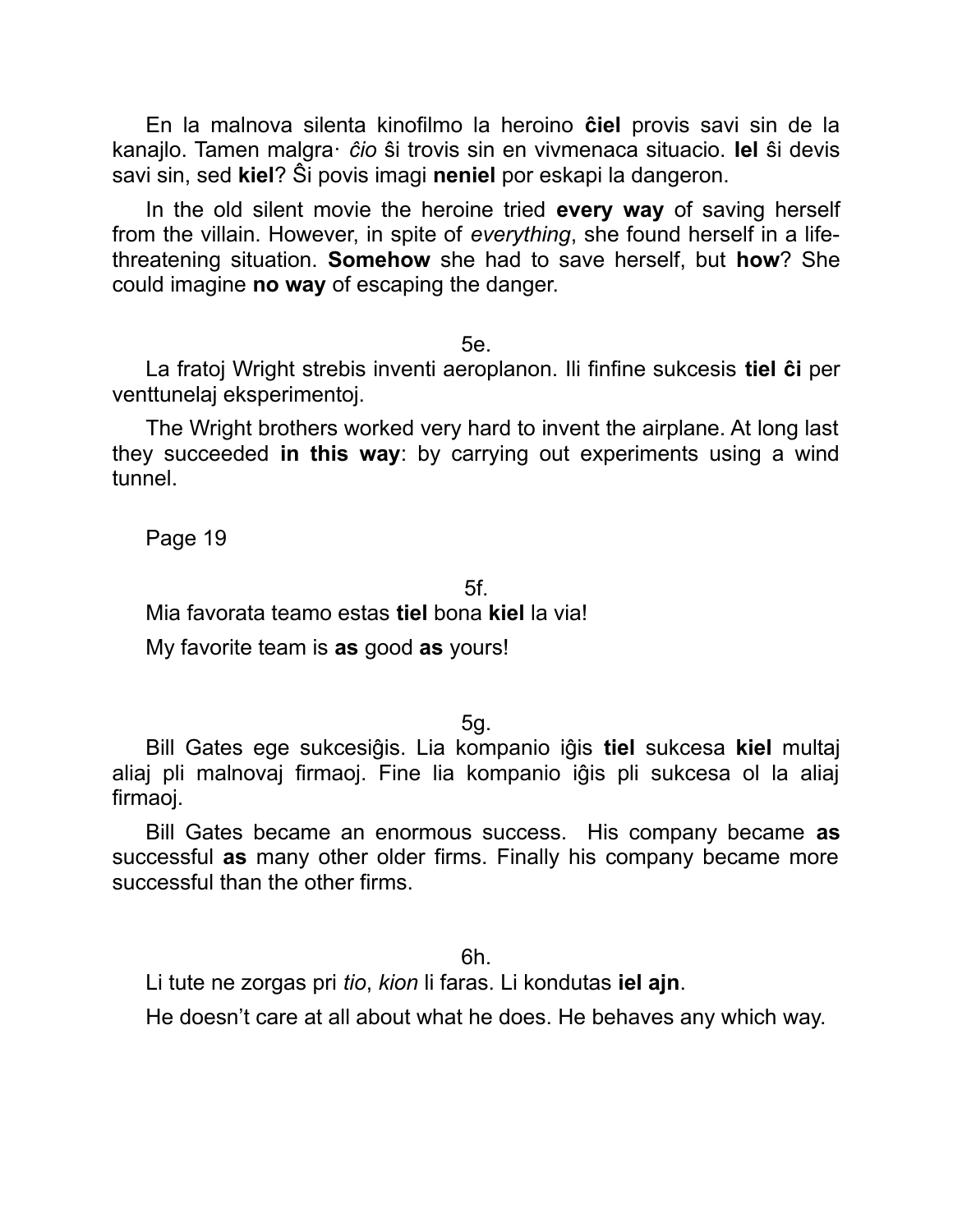En la malnova silenta kinofilmo la heroino **ĉiel** provis savi sin de la kanajlo. Tamen malgra· *ĉio* ŝi trovis sin en vivmenaca situacio. **Iel** ŝi devis savi sin, sed **kiel**? Ŝi povis imagi **neniel** por eskapi la dangeron.

In the old silent movie the heroine tried **every way** of saving herself from the villain. However, in spite of *everything*, she found herself in a life-threatening situation. **Somehow** she had to save herself, but **how**? She could imagine **no way** of escaping the danger.

5e.

La fratoj Wright strebis inventi aeroplanon. Ili finfine sukcesis **tiel ĉi** per venttunelaj eksperimentoj.

The Wright brothers worked very hard to invent the airplane. At long last they succeeded **in this way**: by carrying out experiments using a wind tunnel.

Page 19

5f.

Mia favorata teamo estas **tiel** bona **kiel** la via!

My favorite team is **as** good **as** yours!

5g.

Bill Gates ege sukcesiĝis. Lia kompanio iĝis **tiel** sukcesa **kiel** multaj aliaj pli malnovaj firmaoj. Fine lia kompanio iĝis pli sukcesa ol la aliaj firmaoj.

Bill Gates became an enormous success. His company became **as** successful **as** many other older firms. Finally his company became more successful than the other firms.

6h.

Li tute ne zorgas pri *tio*, *kion* li faras. Li kondutas **iel ajn**.

He doesn't care at all about what he does. He behaves any which way.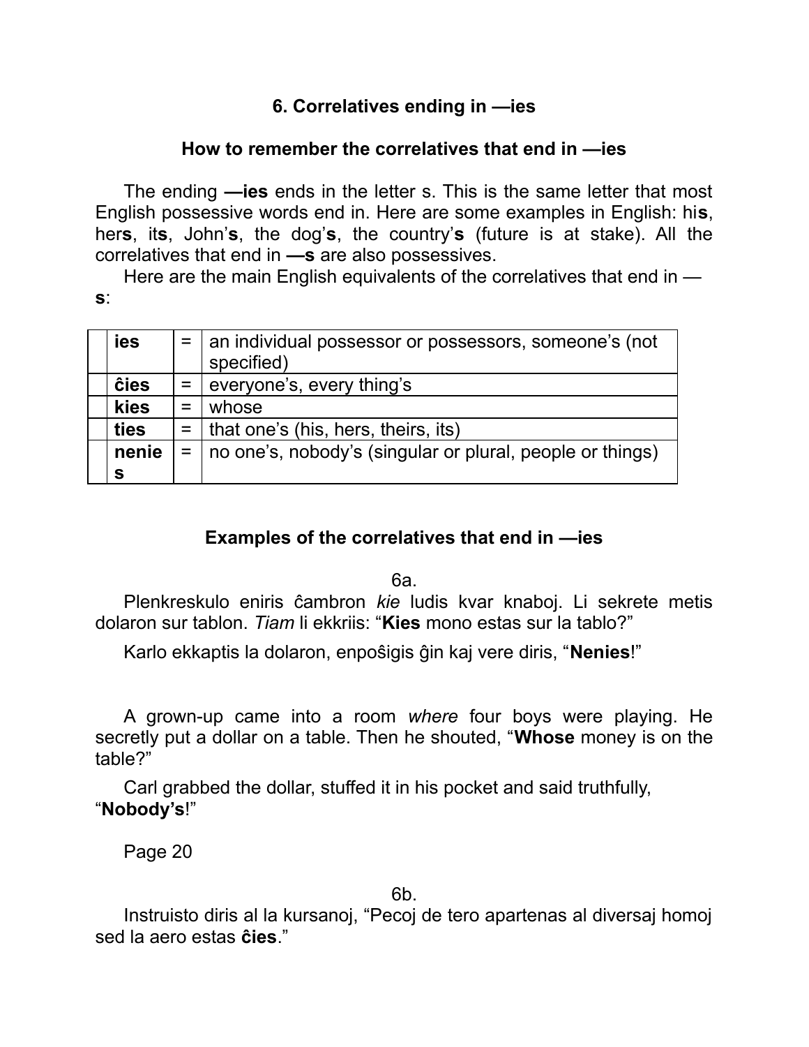## 6. Correlatives ending in —ies

### How to remember the correlatives that end in —ies

The ending **—ies** ends in the letter s. This is the same letter that most English possessive words end in. Here are some examples in English: hi**s**, her**s**, it**s**, John’**s**, the dog’**s**, the country’**s** (future is at stake). All the correlatives that end in **—s** are also possessives.

Here are the main English equivalents of the correlatives that end in —**s**:

| | | | |
|---|---|---|---|
| | **ies** | = | an individual possessor or possessors, someone’s (not specified) |
| | **ĉies** | = | everyone’s, every thing’s |
| | **kies** | = | whose |
| | **ties** | = | that one’s (his, hers, theirs, its) |
| | **nenies** | = | no one’s, nobody’s (singular or plural, people or things) |

### Examples of the correlatives that end in —ies

6a.

Plenkreskulo eniris ĉambron *kie* ludis kvar knaboj. Li sekrete metis dolaron sur tablon. *Tiam* li ekkriis: “**Kies** mono estas sur la tablo?”

Karlo ekkaptis la dolaron, enpoŝigis ĝin kaj vere diris, “**Nenies**!”

A grown-up came into a room *where* four boys were playing. He secretly put a dollar on a table. Then he shouted, “**Whose** money is on the table?”

Carl grabbed the dollar, stuffed it in his pocket and said truthfully, “**Nobody’s**!”

Page 20

6b.

Instruisto diris al la kursanoj, “Pecoj de tero apartenas al diversaj homoj sed la aero estas **ĉies**.”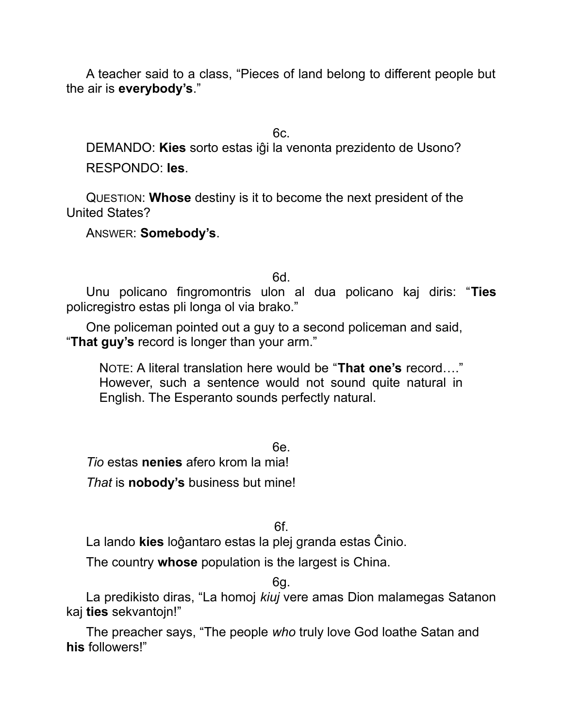A teacher said to a class, "Pieces of land belong to different people but the air is **everybody's**."

6c.

DEMANDO: **Kies** sorto estas iĝi la venonta prezidento de Usono?

RESPONDO: **Ies**.

QUESTION: **Whose** destiny is it to become the next president of the United States?

ANSWER: **Somebody's**.

6d.

Unu policano fingromontris ulon al dua policano kaj diris: "**Ties** policregistro estas pli longa ol via brako."

One policeman pointed out a guy to a second policeman and said, "**That guy's** record is longer than your arm."

> NOTE: A literal translation here would be "**That one's** record…." However, such a sentence would not sound quite natural in English. The Esperanto sounds perfectly natural.

6e.

*Tio* estas **nenies** afero krom la mia!

*That* is **nobody's** business but mine!

6f.

La lando **kies** loĝantaro estas la plej granda estas Ĉinio.

The country **whose** population is the largest is China.

6g.

La predikisto diras, "La homoj *kiuj* vere amas Dion malamegas Satanon kaj **ties** sekvantojn!"

The preacher says, "The people *who* truly love God loathe Satan and **his** followers!"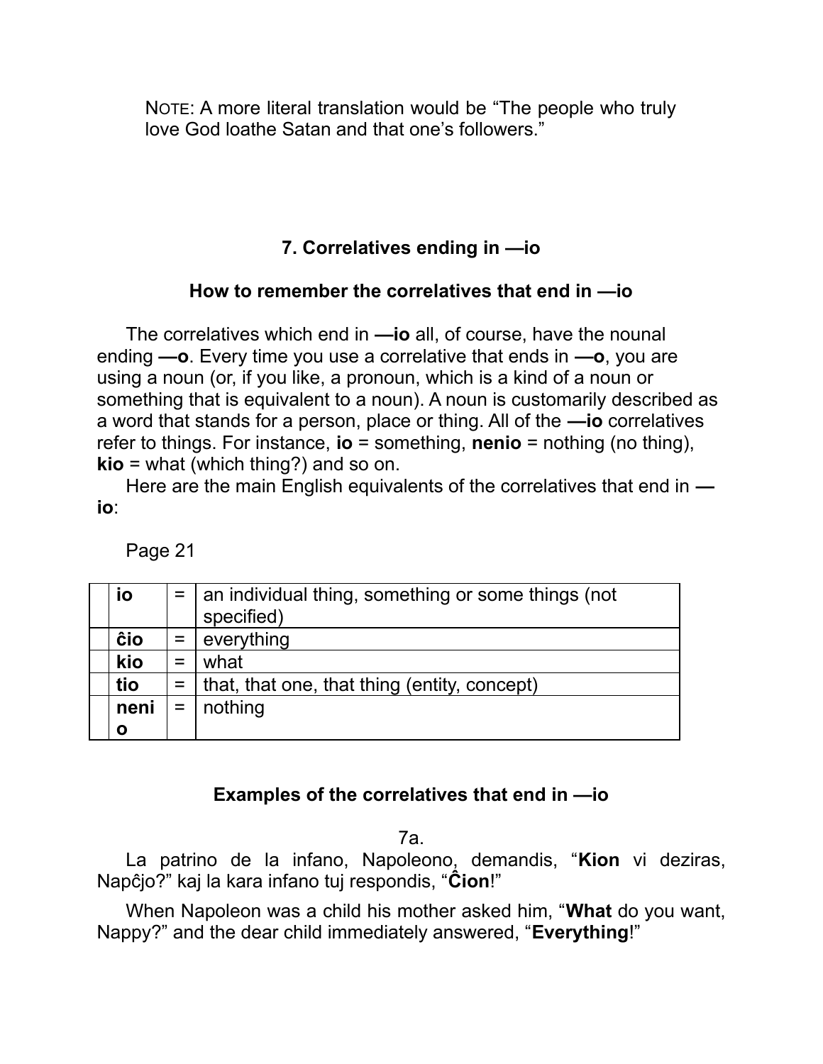NOTE: A more literal translation would be "The people who truly love God loathe Satan and that one's followers."

## 7. Correlatives ending in —io

### How to remember the correlatives that end in —io

The correlatives which end in **—io** all, of course, have the nounal ending **—o**. Every time you use a correlative that ends in **—o**, you are using a noun (or, if you like, a pronoun, which is a kind of a noun or something that is equivalent to a noun). A noun is customarily described as a word that stands for a person, place or thing. All of the **—io** correlatives refer to things. For instance, **io** = something, **nenio** = nothing (no thing), **kio** = what (which thing?) and so on.

Here are the main English equivalents of the correlatives that end in **—io**:

Page 21

| | | | |
|---|---|---|---|
| | **io** | = | an individual thing, something or some things (not specified) |
| | **ĉio** | = | everything |
| | **kio** | = | what |
| | **tio** | = | that, that one, that thing (entity, concept) |
| | **nenio** | = | nothing |

### Examples of the correlatives that end in —io

7a.

La patrino de la infano, Napoleono, demandis, "**Kion** vi deziras, Napĉjo?" kaj la kara infano tuj respondis, "**Ĉion**!"

When Napoleon was a child his mother asked him, "**What** do you want, Nappy?" and the dear child immediately answered, "**Everything**!"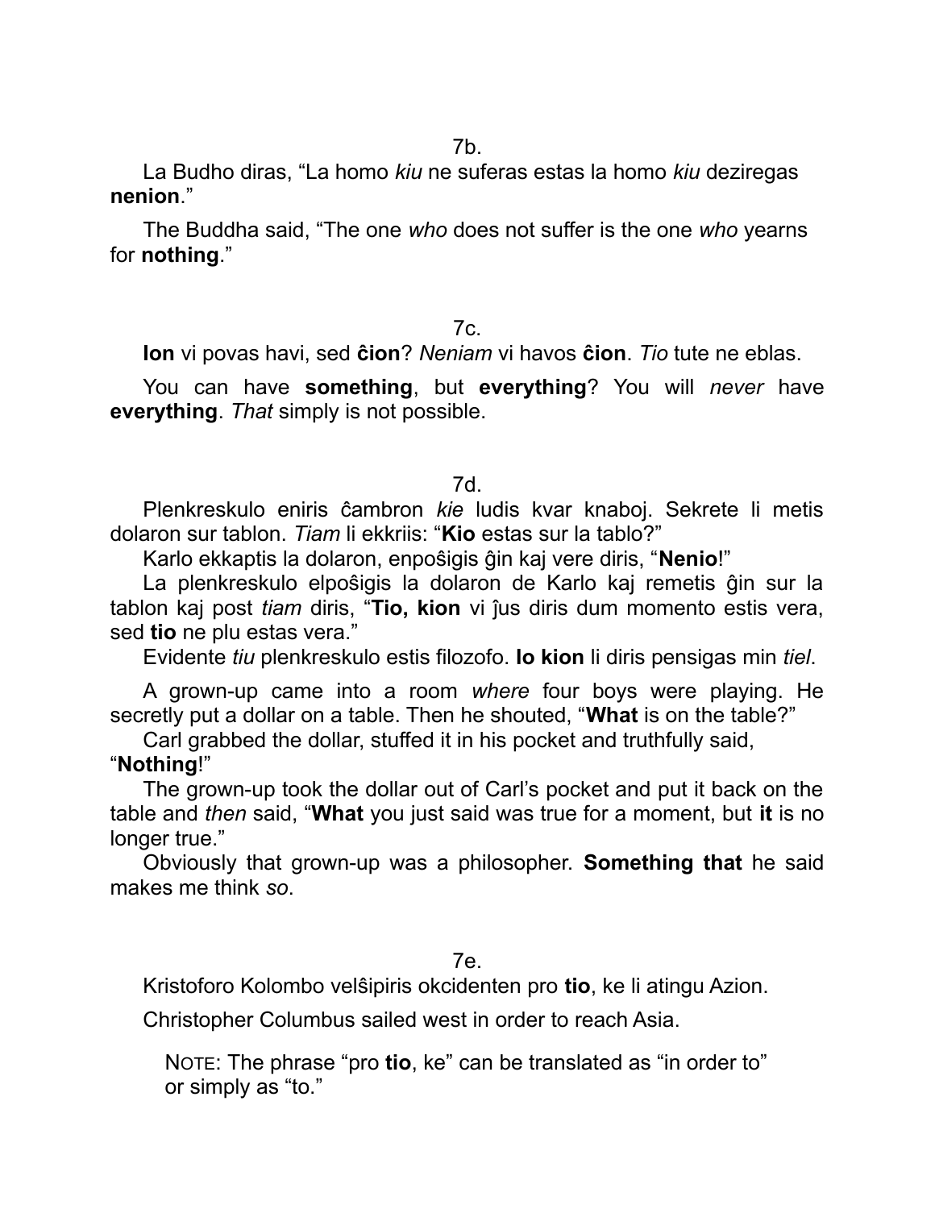7b.

La Budho diras, “La homo *kiu* ne suferas estas la homo *kiu* deziregas **nenion**.”

The Buddha said, “The one *who* does not suffer is the one *who* yearns for **nothing**.”

7c.

**Ion** vi povas havi, sed **ĉion**? *Neniam* vi havos **ĉion**. *Tio* tute ne eblas.

You can have **something**, but **everything**? You will *never* have **everything**. *That* simply is not possible.

7d.

Plenkreskulo eniris ĉambron *kie* ludis kvar knaboj. Sekrete li metis dolaron sur tablon. *Tiam* li ekkriis: “**Kio** estas sur la tablo?”

Karlo ekkaptis la dolaron, enpoŝigis ĝin kaj vere diris, “**Nenio**!”

La plenkreskulo elpoŝigis la dolaron de Karlo kaj remetis ĝin sur la tablon kaj post *tiam* diris, “**Tio, kion** vi ĵus diris dum momento estis vera, sed **tio** ne plu estas vera.”

Evidente *tiu* plenkreskulo estis filozofo. **Io kion** li diris pensigas min *tiel*.

A grown-up came into a room *where* four boys were playing. He secretly put a dollar on a table. Then he shouted, “**What** is on the table?”

Carl grabbed the dollar, stuffed it in his pocket and truthfully said, “**Nothing**!”

The grown-up took the dollar out of Carl’s pocket and put it back on the table and *then* said, “**What** you just said was true for a moment, but **it** is no longer true.”

Obviously that grown-up was a philosopher. **Something that** he said makes me think *so*.

7e.

Kristoforo Kolombo velŝipiris okcidenten pro **tio**, ke li atingu Azion.

Christopher Columbus sailed west in order to reach Asia.

> NOTE: The phrase “pro **tio**, ke” can be translated as “in order to” or simply as “to.”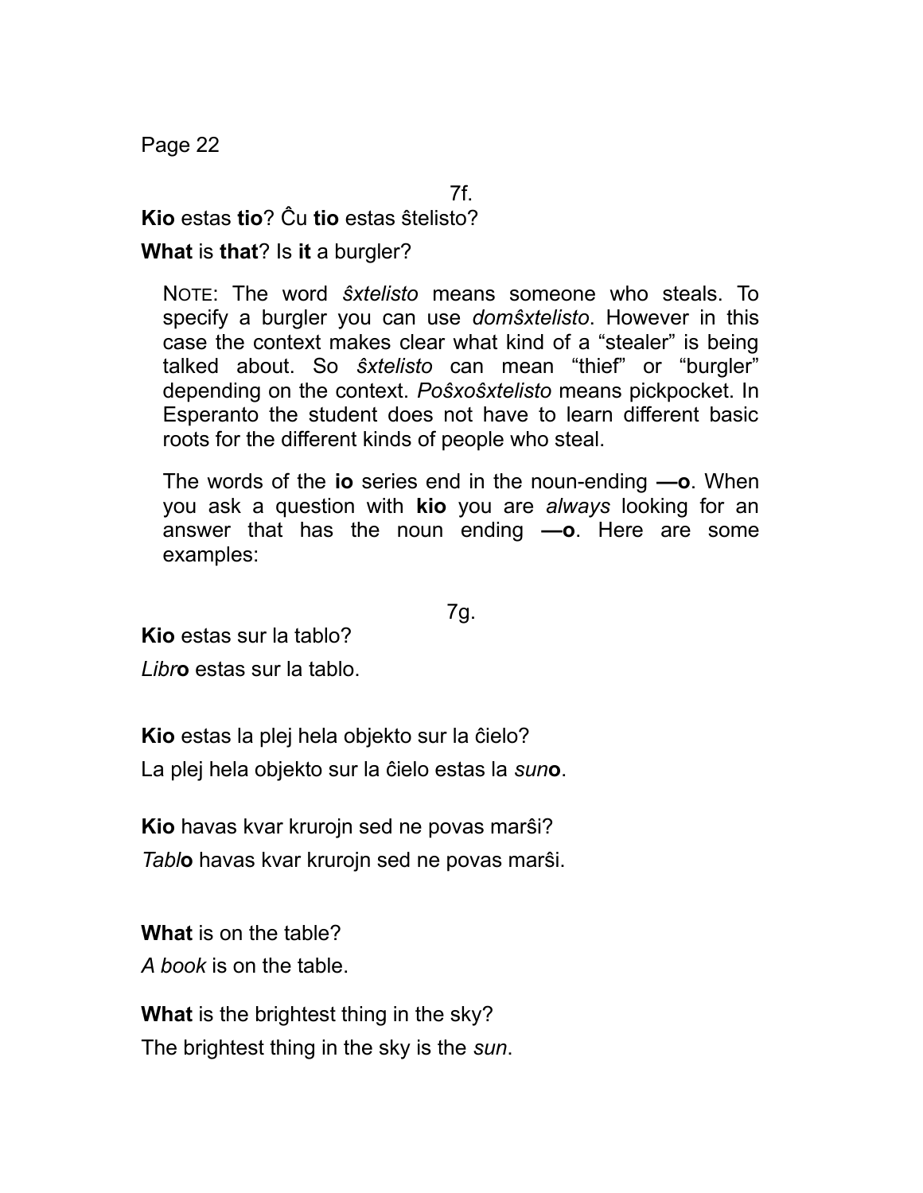7f.

**Kio** estas **tio**? Ĉu **tio** estas ŝtelisto?

**What** is **that**? Is **it** a burgler?

> NOTE: The word *ŝxtelisto* means someone who steals. To specify a burgler you can use *domŝxtelisto*. However in this case the context makes clear what kind of a "stealer" is being talked about. So *ŝxtelisto* can mean "thief" or "burgler" depending on the context. *Poŝxoŝxtelisto* means pickpocket. In Esperanto the student does not have to learn different basic roots for the different kinds of people who steal.
>
> The words of the **io** series end in the noun-ending **—o**. When you ask a question with **kio** you are *always* looking for an answer that has the noun ending **—o**. Here are some examples:

7g.

**Kio** estas sur la tablo?

*Libr***o** estas sur la tablo.

**Kio** estas la plej hela objekto sur la ĉielo?

La plej hela objekto sur la ĉielo estas la *sun***o**.

**Kio** havas kvar krurojn sed ne povas marŝi?

*Tabl***o** havas kvar krurojn sed ne povas marŝi.

**What** is on the table?

*A book* is on the table.

**What** is the brightest thing in the sky?

The brightest thing in the sky is the *sun*.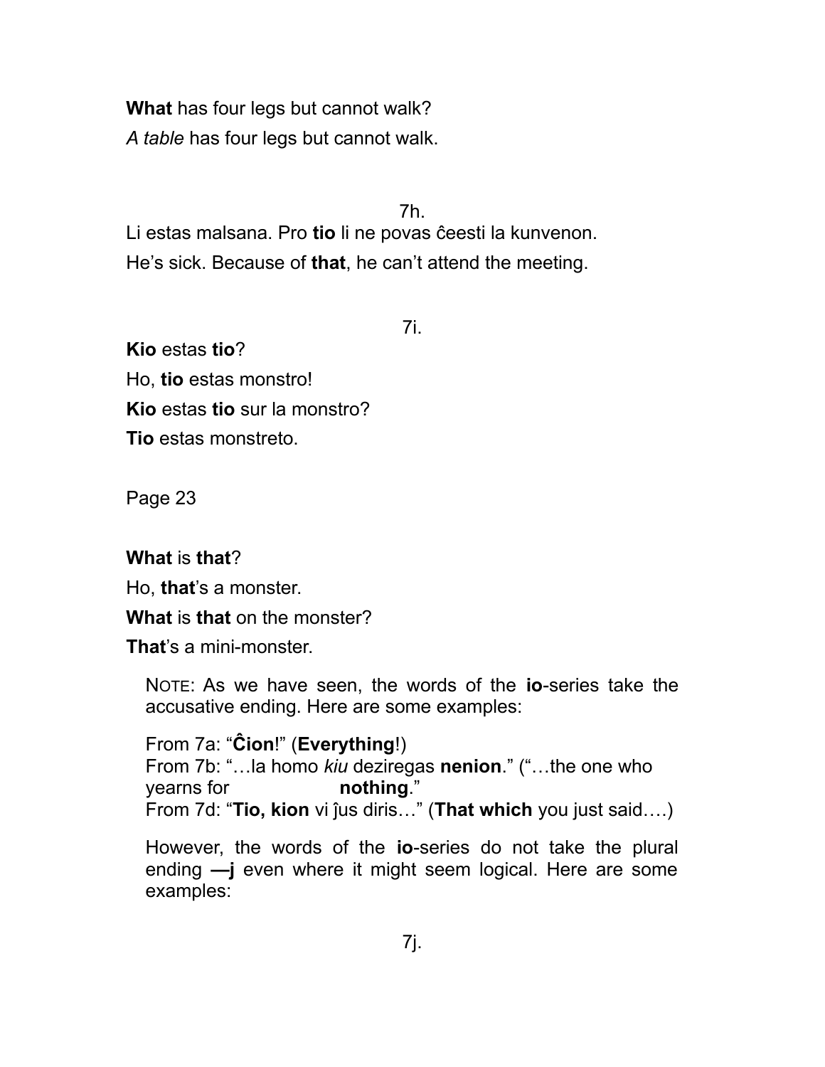**What** has four legs but cannot walk?

*A table* has four legs but cannot walk.

7h.

Li estas malsana. Pro **tio** li ne povas ĉeesti la kunvenon.

He's sick. Because of **that**, he can't attend the meeting.

7i.

**Kio** estas **tio**?

Ho, **tio** estas monstro!

**Kio** estas **tio** sur la monstro?

**Tio** estas monstreto.

Page 23

**What** is **that**?

Ho, **that**'s a monster.

**What** is **that** on the monster?

**That**'s a mini-monster.

> NOTE: As we have seen, the words of the **io**-series take the accusative ending. Here are some examples:
>
> From 7a: "**Ĉion**!" (**Everything**!)
> From 7b: "…la homo *kiu* deziregas **nenion**." ("…the one who yearns for **nothing**."
> From 7d: "**Tio, kion** vi ĵus diris…" (**That which** you just said….)
>
> However, the words of the **io**-series do not take the plural ending **—j** even where it might seem logical. Here are some examples:

7j.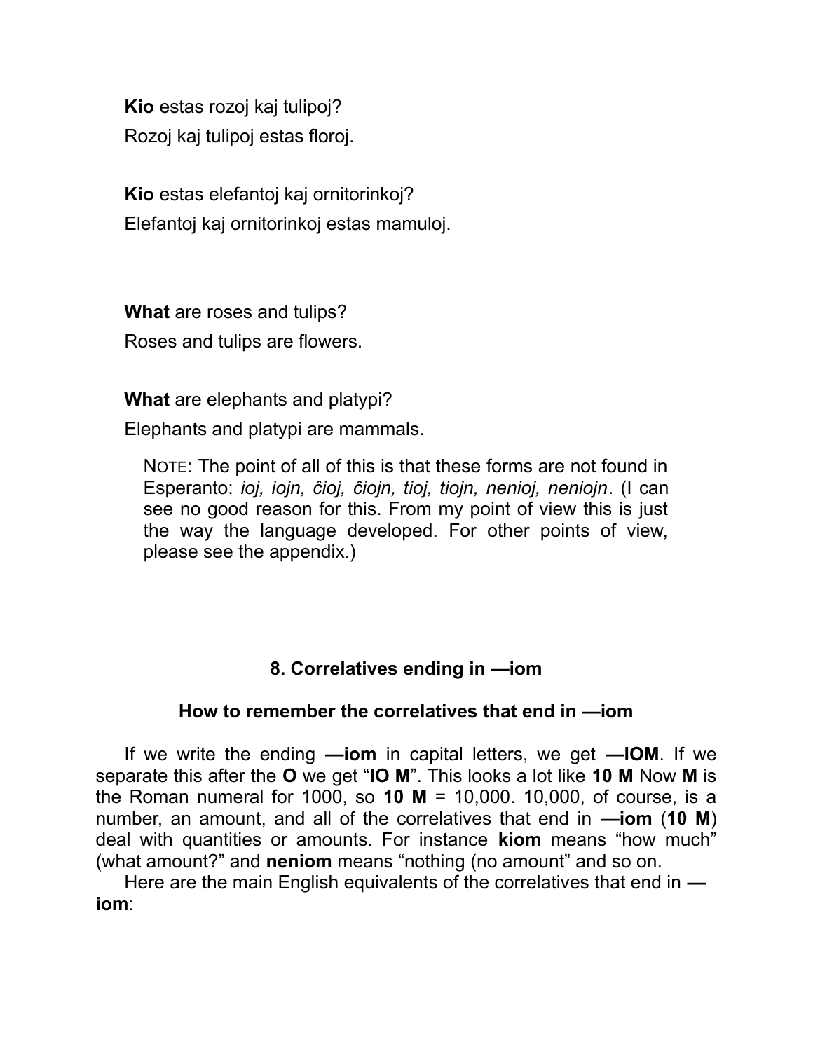**Kio** estas rozoj kaj tulipoj?

Rozoj kaj tulipoj estas floroj.

**Kio** estas elefantoj kaj ornitorinkoj?

Elefantoj kaj ornitorinkoj estas mamuloj.

**What** are roses and tulips?

Roses and tulips are flowers.

**What** are elephants and platypi?

Elephants and platypi are mammals.

> NOTE: The point of all of this is that these forms are not found in Esperanto: *ioj, iojn, ĉioj, ĉiojn, tioj, tiojn, nenioj, neniojn*. (I can see no good reason for this. From my point of view this is just the way the language developed. For other points of view, please see the appendix.)

## 8. Correlatives ending in —iom

### How to remember the correlatives that end in —iom

If we write the ending **—iom** in capital letters, we get **—IOM**. If we separate this after the **O** we get "**IO M**". This looks a lot like **10 M** Now **M** is the Roman numeral for 1000, so **10 M** = 10,000. 10,000, of course, is a number, an amount, and all of the correlatives that end in **—iom** (**10 M**) deal with quantities or amounts. For instance **kiom** means "how much" (what amount?" and **neniom** means "nothing (no amount" and so on.

Here are the main English equivalents of the correlatives that end in **—iom**: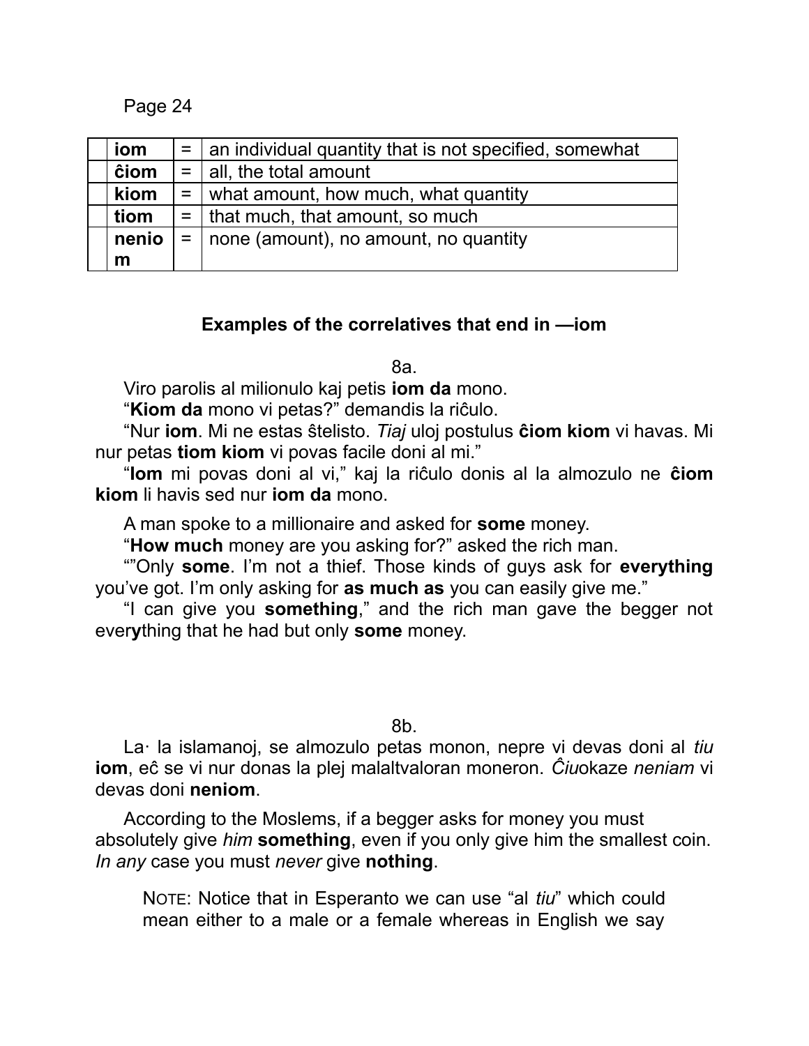| | | | |
|---|---|---|---|
| | **iom** | = | an individual quantity that is not specified, somewhat |
| | **ĉiom** | = | all, the total amount |
| | **kiom** | = | what amount, how much, what quantity |
| | **tiom** | = | that much, that amount, so much |
| | **neniom** | = | none (amount), no amount, no quantity |

### Examples of the correlatives that end in —iom

8a.

Viro parolis al milionulo kaj petis **iom da** mono.

"**Kiom da** mono vi petas?" demandis la riĉulo.

"Nur **iom**. Mi ne estas ŝtelisto. *Tiaj* uloj postulus **ĉiom kiom** vi havas. Mi nur petas **tiom kiom** vi povas facile doni al mi."

"**Iom** mi povas doni al vi," kaj la riĉulo donis al la almozulo ne **ĉiom kiom** li havis sed nur **iom da** mono.

A man spoke to a millionaire and asked for **some** money.

"**How much** money are you asking for?" asked the rich man.

""Only **some**. I'm not a thief. Those kinds of guys ask for **everything** you've got. I'm only asking for **as much as** you can easily give me."

"I can give you **something**," and the rich man gave the begger not ever**y**thing that he had but only **some** money.

8b.

La· la islamanoj, se almozulo petas monon, nepre vi devas doni al *tiu* **iom**, eĉ se vi nur donas la plej malaltvaloran moneron. *Ĉiu*okaze *neniam* vi devas doni **neniom**.

According to the Moslems, if a begger asks for money you must absolutely give *him* **something**, even if you only give him the smallest coin. *In any* case you must *never* give **nothing**.

> NOTE: Notice that in Esperanto we can use "al *tiu*" which could mean either to a male or a female whereas in English we say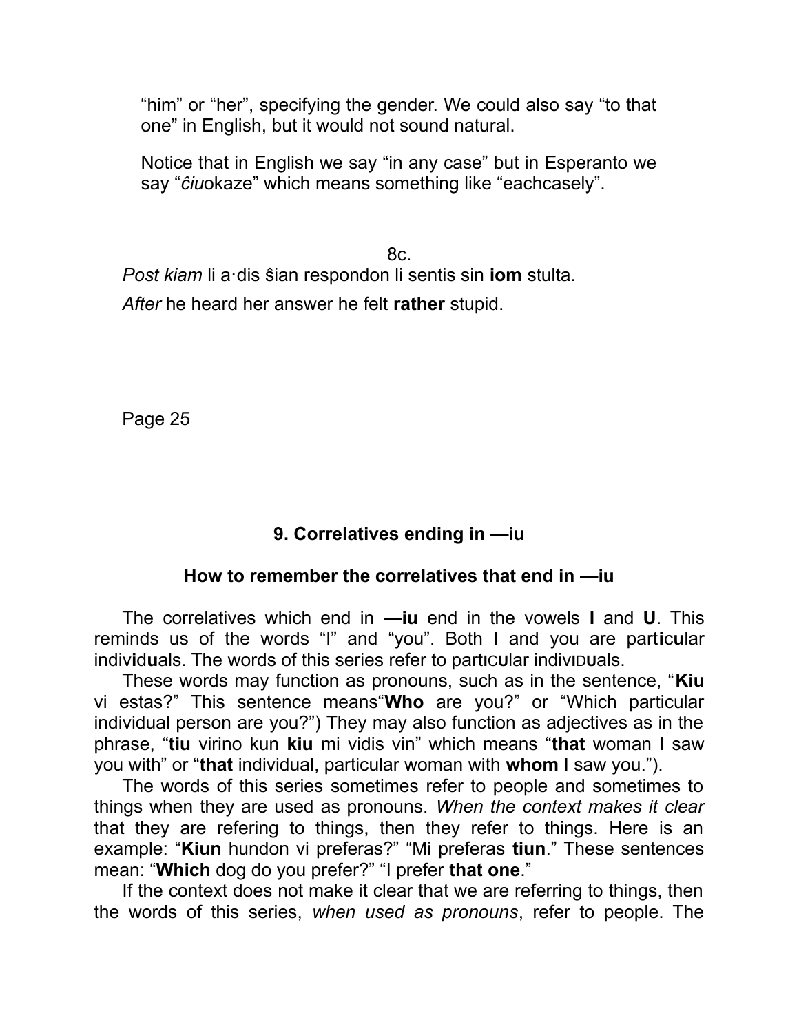"him" or "her", specifying the gender. We could also say "to that one" in English, but it would not sound natural.

Notice that in English we say "in any case" but in Esperanto we say "*ĉiu*okaze" which means something like "eachcasely".

8c.

*Post kiam* li a·dis ŝian respondon li sentis sin **iom** stulta.

*After* he heard her answer he felt **rather** stupid.

Page 25

## 9. Correlatives ending in —iu

### How to remember the correlatives that end in —iu

The correlatives which end in **—iu** end in the vowels **I** and **U**. This reminds us of the words "I" and "you". Both I and you are part**i**c**u**lar indiv**i**d**u**als. The words of this series refer to partICUlar indivIDUals.

These words may function as pronouns, such as in the sentence, "**Kiu** vi estas?" This sentence means"**Who** are you?" or "Which particular individual person are you?") They may also function as adjectives as in the phrase, "**tiu** virino kun **kiu** mi vidis vin" which means "**that** woman I saw you with" or "**that** individual, particular woman with **whom** I saw you.").

The words of this series sometimes refer to people and sometimes to things when they are used as pronouns. *When the context makes it clear* that they are refering to things, then they refer to things. Here is an example: "**Kiun** hundon vi preferas?" "Mi preferas **tiun**." These sentences mean: "**Which** dog do you prefer?" "I prefer **that one**."

If the context does not make it clear that we are referring to things, then the words of this series, *when used as pronouns*, refer to people. The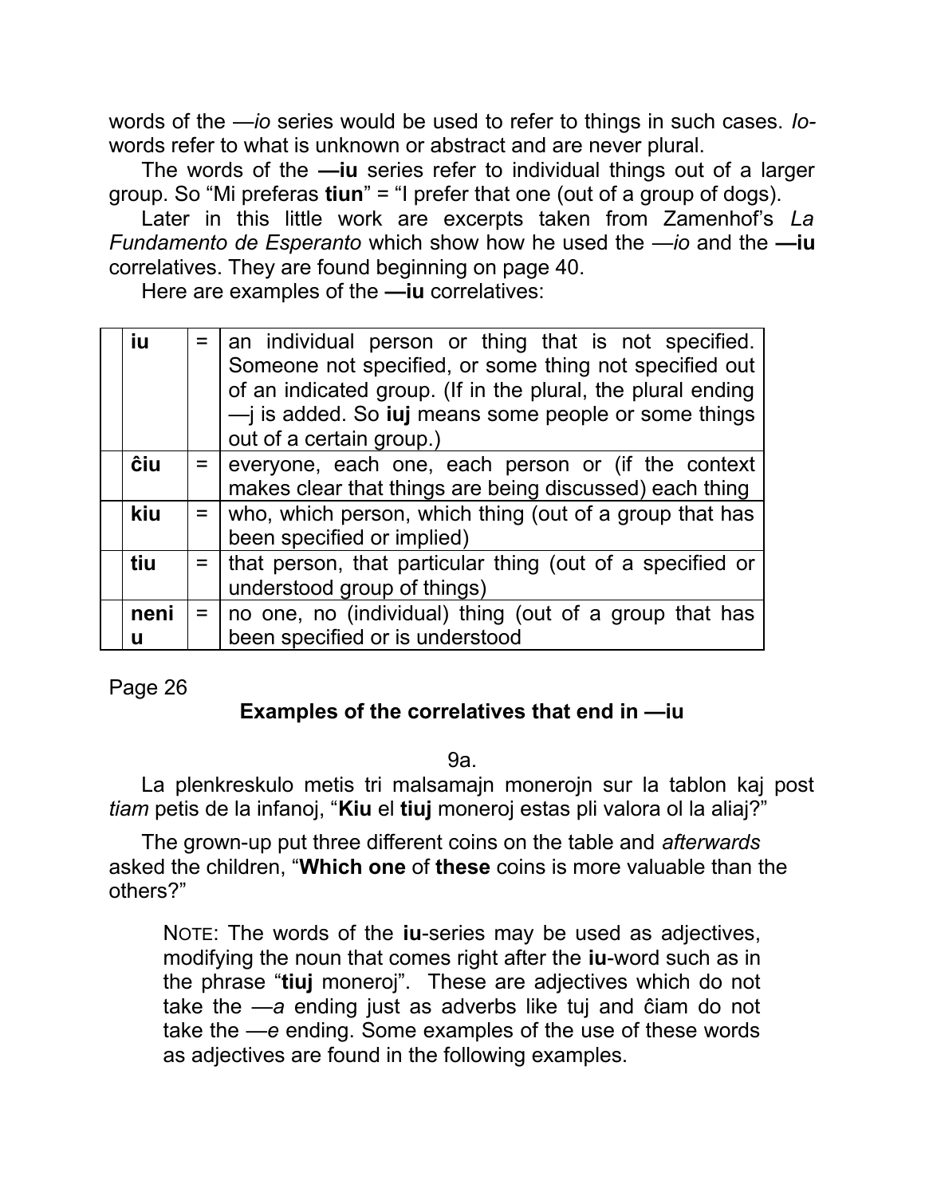words of the —*io* series would be used to refer to things in such cases. *Io*-words refer to what is unknown or abstract and are never plural.

The words of the **—iu** series refer to individual things out of a larger group. So "Mi preferas **tiun**" = "I prefer that one (out of a group of dogs).

Later in this little work are excerpts taken from Zamenhof's *La Fundamento de Esperanto* which show how he used the —*io* and the **—iu** correlatives. They are found beginning on page 40.

Here are examples of the **—iu** correlatives:

| | | | |
|---|---|---|---|
| | **iu** | = | an individual person or thing that is not specified. Someone not specified, or some thing not specified out of an indicated group. (If in the plural, the plural ending —j is added. So **iuj** means some people or some things out of a certain group.) |
| | **ĉiu** | = | everyone, each one, each person or (if the context makes clear that things are being discussed) each thing |
| | **kiu** | = | who, which person, which thing (out of a group that has been specified or implied) |
| | **tiu** | = | that person, that particular thing (out of a specified or understood group of things) |
| | **neniu** | = | no one, no (individual) thing (out of a group that has been specified or is understood |

Page 26

### Examples of the correlatives that end in —iu

9a.

La plenkreskulo metis tri malsamajn monerojn sur la tablon kaj post *tiam* petis de la infanoj, "**Kiu** el **tiuj** moneroj estas pli valora ol la aliaj?"

The grown-up put three different coins on the table and *afterwards* asked the children, "**Which one** of **these** coins is more valuable than the others?"

> NOTE: The words of the **iu**-series may be used as adjectives, modifying the noun that comes right after the **iu**-word such as in the phrase "**tiuj** moneroj". These are adjectives which do not take the —*a* ending just as adverbs like tuj and ĉiam do not take the —*e* ending. Some examples of the use of these words as adjectives are found in the following examples.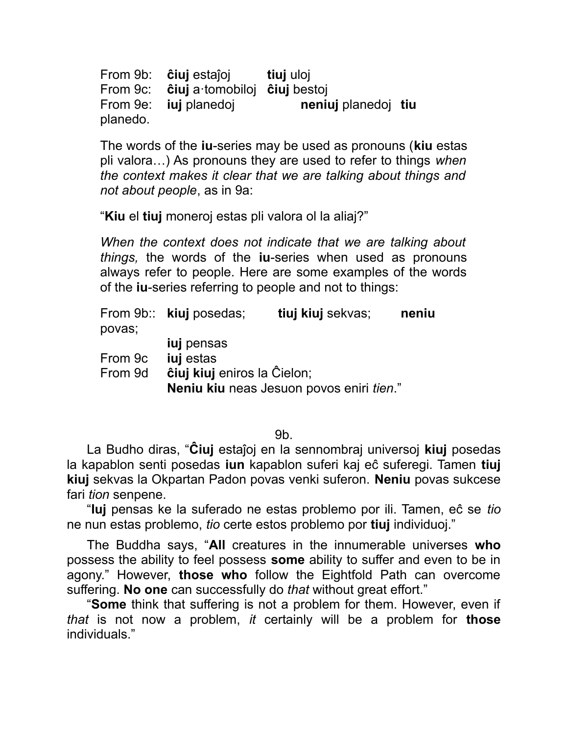From 9b: **ĉiuj** estaĵoj **tiuj** uloj
From 9c: **ĉiuj** a·tomobiloj **ĉiuj** bestoj
From 9e: **iuj** planedoj **neniuj** planedoj **tiu** planedo.

The words of the **iu**-series may be used as pronouns (**kiu** estas pli valora…) As pronouns they are used to refer to things *when the context makes it clear that we are talking about things and not about people*, as in 9a:

"**Kiu** el **tiuj** moneroj estas pli valora ol la aliaj?"

*When the context does not indicate that we are talking about things,* the words of the **iu**-series when used as pronouns always refer to people. Here are some examples of the words of the **iu**-series referring to people and not to things:

From 9b:: **kiuj** posedas; **tiuj kiuj** sekvas; **neniu** povas;
**iuj** pensas
From 9c **iuj** estas
From 9d **ĉiuj kiuj** eniros la Ĉielon;
**Neniu kiu** neas Jesuon povos eniri *tien*."

9b.

La Budho diras, "**Ĉiuj** estaĵoj en la sennombraj universoj **kiuj** posedas la kapablon senti posedas **iun** kapablon suferi kaj eĉ suferegi. Tamen **tiuj kiuj** sekvas la Okpartan Padon povas venki suferon. **Neniu** povas sukcese fari *tion* senpene.

"**Iuj** pensas ke la suferado ne estas problemo por ili. Tamen, eĉ se *tio* ne nun estas problemo, *tio* certe estos problemo por **tiuj** individuoj."

The Buddha says, "**All** creatures in the innumerable universes **who** possess the ability to feel possess **some** ability to suffer and even to be in agony." However, **those who** follow the Eightfold Path can overcome suffering. **No one** can successfully do *that* without great effort."

"**Some** think that suffering is not a problem for them. However, even if *that* is not now a problem, *it* certainly will be a problem for **those** individuals."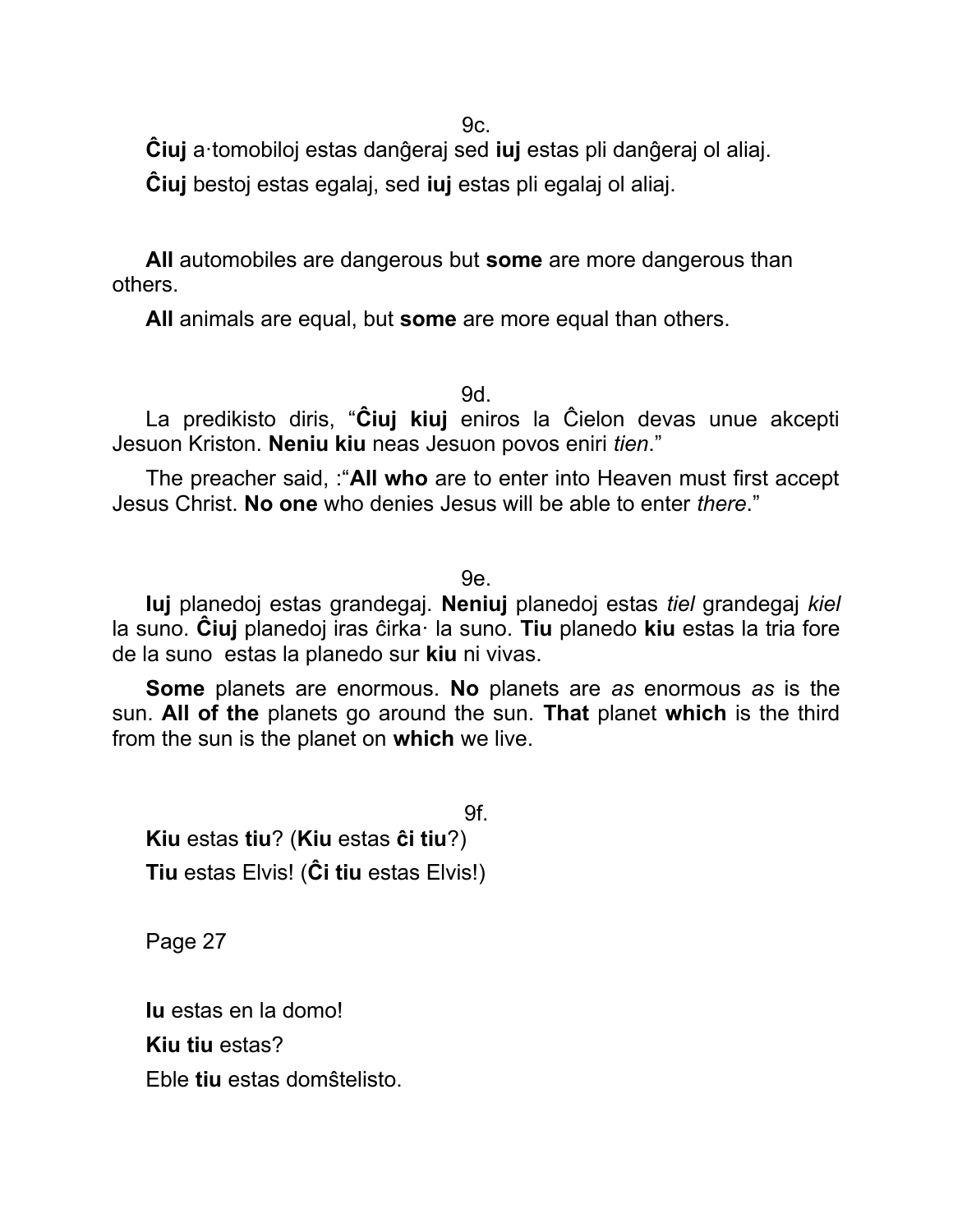9c.

**Ĉiuj** a·tomobiloj estas danĝeraj sed **iuj** estas pli danĝeraj ol aliaj.

**Ĉiuj** bestoj estas egalaj, sed **iuj** estas pli egalaj ol aliaj.

**All** automobiles are dangerous but **some** are more dangerous than others.

**All** animals are equal, but **some** are more equal than others.

9d.

La predikisto diris, "**Ĉiuj kiuj** eniros la Ĉielon devas unue akcepti Jesuon Kriston. **Neniu kiu** neas Jesuon povos eniri *tien*."

The preacher said, :"**All who** are to enter into Heaven must first accept Jesus Christ. **No one** who denies Jesus will be able to enter *there*."

9e.

**Iuj** planedoj estas grandegaj. **Neniuj** planedoj estas *tiel* grandegaj *kiel* la suno. **Ĉiuj** planedoj iras ĉirka· la suno. **Tiu** planedo **kiu** estas la tria fore de la suno estas la planedo sur **kiu** ni vivas.

**Some** planets are enormous. **No** planets are *as* enormous *as* is the sun. **All of the** planets go around the sun. **That** planet **which** is the third from the sun is the planet on **which** we live.

9f.

**Kiu** estas **tiu**? (**Kiu** estas **ĉi tiu**?)

**Tiu** estas Elvis! (**Ĉi tiu** estas Elvis!)

**Iu** estas en la domo!

**Kiu tiu** estas?

Eble **tiu** estas domŝtelisto.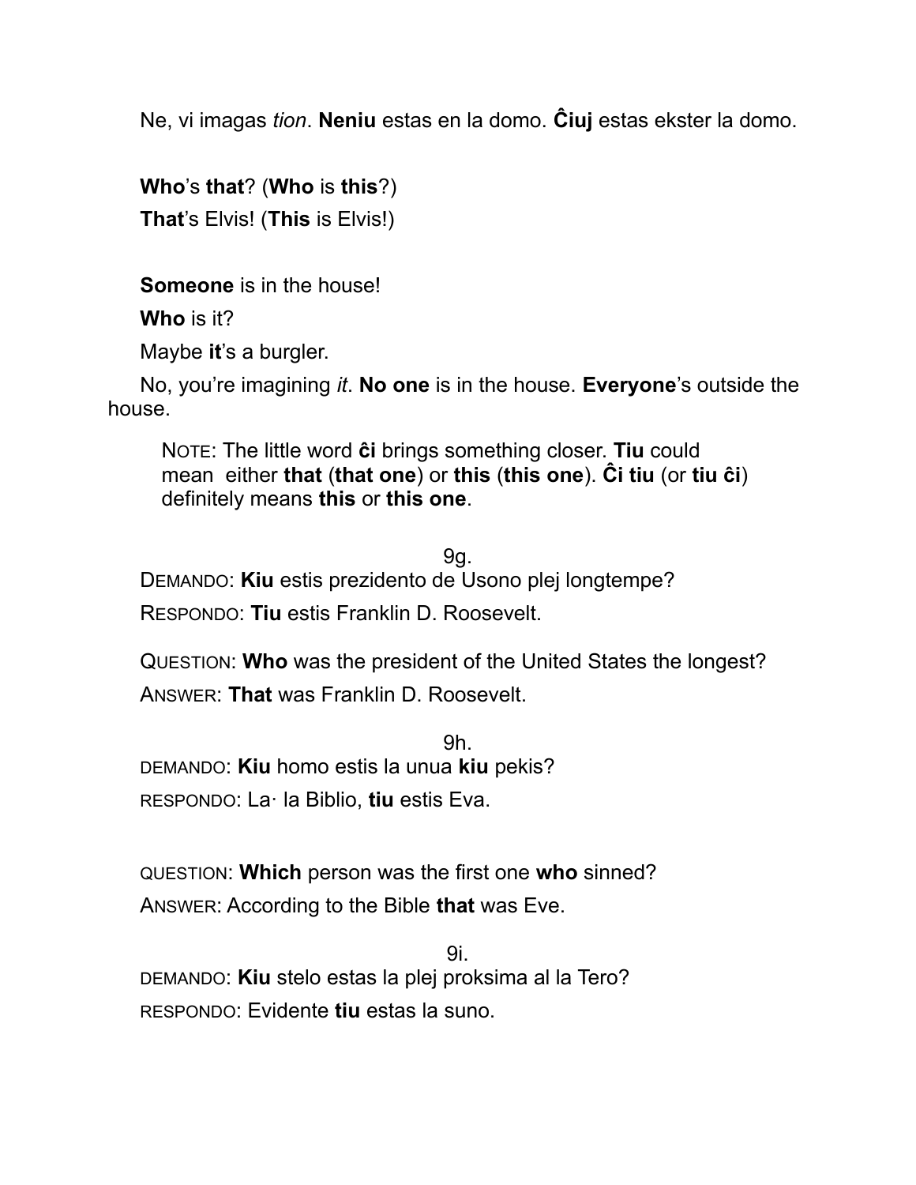Ne, vi imagas *tion*. **Neniu** estas en la domo. **Ĉiuj** estas ekster la domo.

**Who**'s **that**? (**Who** is **this**?)

**That**'s Elvis! (**This** is Elvis!)

**Someone** is in the house!

**Who** is it?

Maybe **it**'s a burgler.

No, you're imagining *it*. **No one** is in the house. **Everyone**'s outside the house.

> NOTE: The little word **ĉi** brings something closer. **Tiu** could mean either **that** (**that one**) or **this** (**this one**). **Ĉi tiu** (or **tiu ĉi**) definitely means **this** or **this one**.

9g.

DEMANDO: **Kiu** estis prezidento de Usono plej longtempe?

RESPONDO: **Tiu** estis Franklin D. Roosevelt.

QUESTION: **Who** was the president of the United States the longest?

ANSWER: **That** was Franklin D. Roosevelt.

9h.

DEMANDO: **Kiu** homo estis la unua **kiu** pekis?

RESPONDO: La· la Biblio, **tiu** estis Eva.

QUESTION: **Which** person was the first one **who** sinned?

ANSWER: According to the Bible **that** was Eve.

9i.

DEMANDO: **Kiu** stelo estas la plej proksima al la Tero?

RESPONDO: Evidente **tiu** estas la suno.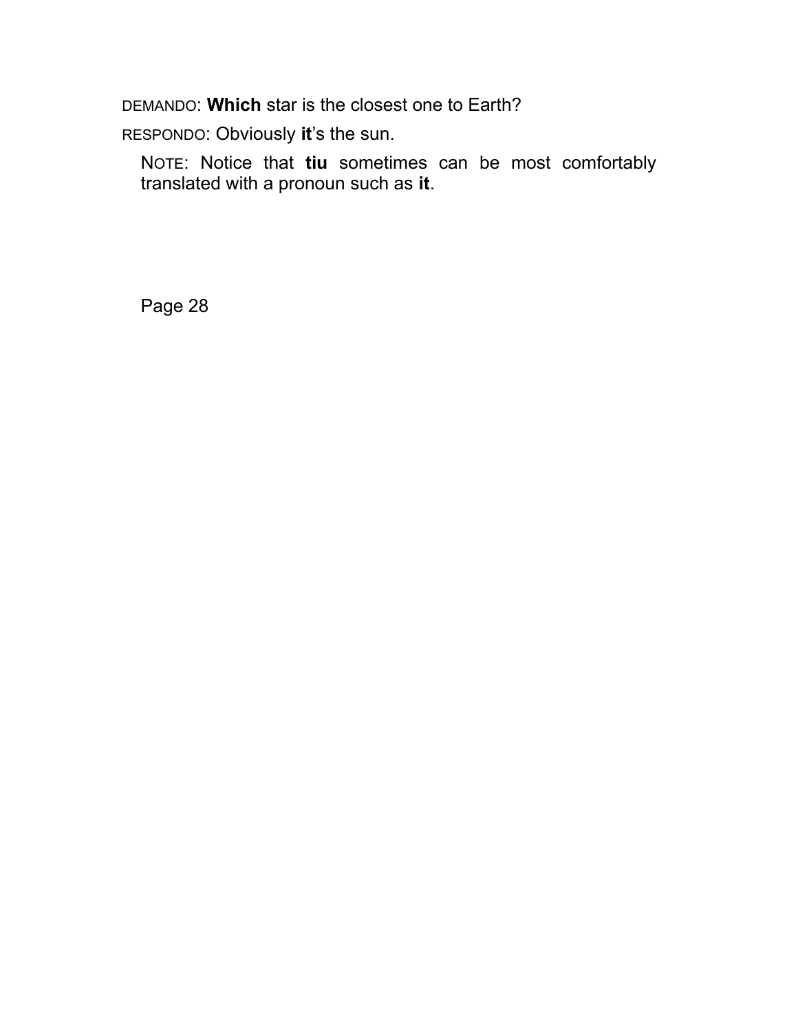DEMANDO: **Which** star is the closest one to Earth?

RESPONDO: Obviously **it**’s the sun.

NOTE: Notice that **tiu** sometimes can be most comfortably translated with a pronoun such as **it**.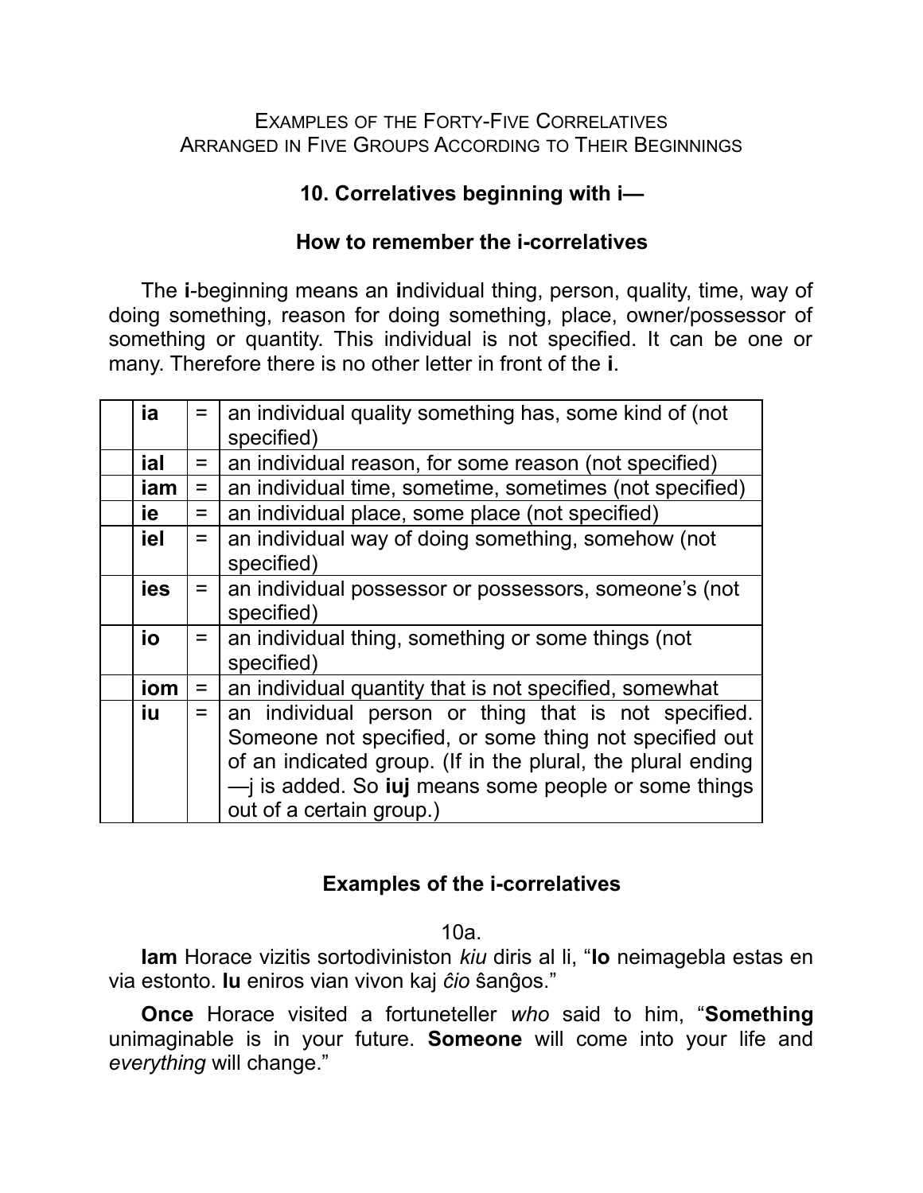EXAMPLES OF THE FORTY-FIVE CORRELATIVES
ARRANGED IN FIVE GROUPS ACCORDING TO THEIR BEGINNINGS

## 10. Correlatives beginning with i—

### How to remember the i-correlatives

The **i**-beginning means an **i**ndividual thing, person, quality, time, way of doing something, reason for doing something, place, owner/possessor of something or quantity. This individual is not specified. It can be one or many. Therefore there is no other letter in front of the **i**.

| | | | |
|---|---|---|---|
| | **ia** | = | an individual quality something has, some kind of (not specified) |
| | **ial** | = | an individual reason, for some reason (not specified) |
| | **iam** | = | an individual time, sometime, sometimes (not specified) |
| | **ie** | = | an individual place, some place (not specified) |
| | **iel** | = | an individual way of doing something, somehow (not specified) |
| | **ies** | = | an individual possessor or possessors, someone's (not specified) |
| | **io** | = | an individual thing, something or some things (not specified) |
| | **iom** | = | an individual quantity that is not specified, somewhat |
| | **iu** | = | an individual person or thing that is not specified. Someone not specified, or some thing not specified out of an indicated group. (If in the plural, the plural ending —j is added. So **iuj** means some people or some things out of a certain group.) |

### Examples of the i-correlatives

10a.

**Iam** Horace vizitis sortodiviniston *kiu* diris al li, "**Io** neimagebla estas en via estonto. **Iu** eniros vian vivon kaj *ĉio* ŝanĝos."

**Once** Horace visited a fortuneteller *who* said to him, "**Something** unimaginable is in your future. **Someone** will come into your life and *everything* will change."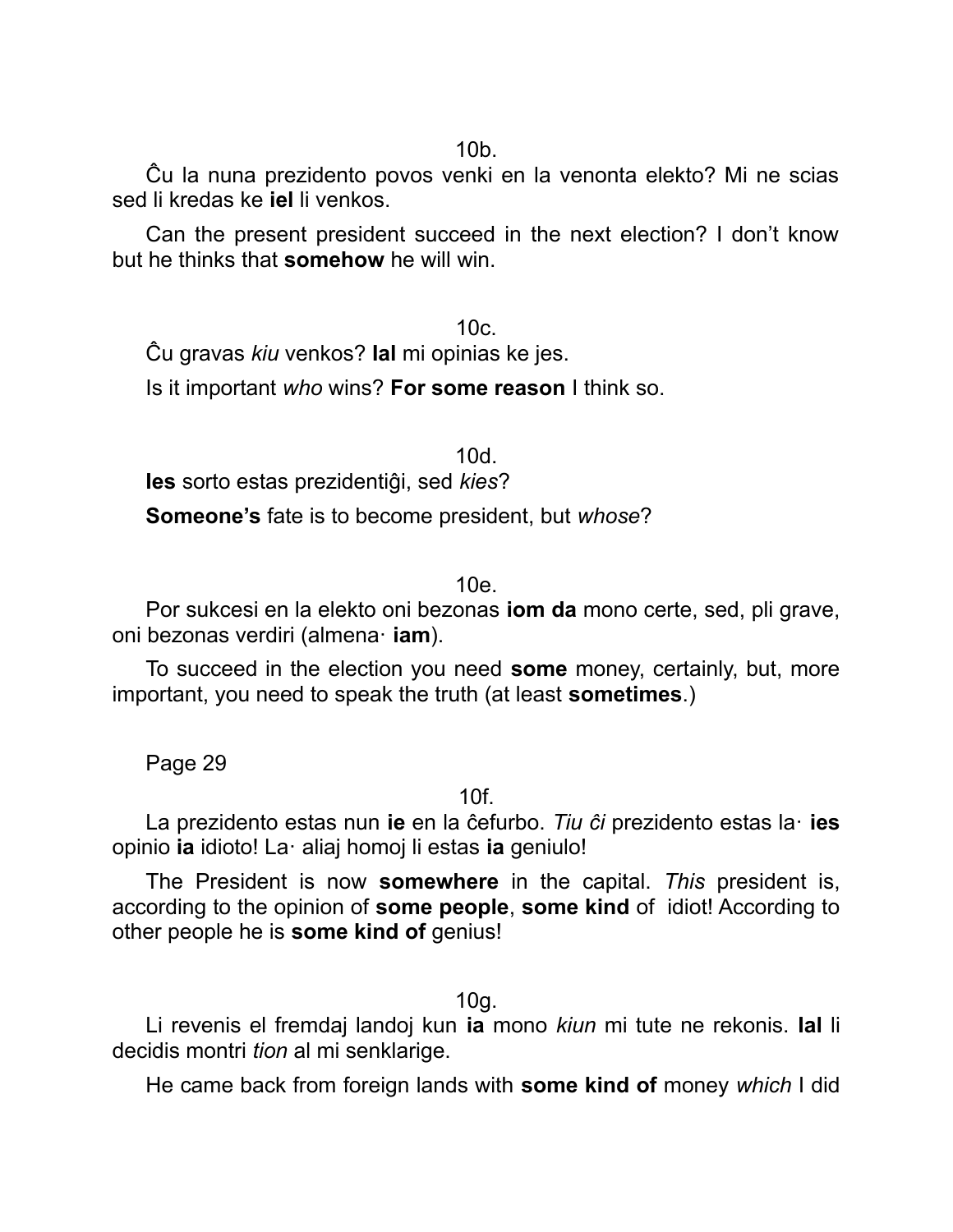10b.

Ĉu la nuna prezidento povos venki en la venonta elekto? Mi ne scias sed li kredas ke **iel** li venkos.

Can the present president succeed in the next election? I don't know but he thinks that **somehow** he will win.

10c.

Ĉu gravas *kiu* venkos? **Ial** mi opinias ke jes.

Is it important *who* wins? **For some reason** I think so.

10d.

**Ies** sorto estas prezidentiĝi, sed *kies*?

**Someone's** fate is to become president, but *whose*?

10e.

Por sukcesi en la elekto oni bezonas **iom da** mono certe, sed, pli grave, oni bezonas verdiri (almena· **iam**).

To succeed in the election you need **some** money, certainly, but, more important, you need to speak the truth (at least **sometimes**.)

Page 29

10f.

La prezidento estas nun **ie** en la ĉefurbo. *Tiu ĉi* prezidento estas la· **ies** opinio **ia** idioto! La· aliaj homoj li estas **ia** geniulo!

The President is now **somewhere** in the capital. *This* president is, according to the opinion of **some people**, **some kind** of idiot! According to other people he is **some kind of** genius!

10g.

Li revenis el fremdaj landoj kun **ia** mono *kiun* mi tute ne rekonis. **Ial** li decidis montri *tion* al mi senklarige.

He came back from foreign lands with **some kind of** money *which* I did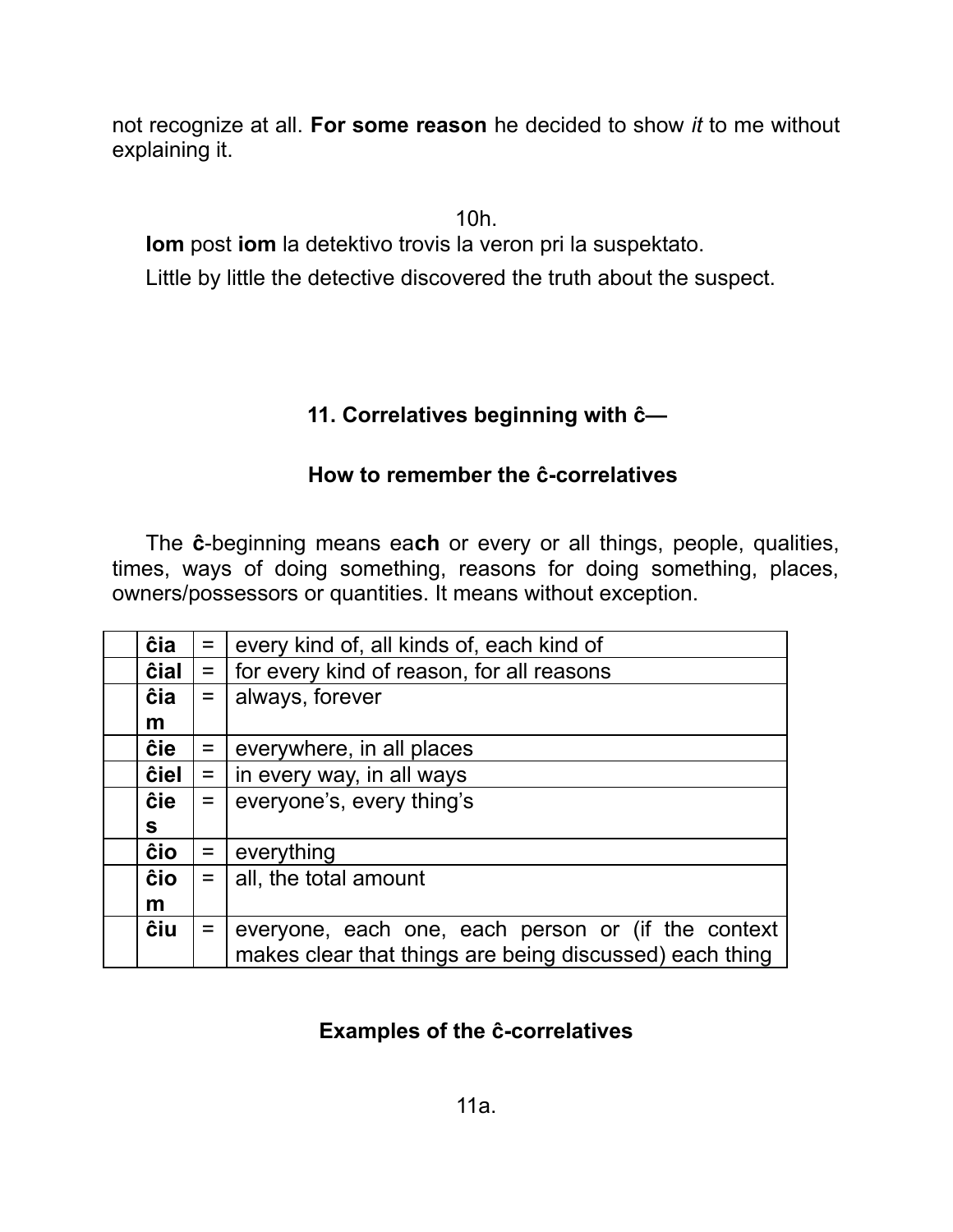not recognize at all. **For some reason** he decided to show *it* to me without explaining it.

10h.

**Iom** post **iom** la detektivo trovis la veron pri la suspektato.

Little by little the detective discovered the truth about the suspect.

### 11. Correlatives beginning with ĉ—

### How to remember the ĉ-correlatives

The **ĉ**-beginning means ea**ch** or every or all things, people, qualities, times, ways of doing something, reasons for doing something, places, owners/possessors or quantities. It means without exception.

| | | | |
|---|---|---|---|
| | **ĉia** | = | every kind of, all kinds of, each kind of |
| | **ĉial** | = | for every kind of reason, for all reasons |
| | **ĉiam** | = | always, forever |
| | **ĉie** | = | everywhere, in all places |
| | **ĉiel** | = | in every way, in all ways |
| | **ĉies** | = | everyone's, every thing's |
| | **ĉio** | = | everything |
| | **ĉiom** | = | all, the total amount |
| | **ĉiu** | = | everyone, each one, each person or (if the context makes clear that things are being discussed) each thing |

### Examples of the ĉ-correlatives

11a.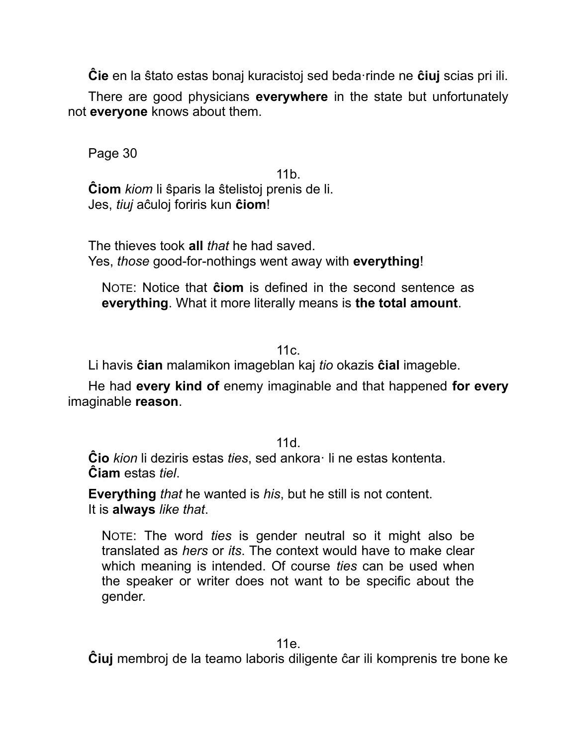**Ĉie** en la ŝtato estas bonaj kuracistoj sed beda·rinde ne **ĉiuj** scias pri ili.

There are good physicians **everywhere** in the state but unfortunately not **everyone** knows about them.

Page 30

11b.

**Ĉiom** *kiom* li ŝparis la ŝtelistoj prenis de li.
Jes, *tiuj* aĉuloj foriris kun **ĉiom**!

The thieves took **all** *that* he had saved.
Yes, *those* good-for-nothings went away with **everything**!

> NOTE: Notice that **ĉiom** is defined in the second sentence as **everything**. What it more literally means is **the total amount**.

11c.

Li havis **ĉian** malamikon imageblan kaj *tio* okazis **ĉial** imageble.

He had **every kind of** enemy imaginable and that happened **for every** imaginable **reason**.

11d.

**Ĉio** *kion* li deziris estas *ties*, sed ankora· li ne estas kontenta.
**Ĉiam** estas *tiel*.

**Everything** *that* he wanted is *his*, but he still is not content.
It is **always** *like that*.

> NOTE: The word *ties* is gender neutral so it might also be translated as *hers* or *its*. The context would have to make clear which meaning is intended. Of course *ties* can be used when the speaker or writer does not want to be specific about the gender.

11e.

**Ĉiuj** membroj de la teamo laboris diligente ĉar ili komprenis tre bone ke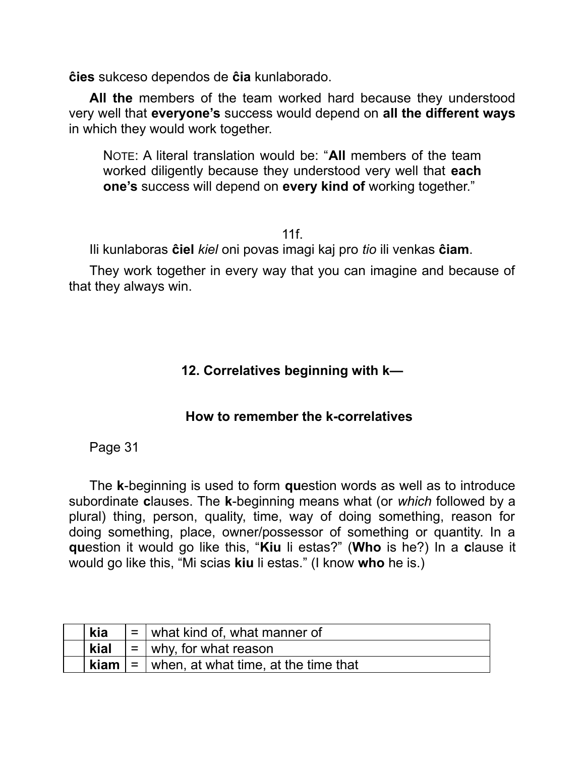**ĉies** sukceso dependos de **ĉia** kunlaborado.

**All the** members of the team worked hard because they understood very well that **everyone's** success would depend on **all the different ways** in which they would work together.

> NOTE: A literal translation would be: "**All** members of the team worked diligently because they understood very well that **each one's** success will depend on **every kind of** working together."

11f.

Ili kunlaboras **ĉiel** *kiel* oni povas imagi kaj pro *tio* ili venkas **ĉiam**.

They work together in every way that you can imagine and because of that they always win.

## 12. Correlatives beginning with k—

### How to remember the k-correlatives

Page 31

The **k**-beginning is used to form **qu**estion words as well as to introduce subordinate **c**lauses. The **k**-beginning means what (or *which* followed by a plural) thing, person, quality, time, way of doing something, reason for doing something, place, owner/possessor of something or quantity. In a **qu**estion it would go like this, "Kiu li estas?" (**Who** is he?) In a **c**lause it would go like this, "Mi scias **kiu** li estas." (I know **who** he is.)

| | | | |
|---|---|---|---|
| | **kia** | = | what kind of, what manner of |
| | **kial** | = | why, for what reason |
| | **kiam** | = | when, at what time, at the time that |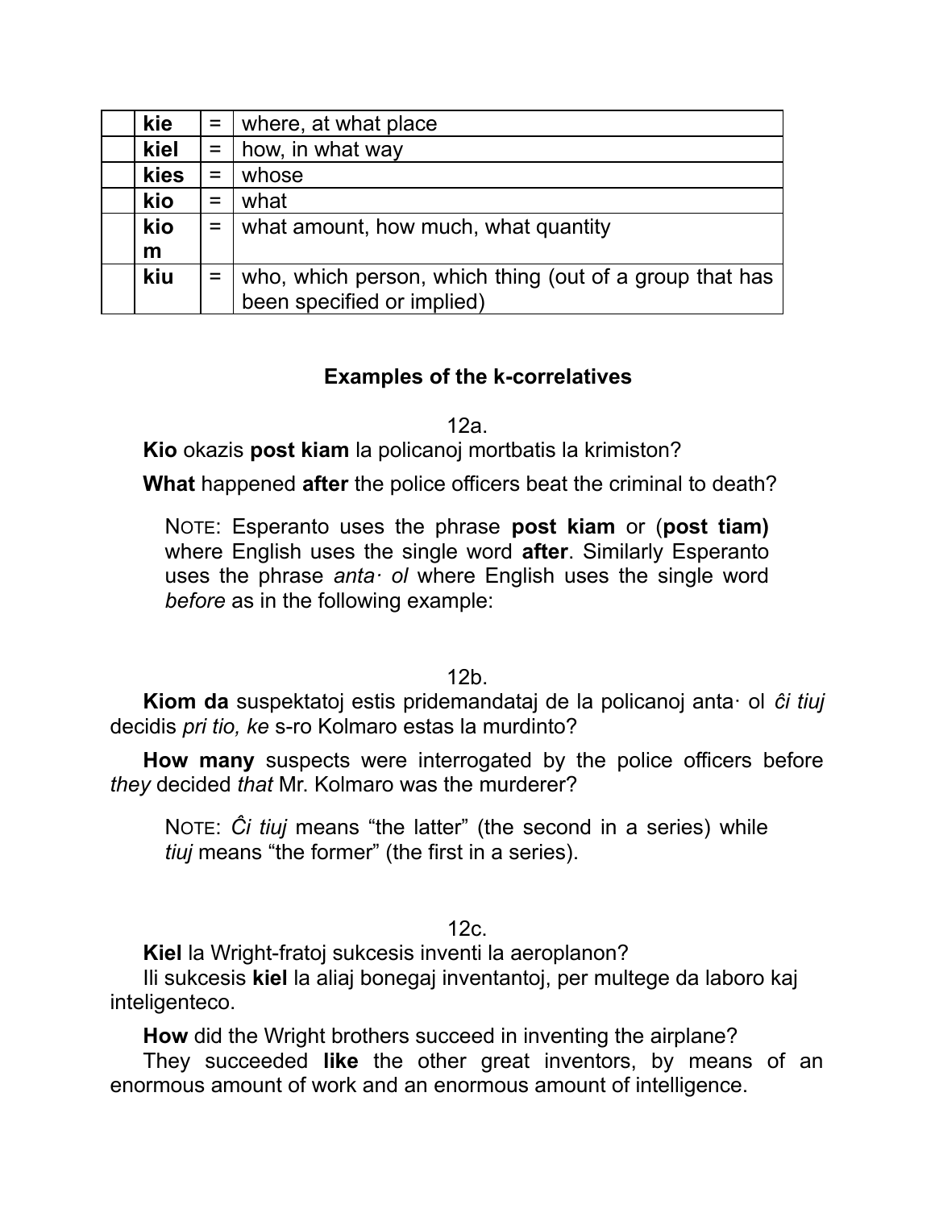|  | kie | = | where, at what place |
|---|---|---|---|
|  | kiel | = | how, in what way |
|  | kies | = | whose |
|  | kio | = | what |
|  | kiom | = | what amount, how much, what quantity |
|  | kiu | = | who, which person, which thing (out of a group that has been specified or implied) |

### Examples of the k-correlatives

12a.

**Kio** okazis **post kiam** la policanoj mortbatis la krimiston?

**What** happened **after** the police officers beat the criminal to death?

> NOTE: Esperanto uses the phrase **post kiam** or (**post tiam)** where English uses the single word **after**. Similarly Esperanto uses the phrase *anta· ol* where English uses the single word *before* as in the following example:

12b.

**Kiom da** suspektatoj estis pridemandataj de la policanoj anta· ol *ĉi tiuj* decidis *pri tio, ke* s-ro Kolmaro estas la murdinto?

**How many** suspects were interrogated by the police officers before *they* decided *that* Mr. Kolmaro was the murderer?

> NOTE: *Ĉi tiuj* means "the latter" (the second in a series) while *tiuj* means "the former" (the first in a series).

12c.

**Kiel** la Wright-fratoj sukcesis inventi la aeroplanon?
Ili sukcesis **kiel** la aliaj bonegaj inventantoj, per multege da laboro kaj inteligenteco.

**How** did the Wright brothers succeed in inventing the airplane?
They succeeded **like** the other great inventors, by means of an enormous amount of work and an enormous amount of intelligence.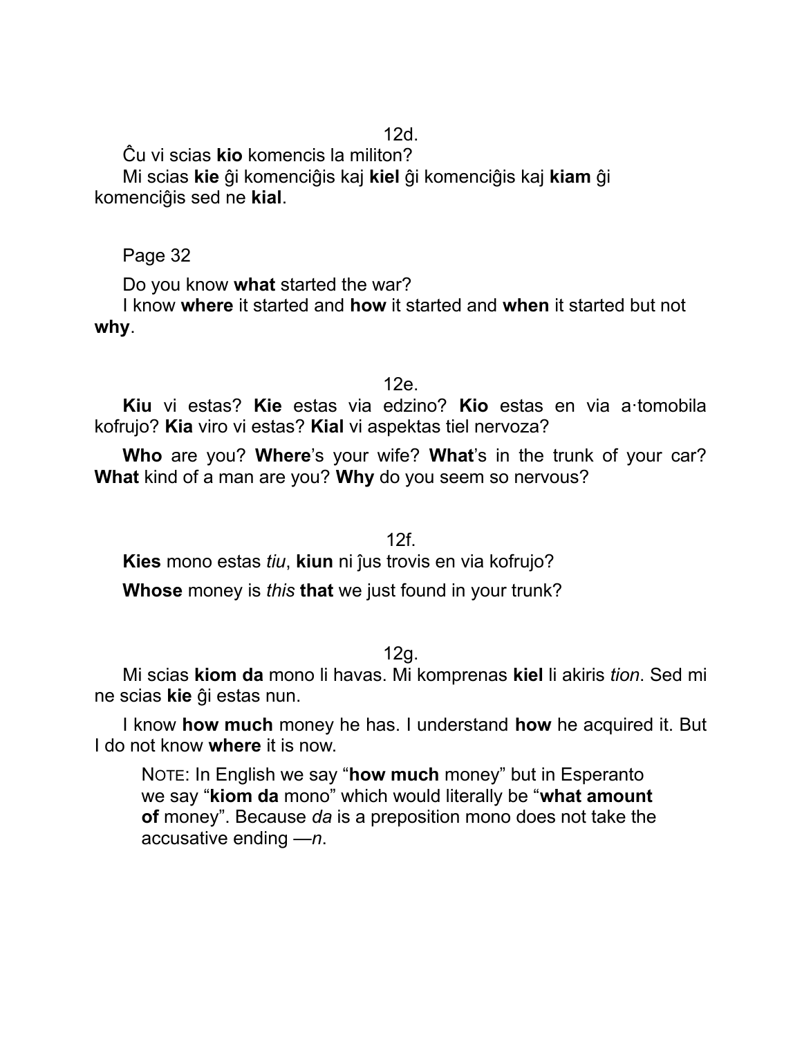12d.

Ĉu vi scias **kio** komencis la militon?

Mi scias **kie** ĝi komenciĝis kaj **kiel** ĝi komenciĝis kaj **kiam** ĝi komenciĝis sed ne **kial**.

Page 32

Do you know **what** started the war?

I know **where** it started and **how** it started and **when** it started but not **why**.

12e.

**Kiu** vi estas? **Kie** estas via edzino? **Kio** estas en via a·tomobila kofrujo? **Kia** viro vi estas? **Kial** vi aspektas tiel nervoza?

**Who** are you? **Where**'s your wife? **What**'s in the trunk of your car? **What** kind of a man are you? **Why** do you seem so nervous?

12f.

**Kies** mono estas *tiu*, **kiun** ni ĵus trovis en via kofrujo?

**Whose** money is *this* **that** we just found in your trunk?

12g.

Mi scias **kiom da** mono li havas. Mi komprenas **kiel** li akiris *tion*. Sed mi ne scias **kie** ĝi estas nun.

I know **how much** money he has. I understand **how** he acquired it. But I do not know **where** it is now.

> NOTE: In English we say "**how much** money" but in Esperanto we say "**kiom da** mono" which would literally be "**what amount of** money". Because *da* is a preposition mono does not take the accusative ending —*n*.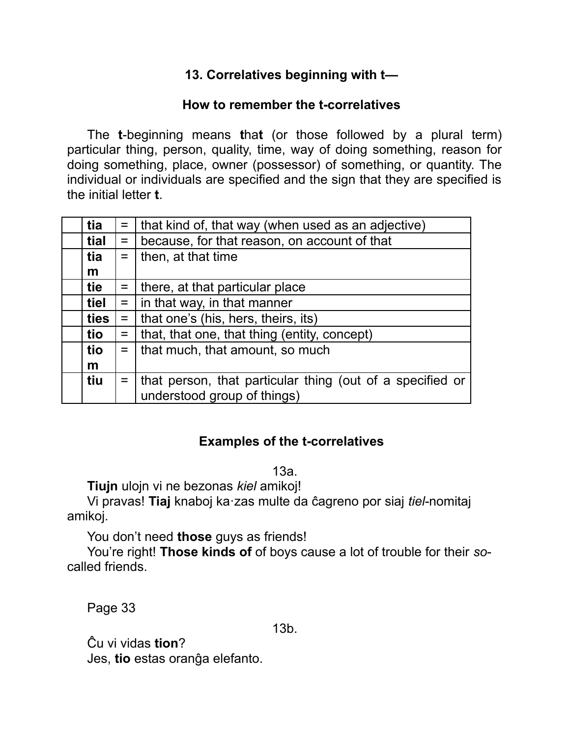## 13. Correlatives beginning with t—

### How to remember the t-correlatives

The **t**-beginning means **t**ha**t** (or those followed by a plural term) particular thing, person, quality, time, way of doing something, reason for doing something, place, owner (possessor) of something, or quantity. The individual or individuals are specified and the sign that they are specified is the initial letter **t**.

| | | | |
|---|---|---|---|
| | **tia** | = | that kind of, that way (when used as an adjective) |
| | **tial** | = | because, for that reason, on account of that |
| | **tiam** | = | then, at that time |
| | **tie** | = | there, at that particular place |
| | **tiel** | = | in that way, in that manner |
| | **ties** | = | that one's (his, hers, theirs, its) |
| | **tio** | = | that, that one, that thing (entity, concept) |
| | **tiom** | = | that much, that amount, so much |
| | **tiu** | = | that person, that particular thing (out of a specified or understood group of things) |

### Examples of the t-correlatives

13a.

**Tiujn** ulojn vi ne bezonas *kiel* amikoj!
Vi pravas! **Tiaj** knaboj ka·zas multe da ĉagreno por siaj *tiel*-nomitaj amikoj.

You don't need **those** guys as friends!
You're right! **Those kinds of** of boys cause a lot of trouble for their *so*-called friends.

Page 33

13b.

Ĉu vi vidas **tion**?
Jes, **tio** estas oranĝa elefanto.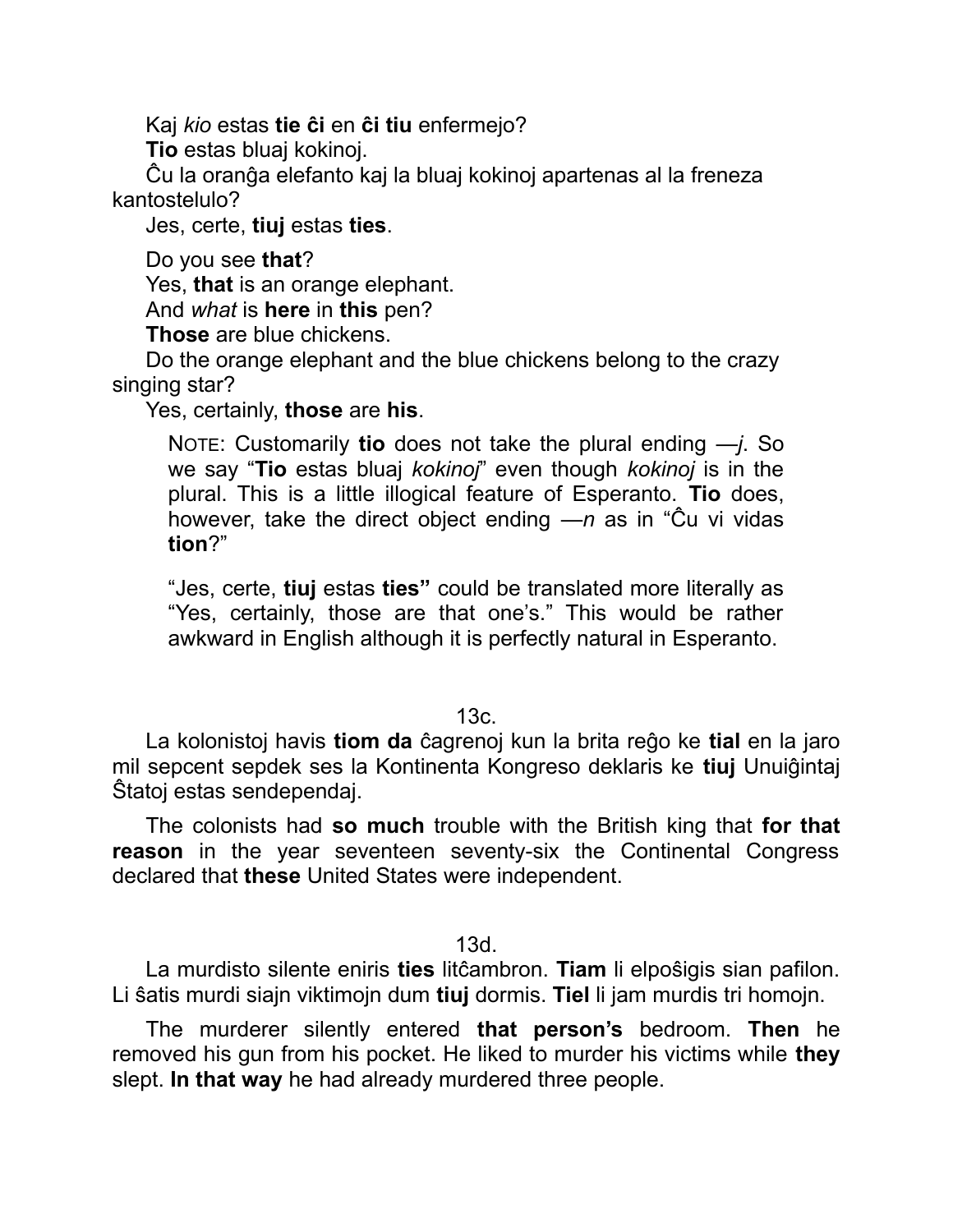Kaj *kio* estas **tie ĉi** en **ĉi tiu** enfermejo?

**Tio** estas bluaj kokinoj.

Ĉu la oranĝa elefanto kaj la bluaj kokinoj apartenas al la freneza kantostelulo?

Jes, certe, **tiuj** estas **ties**.

Do you see **that**?

Yes, **that** is an orange elephant.

And *what* is **here** in **this** pen?

**Those** are blue chickens.

Do the orange elephant and the blue chickens belong to the crazy singing star?

Yes, certainly, **those** are **his**.

> NOTE: Customarily **tio** does not take the plural ending —*j*. So we say "**Tio** estas bluaj *kokinoj*" even though *kokinoj* is in the plural. This is a little illogical feature of Esperanto. **Tio** does, however, take the direct object ending —*n* as in "Ĉu vi vidas **tion**?"
>
> "Jes, certe, **tiuj** estas **ties"** could be translated more literally as "Yes, certainly, those are that one's." This would be rather awkward in English although it is perfectly natural in Esperanto.

13c.

La kolonistoj havis **tiom da** ĉagrenoj kun la brita reĝo ke **tial** en la jaro mil sepcent sepdek ses la Kontinenta Kongreso deklaris ke **tiuj** Unuiĝintaj Ŝtatoj estas sendependaj.

The colonists had **so much** trouble with the British king that **for that reason** in the year seventeen seventy-six the Continental Congress declared that **these** United States were independent.

13d.

La murdisto silente eniris **ties** litĉambron. **Tiam** li elpoŝigis sian pafilon. Li ŝatis murdi siajn viktimojn dum **tiuj** dormis. **Tiel** li jam murdis tri homojn.

The murderer silently entered **that person's** bedroom. **Then** he removed his gun from his pocket. He liked to murder his victims while **they** slept. **In that way** he had already murdered three people.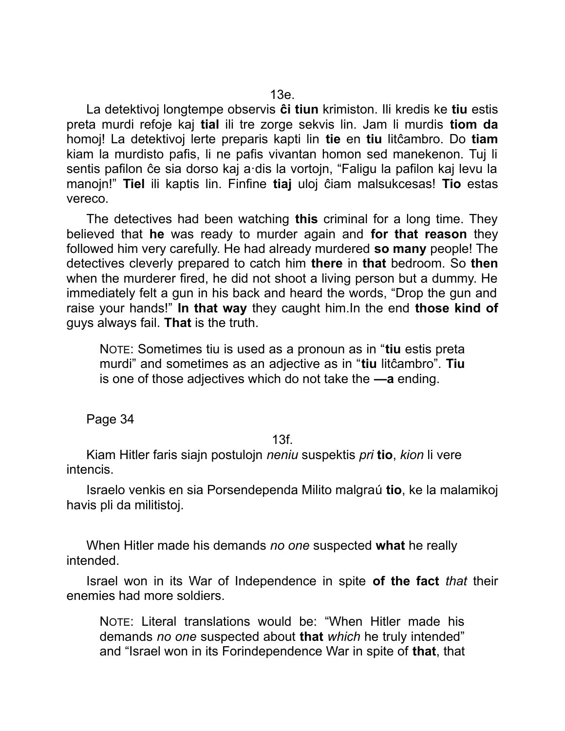13e.

La detektivoj longtempe observis **ĉi tiun** krimiston. Ili kredis ke **tiu** estis preta murdi refoje kaj **tial** ili tre zorge sekvis lin. Jam li murdis **tiom da** homoj! La detektivoj lerte preparis kapti lin **tie** en **tiu** litĉambro. Do **tiam** kiam la murdisto pafis, li ne pafis vivantan homon sed manekenon. Tuj li sentis pafilon ĉe sia dorso kaj a·dis la vortojn, “Faligu la pafilon kaj levu la manojn!” **Tiel** ili kaptis lin. Finfine **tiaj** uloj ĉiam malsukcesas! **Tio** estas vereco.

The detectives had been watching **this** criminal for a long time. They believed that **he** was ready to murder again and **for that reason** they followed him very carefully. He had already murdered **so many** people! The detectives cleverly prepared to catch him **there** in **that** bedroom. So **then** when the murderer fired, he did not shoot a living person but a dummy. He immediately felt a gun in his back and heard the words, “Drop the gun and raise your hands!” **In that way** they caught him.In the end **those kind of** guys always fail. **That** is the truth.

> NOTE: Sometimes tiu is used as a pronoun as in “**tiu** estis preta murdi” and sometimes as an adjective as in “**tiu** litĉambro”. **Tiu** is one of those adjectives which do not take the **—a** ending.

Page 34

13f.

Kiam Hitler faris siajn postulojn *neniu* suspektis *pri* **tio**, *kion* li vere intencis.

Israelo venkis en sia Porsendependa Milito malgraú **tio**, ke la malamikoj havis pli da militistoj.

When Hitler made his demands *no one* suspected **what** he really intended.

Israel won in its War of Independence in spite **of the fact** *that* their enemies had more soldiers.

> NOTE: Literal translations would be: “When Hitler made his demands *no one* suspected about **that** *which* he truly intended” and “Israel won in its Forindependence War in spite of **that**, that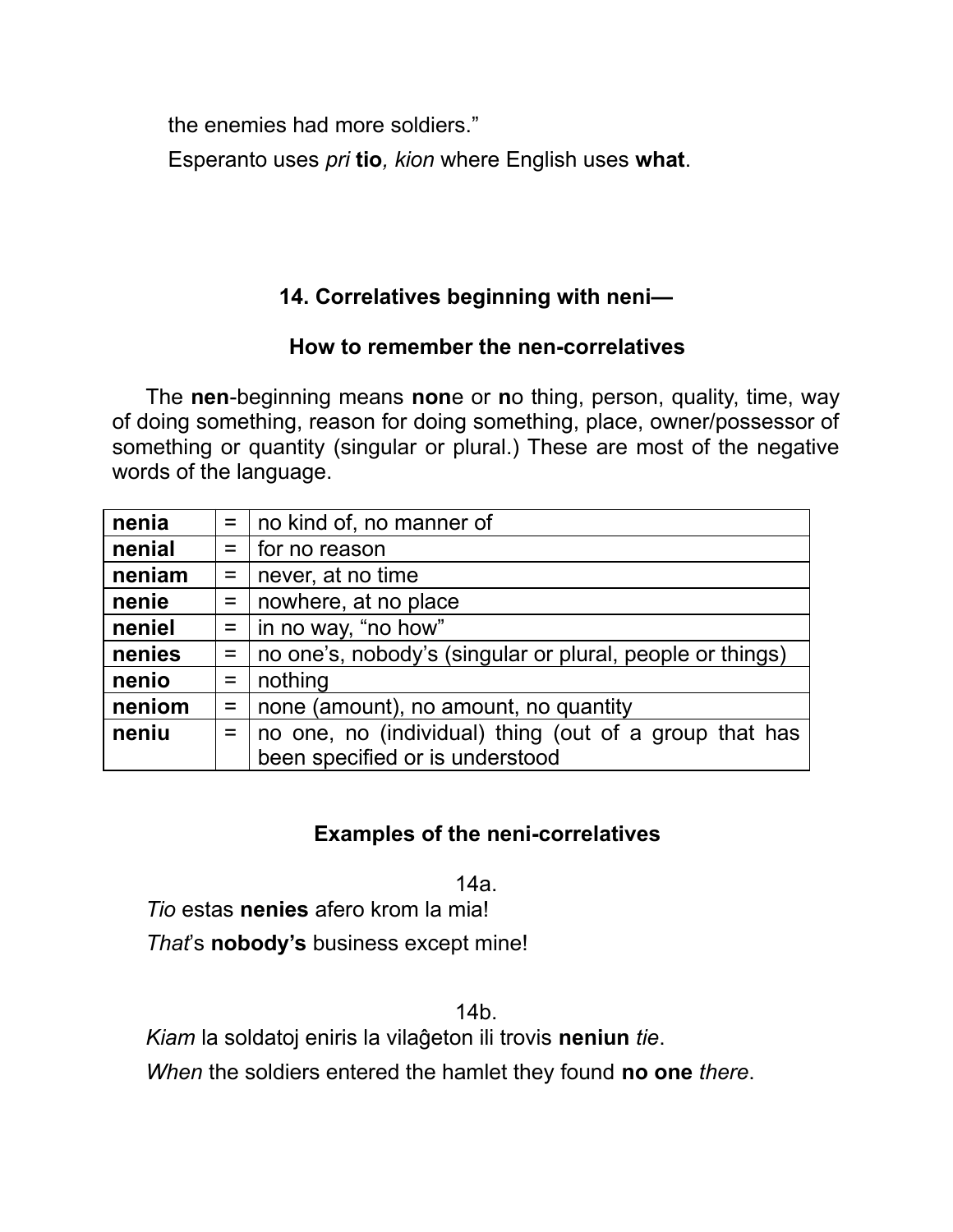the enemies had more soldiers."

Esperanto uses *pri* **tio***, kion* where English uses **what**.

### 14. Correlatives beginning with neni—

### How to remember the nen-correlatives

The **nen**-beginning means **non**e or **n**o thing, person, quality, time, way of doing something, reason for doing something, place, owner/possessor of something or quantity (singular or plural.) These are most of the negative words of the language.

| | | |
|---|---|---|
| **nenia** | = | no kind of, no manner of |
| **nenial** | = | for no reason |
| **neniam** | = | never, at no time |
| **nenie** | = | nowhere, at no place |
| **neniel** | = | in no way, "no how" |
| **nenies** | = | no one's, nobody's (singular or plural, people or things) |
| **nenio** | = | nothing |
| **neniom** | = | none (amount), no amount, no quantity |
| **neniu** | = | no one, no (individual) thing (out of a group that has been specified or is understood |

### Examples of the neni-correlatives

14a.

*Tio* estas **nenies** afero krom la mia!

*That*'s **nobody's** business except mine!

14b.

*Kiam* la soldatoj eniris la vilaĝeton ili trovis **neniun** *tie*.

*When* the soldiers entered the hamlet they found **no one** *there*.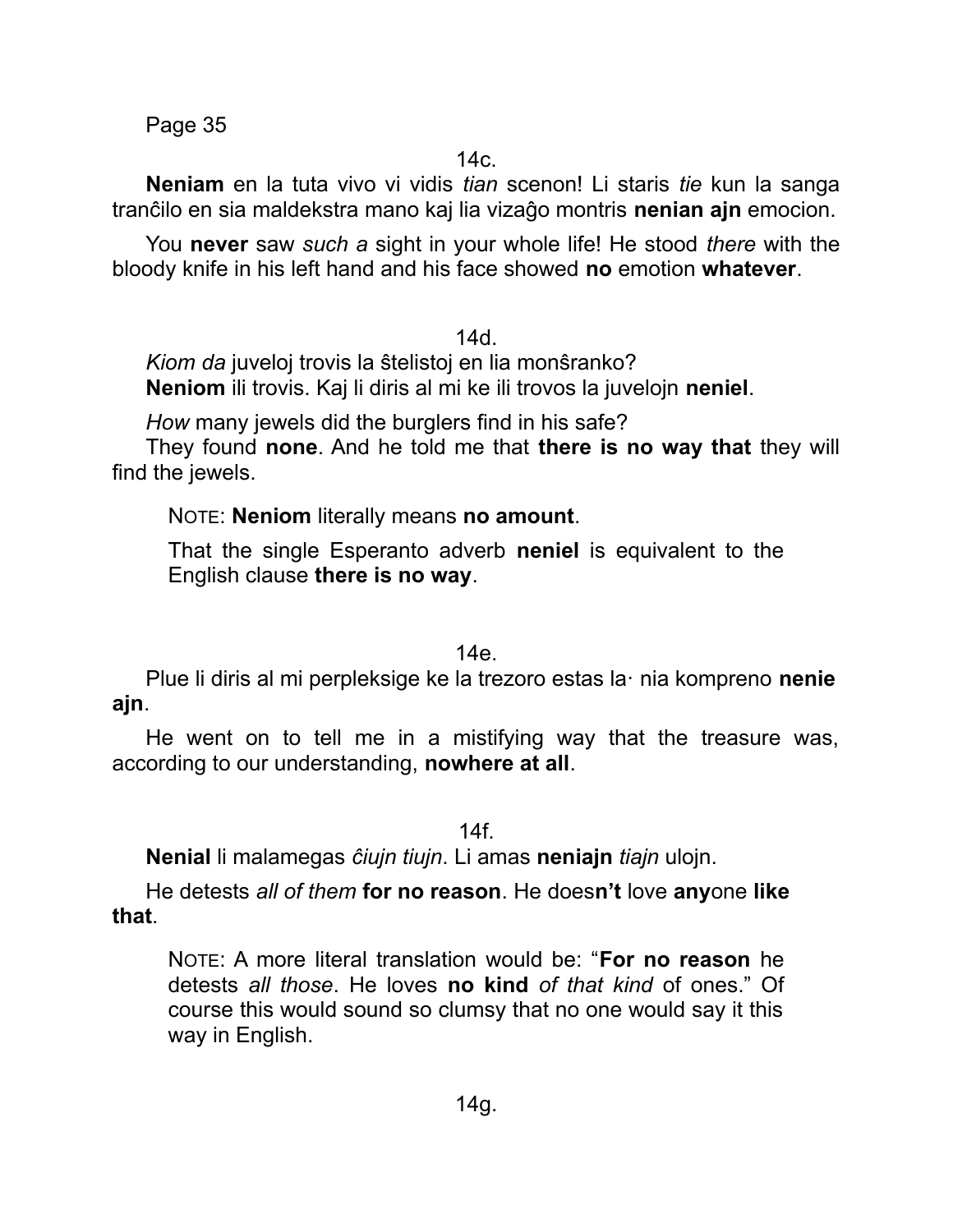14c.

**Neniam** en la tuta vivo vi vidis *tian* scenon! Li staris *tie* kun la sanga tranĉilo en sia maldekstra mano kaj lia vizaĝo montris **nenian ajn** emocion.

You **never** saw *such a* sight in your whole life! He stood *there* with the bloody knife in his left hand and his face showed **no** emotion **whatever**.

14d.

*Kiom da* juveloj trovis la ŝtelistoj en lia monŝranko?
**Neniom** ili trovis. Kaj li diris al mi ke ili trovos la juvelojn **neniel**.

*How* many jewels did the burglers find in his safe?
They found **none**. And he told me that **there is no way that** they will find the jewels.

> NOTE: **Neniom** literally means **no amount**.
>
> That the single Esperanto adverb **neniel** is equivalent to the English clause **there is no way**.

14e.

Plue li diris al mi perpleksige ke la trezoro estas la· nia kompreno **nenie ajn**.

He went on to tell me in a mistifying way that the treasure was, according to our understanding, **nowhere at all**.

14f.

**Nenial** li malamegas *ĉiujn tiujn*. Li amas **neniajn** *tiajn* ulojn.

He detests *all of them* **for no reason**. He does**n't** love **any**one **like that**.

> NOTE: A more literal translation would be: "**For no reason** he detests *all those*. He loves **no kind** *of that kind* of ones." Of course this would sound so clumsy that no one would say it this way in English.

14g.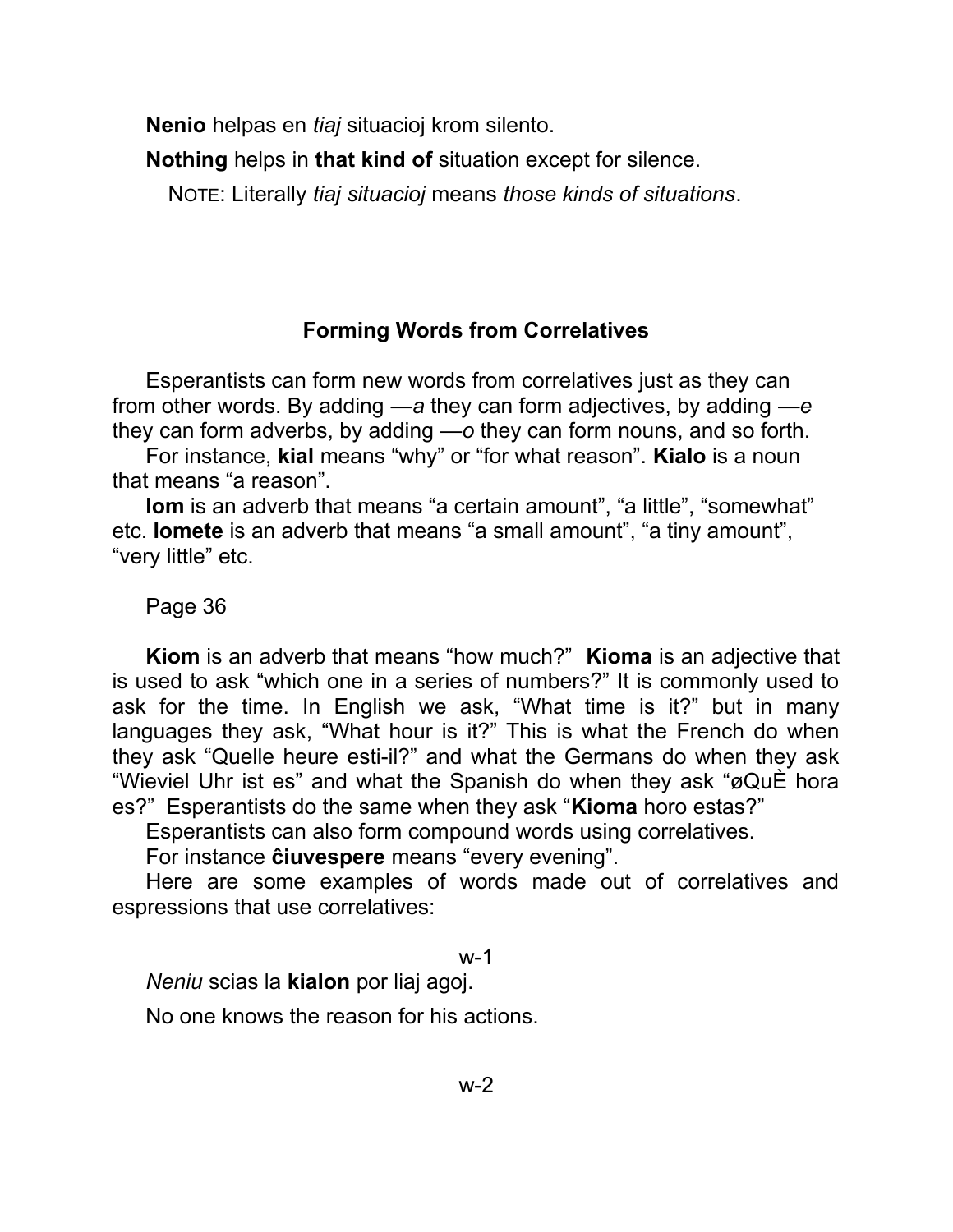**Nenio** helpas en *tiaj* situacioj krom silento.

**Nothing** helps in **that kind of** situation except for silence.

NOTE: Literally *tiaj situacioj* means *those kinds of situations*.

### Forming Words from Correlatives

Esperantists can form new words from correlatives just as they can from other words. By adding —*a* they can form adjectives, by adding —*e* they can form adverbs, by adding —*o* they can form nouns, and so forth.

For instance, **kial** means “why” or “for what reason”. **Kialo** is a noun that means “a reason”.

**Iom** is an adverb that means “a certain amount”, “a little”, “somewhat” etc. **Iomete** is an adverb that means “a small amount”, “a tiny amount”, “very little” etc.

Page 36

**Kiom** is an adverb that means “how much?” **Kioma** is an adjective that is used to ask “which one in a series of numbers?” It is commonly used to ask for the time. In English we ask, “What time is it?” but in many languages they ask, “What hour is it?” This is what the French do when they ask “Quelle heure esti-il?” and what the Germans do when they ask “Wieviel Uhr ist es” and what the Spanish do when they ask “øQuÈ hora es?” Esperantists do the same when they ask “**Kioma** horo estas?”

Esperantists can also form compound words using correlatives.

For instance **ĉiuvespere** means “every evening”.

Here are some examples of words made out of correlatives and espressions that use correlatives:

w-1

*Neniu* scias la **kialon** por liaj agoj.

No one knows the reason for his actions.

w-2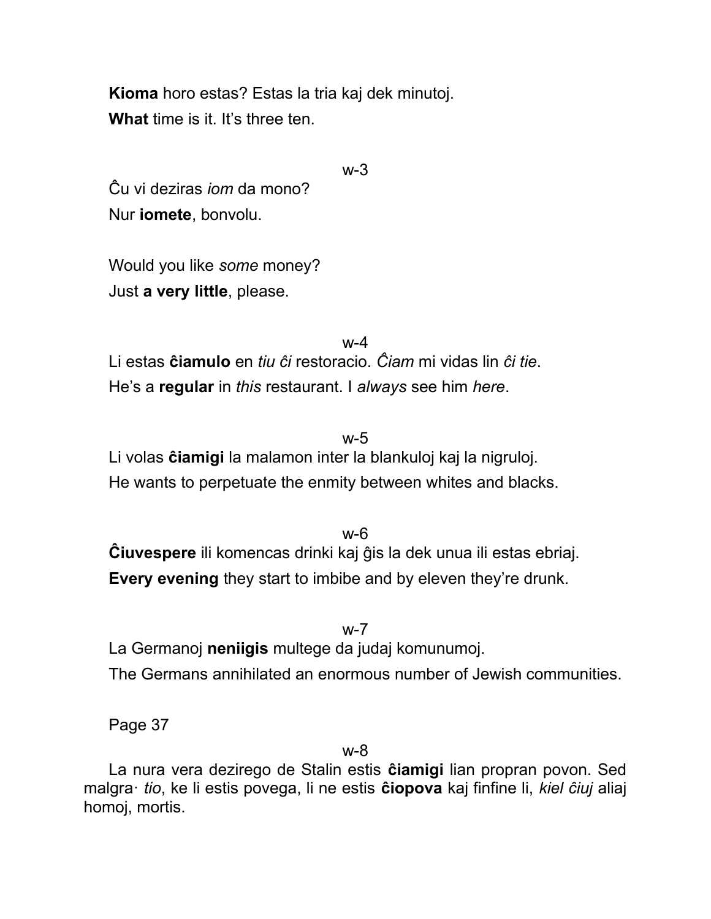**Kioma** horo estas? Estas la tria kaj dek minutoj.

**What** time is it. It's three ten.

w-3

Ĉu vi deziras *iom* da mono?

Nur **iomete**, bonvolu.

Would you like *some* money?

Just **a very little**, please.

w-4

Li estas **ĉiamulo** en *tiu ĉi* restoracio. *Ĉiam* mi vidas lin *ĉi tie*.

He's a **regular** in *this* restaurant. I *always* see him *here*.

w-5

Li volas **ĉiamigi** la malamon inter la blankuloj kaj la nigruloj.

He wants to perpetuate the enmity between whites and blacks.

w-6

**Ĉiuvespere** ili komencas drinki kaj ĝis la dek unua ili estas ebriaj.

**Every evening** they start to imbibe and by eleven they're drunk.

w-7

La Germanoj **neniigis** multege da judaj komunumoj.

The Germans annihilated an enormous number of Jewish communities.

Page 37

w-8

La nura vera dezirego de Stalin estis **ĉiamigi** lian propran povon. Sed malgra· *tio*, ke li estis povega, li ne estis **ĉiopova** kaj finfine li, *kiel ĉiuj* aliaj homoj, mortis.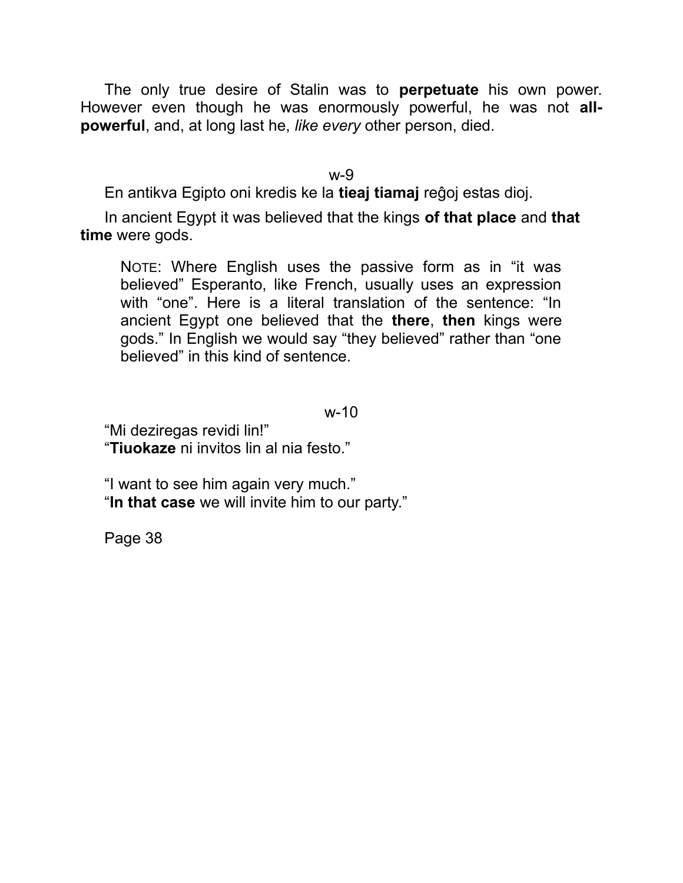The only true desire of Stalin was to **perpetuate** his own power. However even though he was enormously powerful, he was not **all-powerful**, and, at long last he, *like every* other person, died.

w-9

En antikva Egipto oni kredis ke la **tieaj tiamaj** reĝoj estas dioj.

In ancient Egypt it was believed that the kings **of that place** and **that time** were gods.

> NOTE: Where English uses the passive form as in "it was believed" Esperanto, like French, usually uses an expression with "one". Here is a literal translation of the sentence: "In ancient Egypt one believed that the **there**, **then** kings were gods." In English we would say "they believed" rather than "one believed" in this kind of sentence.

w-10

"Mi deziregas revidi lin!"
"**Tiuokaze** ni invitos lin al nia festo."

"I want to see him again very much."
"**In that case** we will invite him to our party."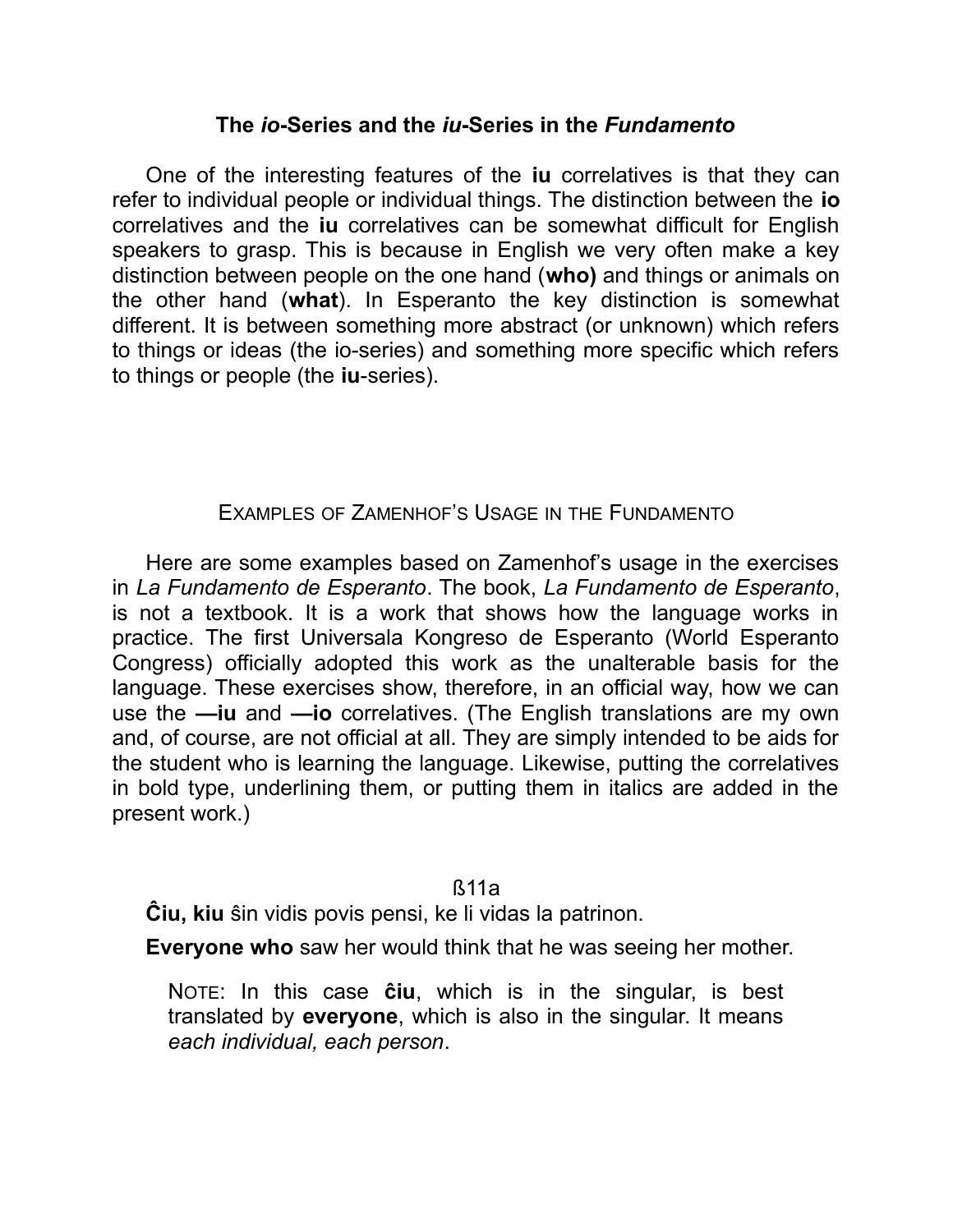## The *io*-Series and the *iu*-Series in the *Fundamento*

One of the interesting features of the **iu** correlatives is that they can refer to individual people or individual things. The distinction between the **io** correlatives and the **iu** correlatives can be somewhat difficult for English speakers to grasp. This is because in English we very often make a key distinction between people on the one hand (**who)** and things or animals on the other hand (**what**). In Esperanto the key distinction is somewhat different. It is between something more abstract (or unknown) which refers to things or ideas (the io-series) and something more specific which refers to things or people (the **iu**-series).

### Examples of Zamenhof's Usage in the Fundamento

Here are some examples based on Zamenhof's usage in the exercises in *La Fundamento de Esperanto*. The book, *La Fundamento de Esperanto*, is not a textbook. It is a work that shows how the language works in practice. The first Universala Kongreso de Esperanto (World Esperanto Congress) officially adopted this work as the unalterable basis for the language. These exercises show, therefore, in an official way, how we can use the **—iu** and **—io** correlatives. (The English translations are my own and, of course, are not official at all. They are simply intended to be aids for the student who is learning the language. Likewise, putting the correlatives in bold type, underlining them, or putting them in italics are added in the present work.)

ß11a

**Ĉiu, kiu** ŝin vidis povis pensi, ke li vidas la patrinon.

**Everyone who** saw her would think that he was seeing her mother.

> NOTE: In this case **ĉiu**, which is in the singular, is best translated by **everyone**, which is also in the singular. It means *each individual, each person*.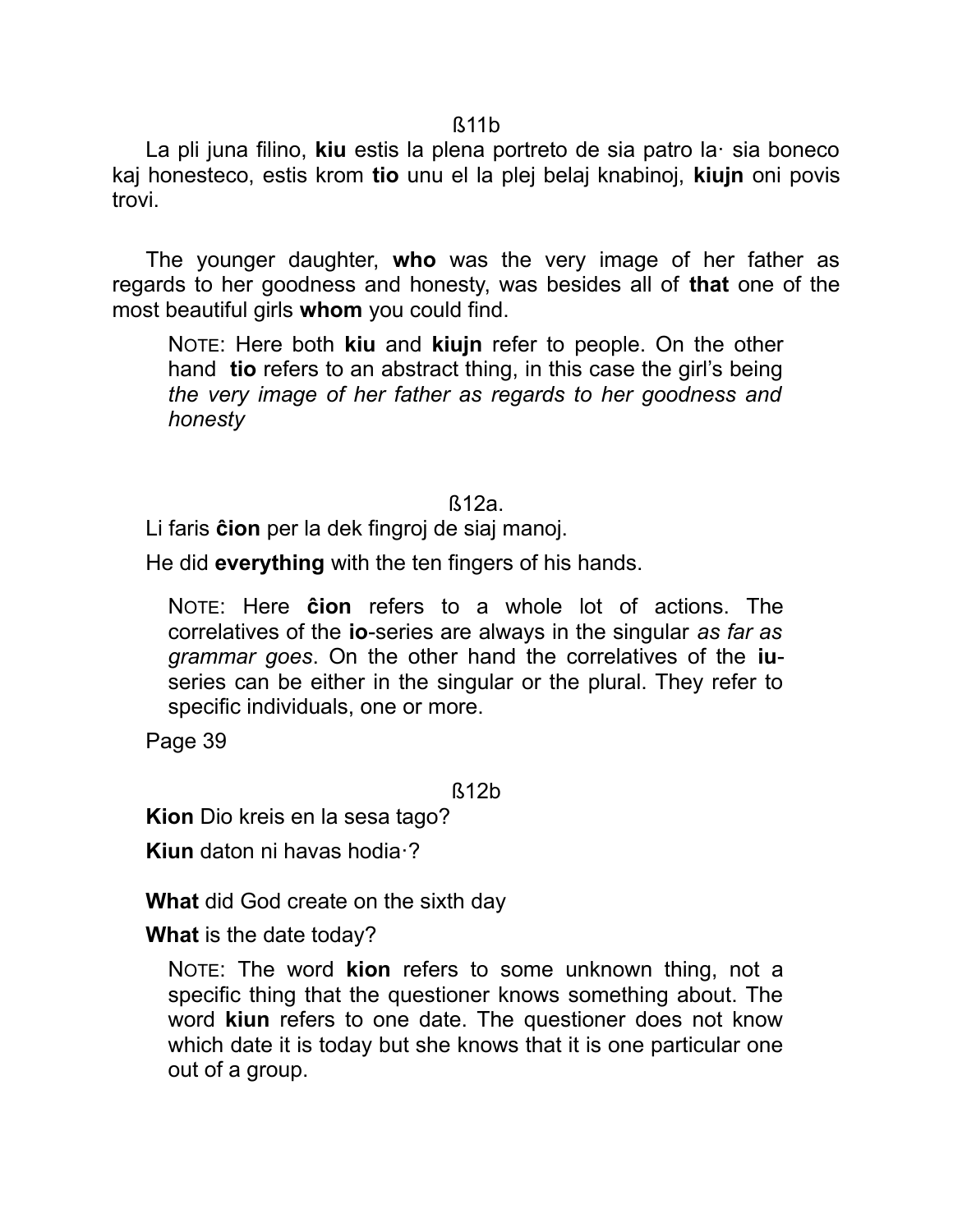ß11b

La pli juna filino, **kiu** estis la plena portreto de sia patro la· sia boneco kaj honesteco, estis krom **tio** unu el la plej belaj knabinoj, **kiujn** oni povis trovi.

The younger daughter, **who** was the very image of her father as regards to her goodness and honesty, was besides all of **that** one of the most beautiful girls **whom** you could find.

> NOTE: Here both **kiu** and **kiujn** refer to people. On the other hand **tio** refers to an abstract thing, in this case the girl's being *the very image of her father as regards to her goodness and honesty*

ß12a.

Li faris **ĉion** per la dek fingroj de siaj manoj.

He did **everything** with the ten fingers of his hands.

> NOTE: Here **ĉion** refers to a whole lot of actions. The correlatives of the **io**-series are always in the singular *as far as grammar goes*. On the other hand the correlatives of the **iu**-series can be either in the singular or the plural. They refer to specific individuals, one or more.

Page 39

ß12b

**Kion** Dio kreis en la sesa tago?

**Kiun** daton ni havas hodia·?

**What** did God create on the sixth day

**What** is the date today?

> NOTE: The word **kion** refers to some unknown thing, not a specific thing that the questioner knows something about. The word **kiun** refers to one date. The questioner does not know which date it is today but she knows that it is one particular one out of a group.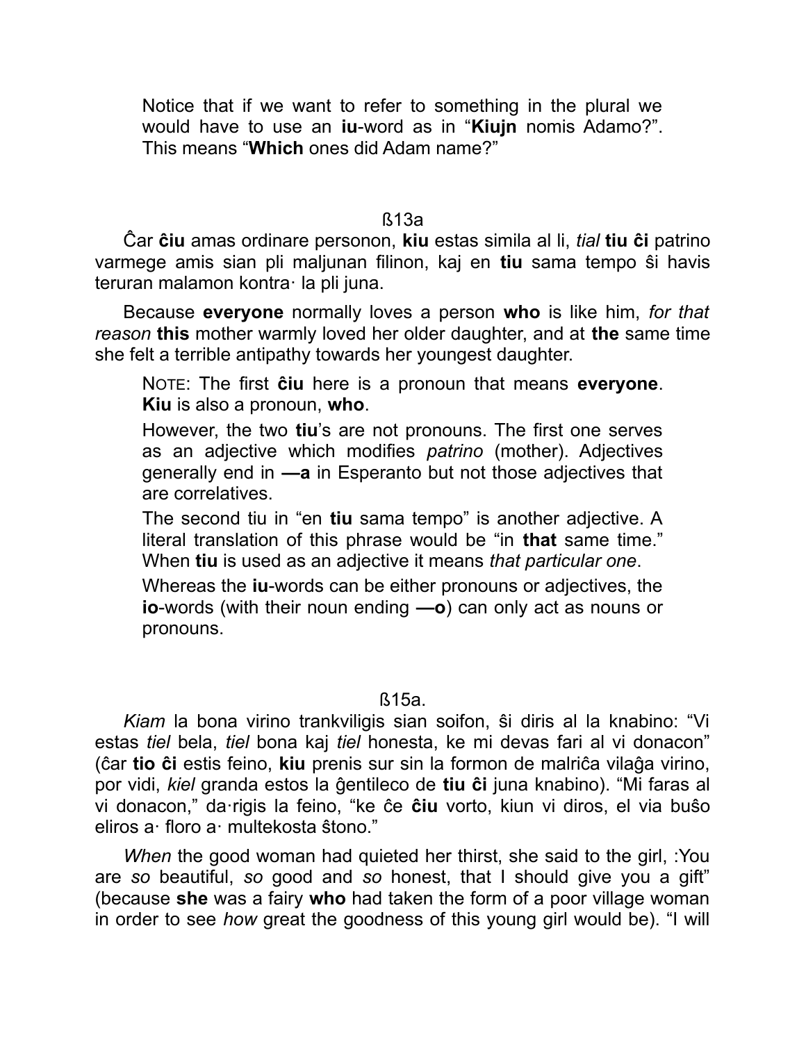Notice that if we want to refer to something in the plural we would have to use an **iu**-word as in “**Kiujn** nomis Adamo?”. This means “**Which** ones did Adam name?”

ß13a

Ĉar **ĉiu** amas ordinare personon, **kiu** estas simila al li, *tial* **tiu ĉi** patrino varmege amis sian pli maljunan filinon, kaj en **tiu** sama tempo ŝi havis teruran malamon kontra· la pli juna.

Because **everyone** normally loves a person **who** is like him, *for that reason* **this** mother warmly loved her older daughter, and at **the** same time she felt a terrible antipathy towards her youngest daughter.

NOTE: The first **ĉiu** here is a pronoun that means **everyone**. **Kiu** is also a pronoun, **who**.

However, the two **tiu**’s are not pronouns. The first one serves as an adjective which modifies *patrino* (mother). Adjectives generally end in **—a** in Esperanto but not those adjectives that are correlatives.

The second tiu in “en **tiu** sama tempo” is another adjective. A literal translation of this phrase would be “in **that** same time.” When **tiu** is used as an adjective it means *that particular one*.

Whereas the **iu**-words can be either pronouns or adjectives, the **io**-words (with their noun ending **—o**) can only act as nouns or pronouns.

ß15a.

*Kiam* la bona virino trankviligis sian soifon, ŝi diris al la knabino: “Vi estas *tiel* bela, *tiel* bona kaj *tiel* honesta, ke mi devas fari al vi donacon” (ĉar **tio ĉi** estis feino, **kiu** prenis sur sin la formon de malriĉa vilaĝa virino, por vidi, *kiel* granda estos la ĝentileco de **tiu ĉi** juna knabino). “Mi faras al vi donacon,” da·rigis la feino, “ke ĉe **ĉiu** vorto, kiun vi diros, el via buŝo eliros a· floro a· multekosta ŝtono.”

*When* the good woman had quieted her thirst, she said to the girl, :You are *so* beautiful, *so* good and *so* honest, that I should give you a gift” (because **she** was a fairy **who** had taken the form of a poor village woman in order to see *how* great the goodness of this young girl would be). “I will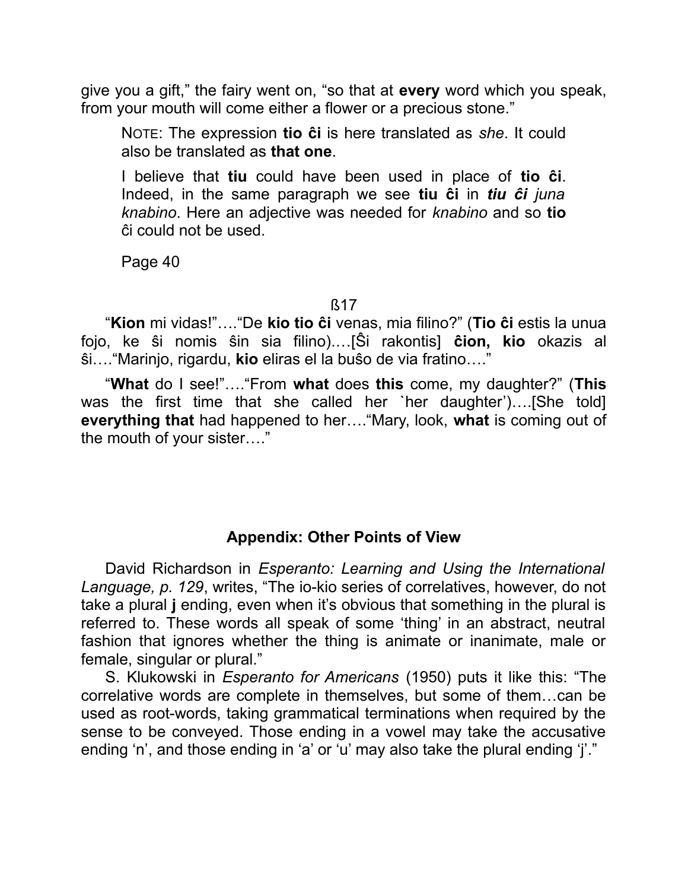give you a gift," the fairy went on, "so that at **every** word which you speak, from your mouth will come either a flower or a precious stone."

> NOTE: The expression **tio ĉi** is here translated as *she*. It could also be translated as **that one**.
>
> I believe that **tiu** could have been used in place of **tio ĉi**. Indeed, in the same paragraph we see **tiu ĉi** in ***tiu ĉi*** *juna knabino*. Here an adjective was needed for *knabino* and so **tio** ĉi could not be used.
>
> Page 40

ß17

"**Kion** mi vidas!"…."De **kio tio ĉi** venas, mia filino?" (**Tio ĉi** estis la unua fojo, ke ŝi nomis ŝin sia filino).…[Ŝi rakontis] **ĉion, kio** okazis al ŝi…."Marinjo, rigardu, **kio** eliras el la buŝo de via fratino…."

"**What** do I see!"…."From **what** does **this** come, my daughter?" (**This** was the first time that she called her `her daughter')….[She told] **everything that** had happened to her…."Mary, look, **what** is coming out of the mouth of your sister…."

## Appendix: Other Points of View

David Richardson in *Esperanto: Learning and Using the International Language, p. 129*, writes, "The io-kio series of correlatives, however, do not take a plural **j** ending, even when it's obvious that something in the plural is referred to. These words all speak of some 'thing' in an abstract, neutral fashion that ignores whether the thing is animate or inanimate, male or female, singular or plural."

S. Klukowski in *Esperanto for Americans* (1950) puts it like this: "The correlative words are complete in themselves, but some of them…can be used as root-words, taking grammatical terminations when required by the sense to be conveyed. Those ending in a vowel may take the accusative ending 'n', and those ending in 'a' or 'u' may also take the plural ending 'j'."